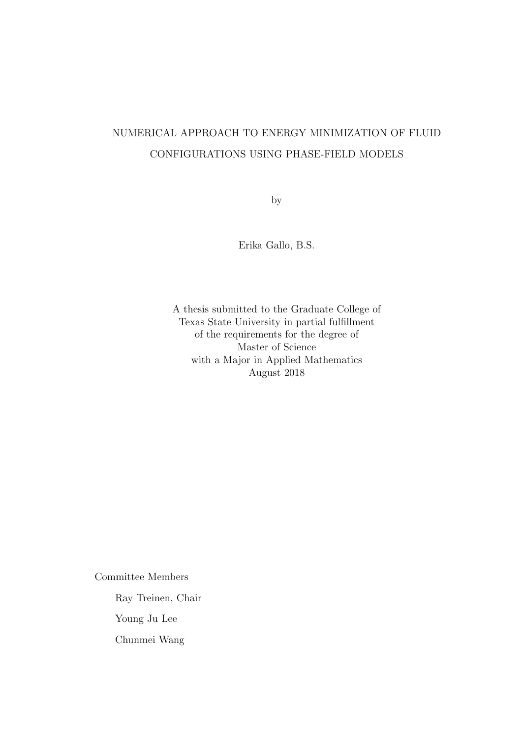# NUMERICAL APPROACH TO ENERGY MINIMIZATION OF FLUID CONFIGURATIONS USING PHASE-FIELD MODELS

by

Erika Gallo, B.S.

A thesis submitted to the Graduate College of
Texas State University in partial fulfillment
of the requirements for the degree of
Master of Science
with a Major in Applied Mathematics
August 2018

Committee Members

Ray Treinen, Chair

Young Ju Lee

Chunmei Wang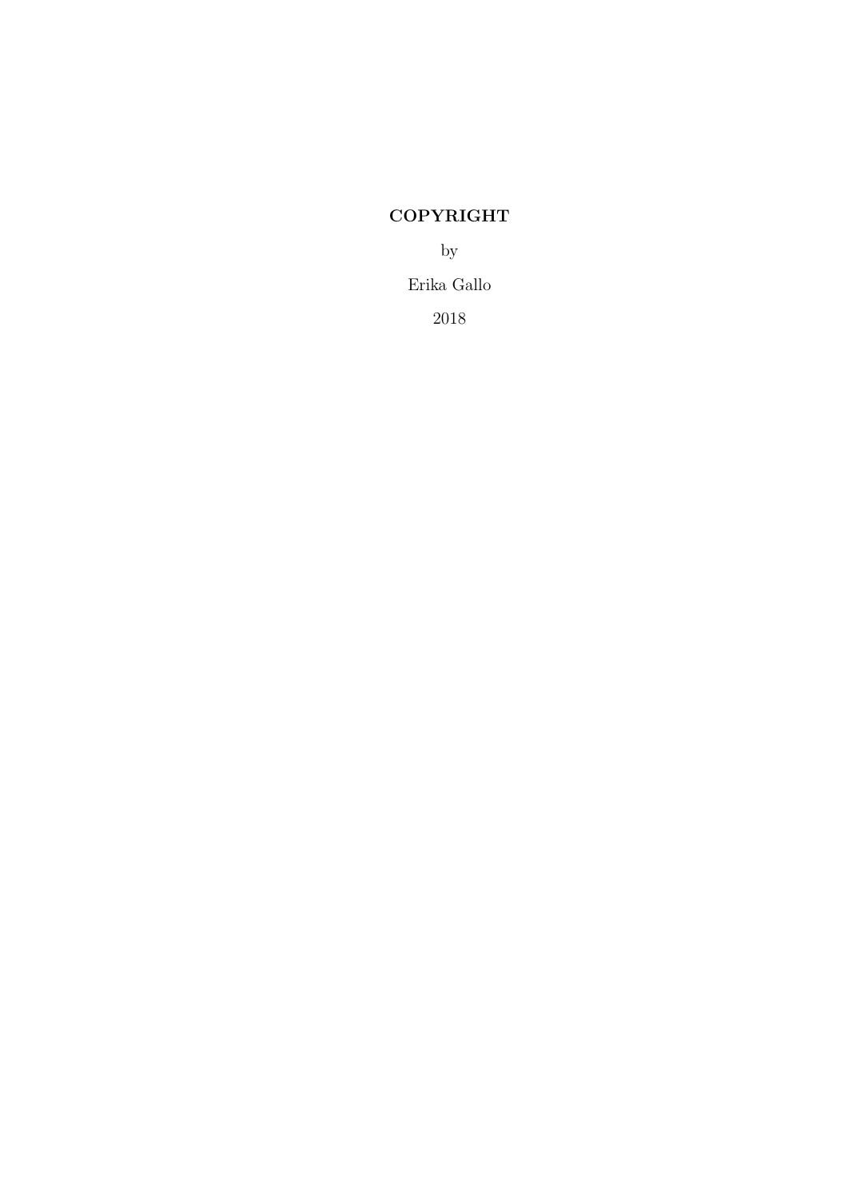**COPYRIGHT**

by

Erika Gallo

2018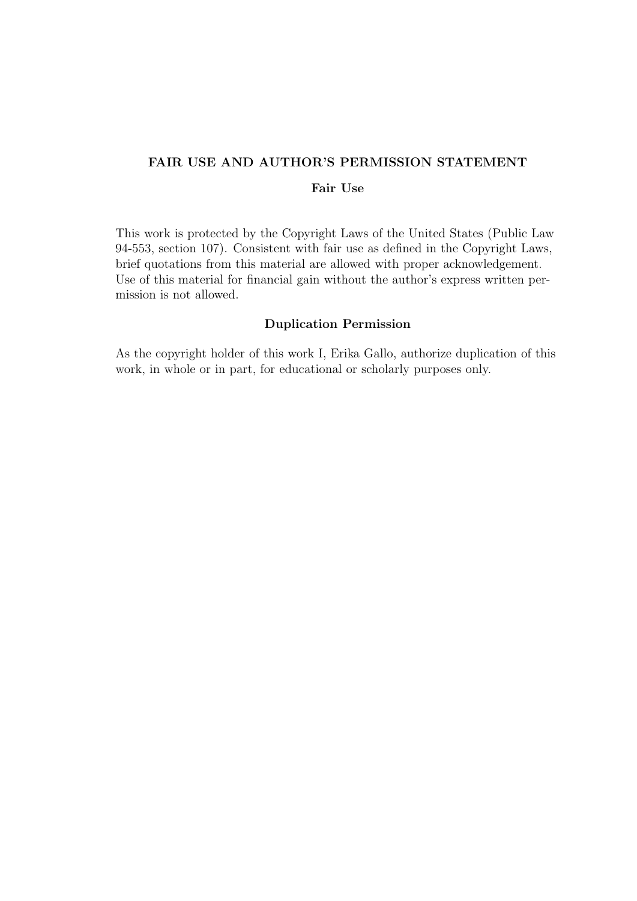# FAIR USE AND AUTHOR'S PERMISSION STATEMENT

## Fair Use

This work is protected by the Copyright Laws of the United States (Public Law 94-553, section 107). Consistent with fair use as defined in the Copyright Laws, brief quotations from this material are allowed with proper acknowledgement. Use of this material for financial gain without the author's express written permission is not allowed.

## Duplication Permission

As the copyright holder of this work I, Erika Gallo, authorize duplication of this work, in whole or in part, for educational or scholarly purposes only.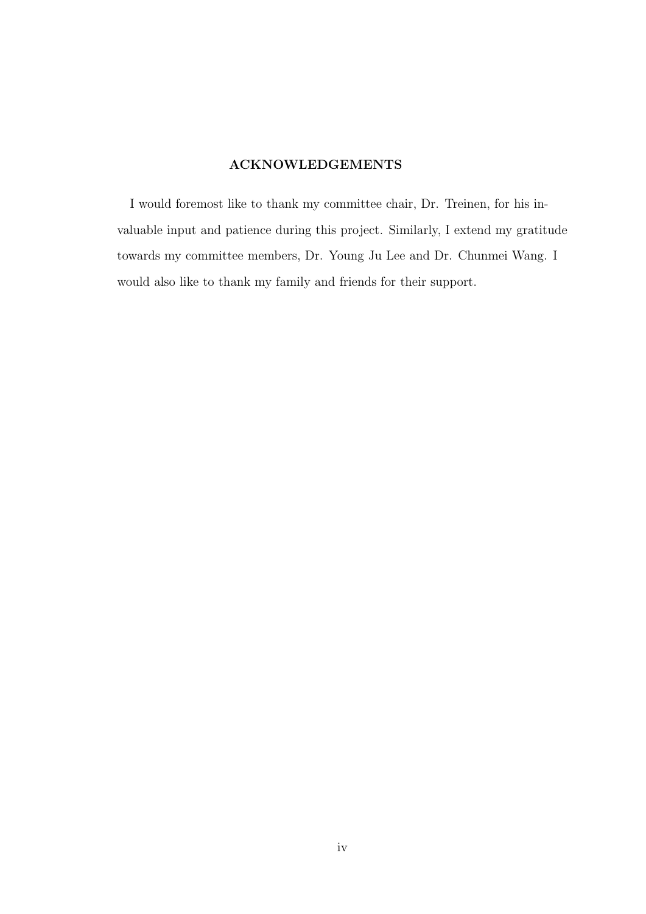## ACKNOWLEDGEMENTS

I would foremost like to thank my committee chair, Dr. Treinen, for his invaluable input and patience during this project. Similarly, I extend my gratitude towards my committee members, Dr. Young Ju Lee and Dr. Chunmei Wang. I would also like to thank my family and friends for their support.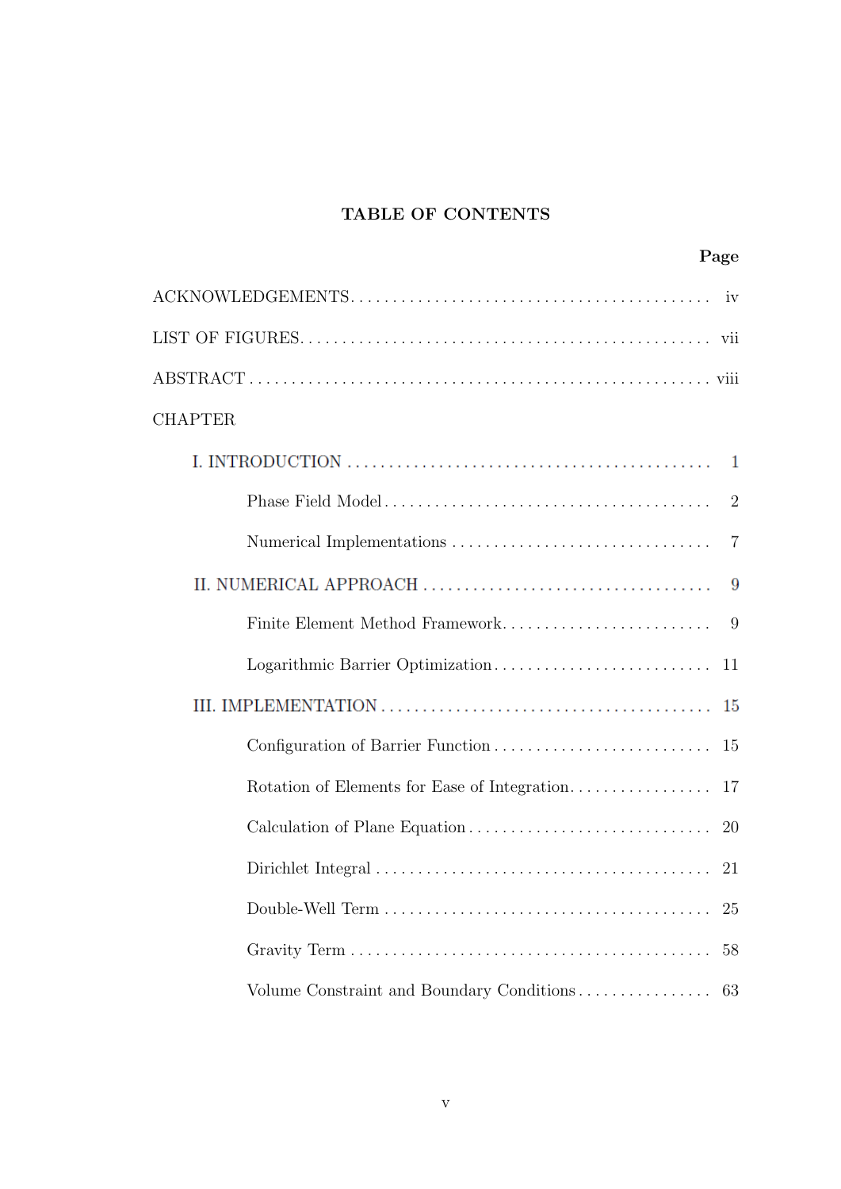**TABLE OF CONTENTS**

| | Page |
|---|---|
| ACKNOWLEDGEMENTS | iv |
| LIST OF FIGURES | vii |
| ABSTRACT | viii |
| CHAPTER | |
| I. INTRODUCTION | 1 |
| Phase Field Model | 2 |
| Numerical Implementations | 7 |
| II. NUMERICAL APPROACH | 9 |
| Finite Element Method Framework | 9 |
| Logarithmic Barrier Optimization | 11 |
| III. IMPLEMENTATION | 15 |
| Configuration of Barrier Function | 15 |
| Rotation of Elements for Ease of Integration | 17 |
| Calculation of Plane Equation | 20 |
| Dirichlet Integral | 21 |
| Double-Well Term | 25 |
| Gravity Term | 58 |
| Volume Constraint and Boundary Conditions | 63 |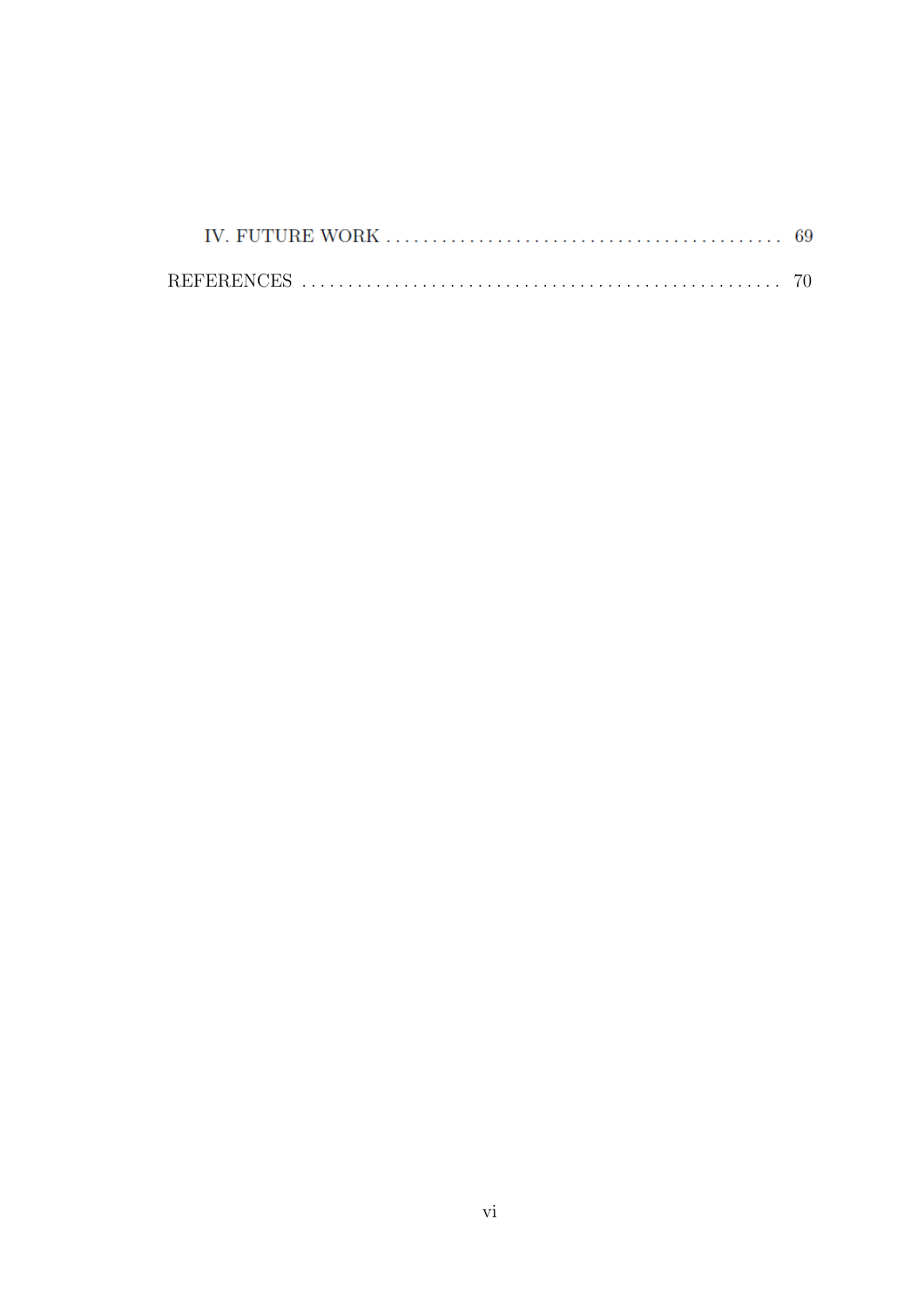IV. FUTURE WORK . . . . . . . . . . . . . . . . . . . . . . . . . . . . . . . . . . . . . . . . . . . 69

REFERENCES . . . . . . . . . . . . . . . . . . . . . . . . . . . . . . . . . . . . . . . . . . . . . . . . . . . 70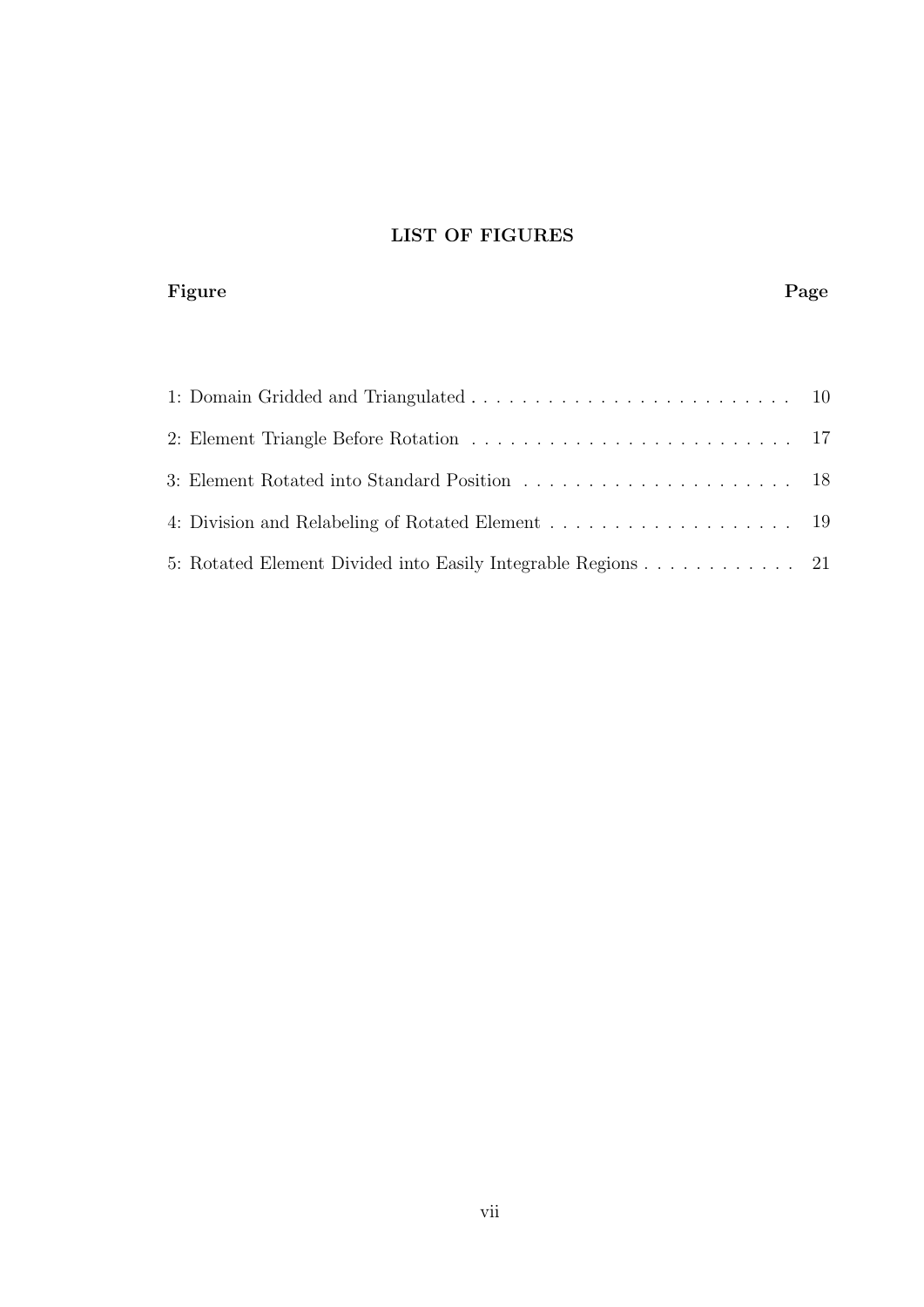## LIST OF FIGURES

| Figure | Page |
|---|---|
| 1: Domain Gridded and Triangulated | 10 |
| 2: Element Triangle Before Rotation | 17 |
| 3: Element Rotated into Standard Position | 18 |
| 4: Division and Relabeling of Rotated Element | 19 |
| 5: Rotated Element Divided into Easily Integrable Regions | 21 |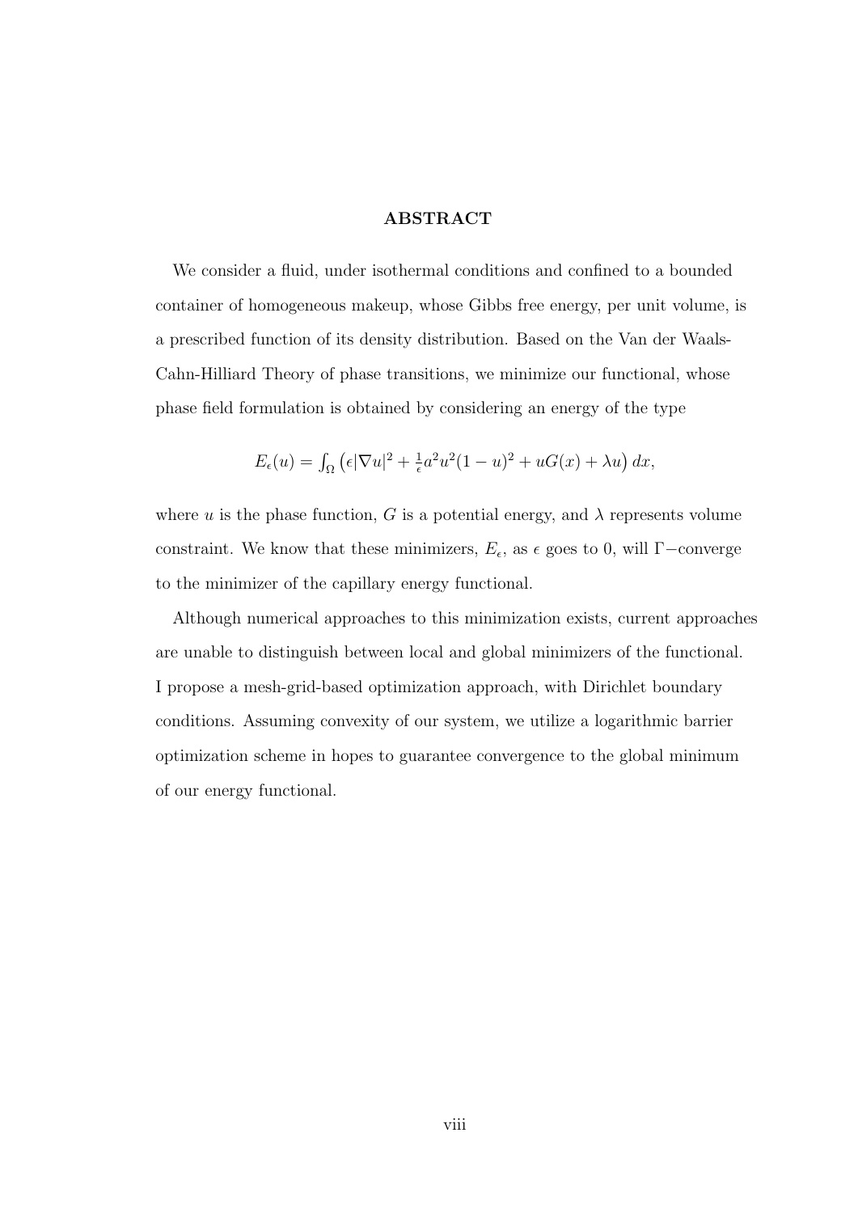## ABSTRACT

We consider a fluid, under isothermal conditions and confined to a bounded container of homogeneous makeup, whose Gibbs free energy, per unit volume, is a prescribed function of its density distribution. Based on the Van der Waals-Cahn-Hilliard Theory of phase transitions, we minimize our functional, whose phase field formulation is obtained by considering an energy of the type

$$E_\epsilon(u) = \int_\Omega \left(\epsilon|\nabla u|^2 + \tfrac{1}{\epsilon}a^2u^2(1-u)^2 + uG(x) + \lambda u\right) dx,$$

where $u$ is the phase function, $G$ is a potential energy, and $\lambda$ represents volume constraint. We know that these minimizers, $E_\epsilon$, as $\epsilon$ goes to 0, will $\Gamma-$converge to the minimizer of the capillary energy functional.

Although numerical approaches to this minimization exists, current approaches are unable to distinguish between local and global minimizers of the functional. I propose a mesh-grid-based optimization approach, with Dirichlet boundary conditions. Assuming convexity of our system, we utilize a logarithmic barrier optimization scheme in hopes to guarantee convergence to the global minimum of our energy functional.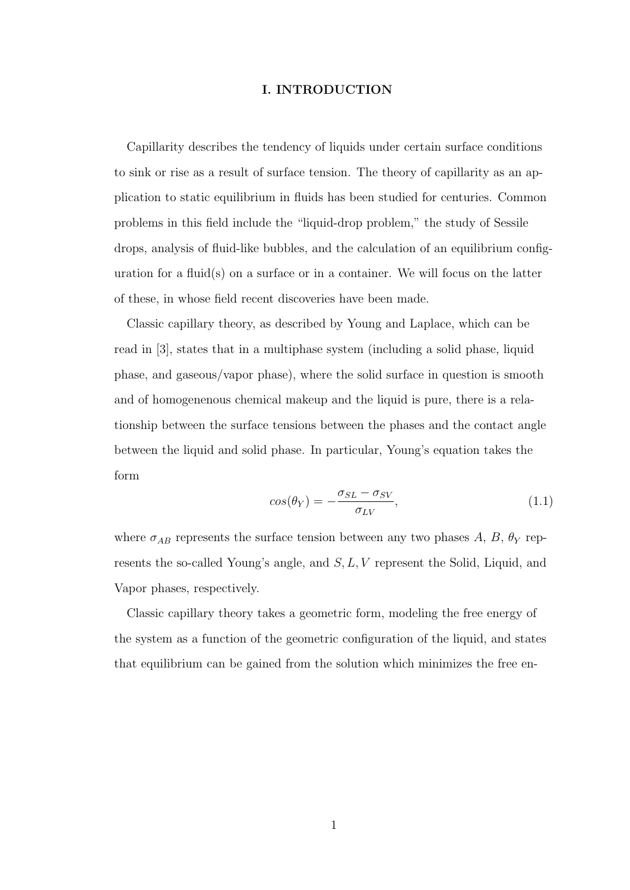# I. INTRODUCTION

Capillarity describes the tendency of liquids under certain surface conditions to sink or rise as a result of surface tension. The theory of capillarity as an application to static equilibrium in fluids has been studied for centuries. Common problems in this field include the "liquid-drop problem," the study of Sessile drops, analysis of fluid-like bubbles, and the calculation of an equilibrium configuration for a fluid(s) on a surface or in a container. We will focus on the latter of these, in whose field recent discoveries have been made.

Classic capillary theory, as described by Young and Laplace, which can be read in [3], states that in a multiphase system (including a solid phase, liquid phase, and gaseous/vapor phase), where the solid surface in question is smooth and of homogenenous chemical makeup and the liquid is pure, there is a relationship between the surface tensions between the phases and the contact angle between the liquid and solid phase. In particular, Young's equation takes the form

$$cos(\theta_Y) = -\frac{\sigma_{SL} - \sigma_{SV}}{\sigma_{LV}}, \tag{1.1}$$

where $\sigma_{AB}$ represents the surface tension between any two phases $A$, $B$, $\theta_Y$ represents the so-called Young's angle, and $S, L, V$ represent the Solid, Liquid, and Vapor phases, respectively.

Classic capillary theory takes a geometric form, modeling the free energy of the system as a function of the geometric configuration of the liquid, and states that equilibrium can be gained from the solution which minimizes the free en-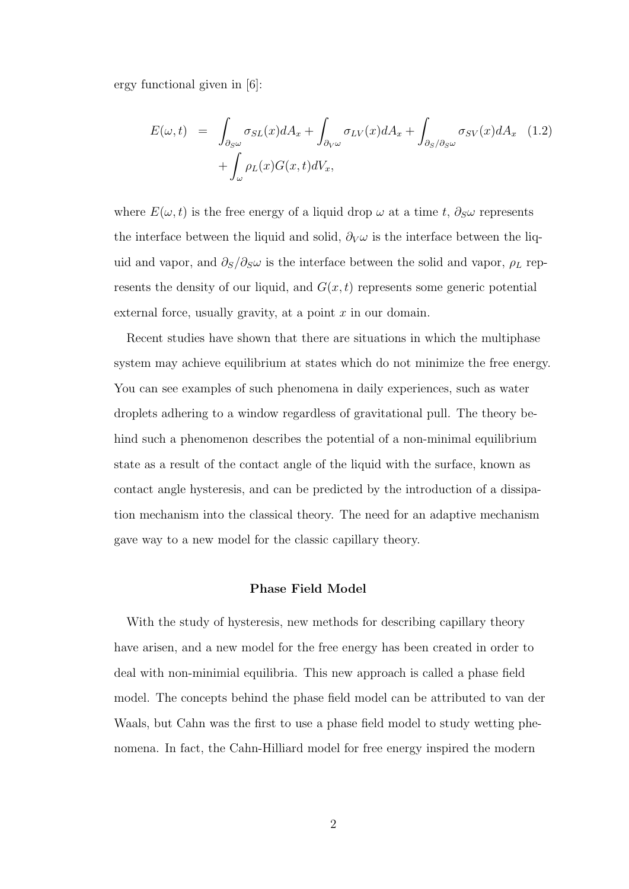ergy functional given in [6]:

$$
\begin{aligned}
E(\omega, t) \;=\; & \int_{\partial_S \omega} \sigma_{SL}(x) dA_x + \int_{\partial_V \omega} \sigma_{LV}(x) dA_x + \int_{\partial_S / \partial_S \omega} \sigma_{SV}(x) dA_x \\
& + \int_{\omega} \rho_L(x) G(x, t) dV_x,
\end{aligned}
\tag{1.2}
$$

where $E(\omega, t)$ is the free energy of a liquid drop $\omega$ at a time $t$, $\partial_S \omega$ represents the interface between the liquid and solid, $\partial_V \omega$ is the interface between the liquid and vapor, and $\partial_S / \partial_S \omega$ is the interface between the solid and vapor, $\rho_L$ represents the density of our liquid, and $G(x, t)$ represents some generic potential external force, usually gravity, at a point $x$ in our domain.

Recent studies have shown that there are situations in which the multiphase system may achieve equilibrium at states which do not minimize the free energy. You can see examples of such phenomena in daily experiences, such as water droplets adhering to a window regardless of gravitational pull. The theory behind such a phenomenon describes the potential of a non-minimal equilibrium state as a result of the contact angle of the liquid with the surface, known as contact angle hysteresis, and can be predicted by the introduction of a dissipation mechanism into the classical theory. The need for an adaptive mechanism gave way to a new model for the classic capillary theory.

### Phase Field Model

With the study of hysteresis, new methods for describing capillary theory have arisen, and a new model for the free energy has been created in order to deal with non-minimial equilibria. This new approach is called a phase field model. The concepts behind the phase field model can be attributed to van der Waals, but Cahn was the first to use a phase field model to study wetting phenomena. In fact, the Cahn-Hilliard model for free energy inspired the modern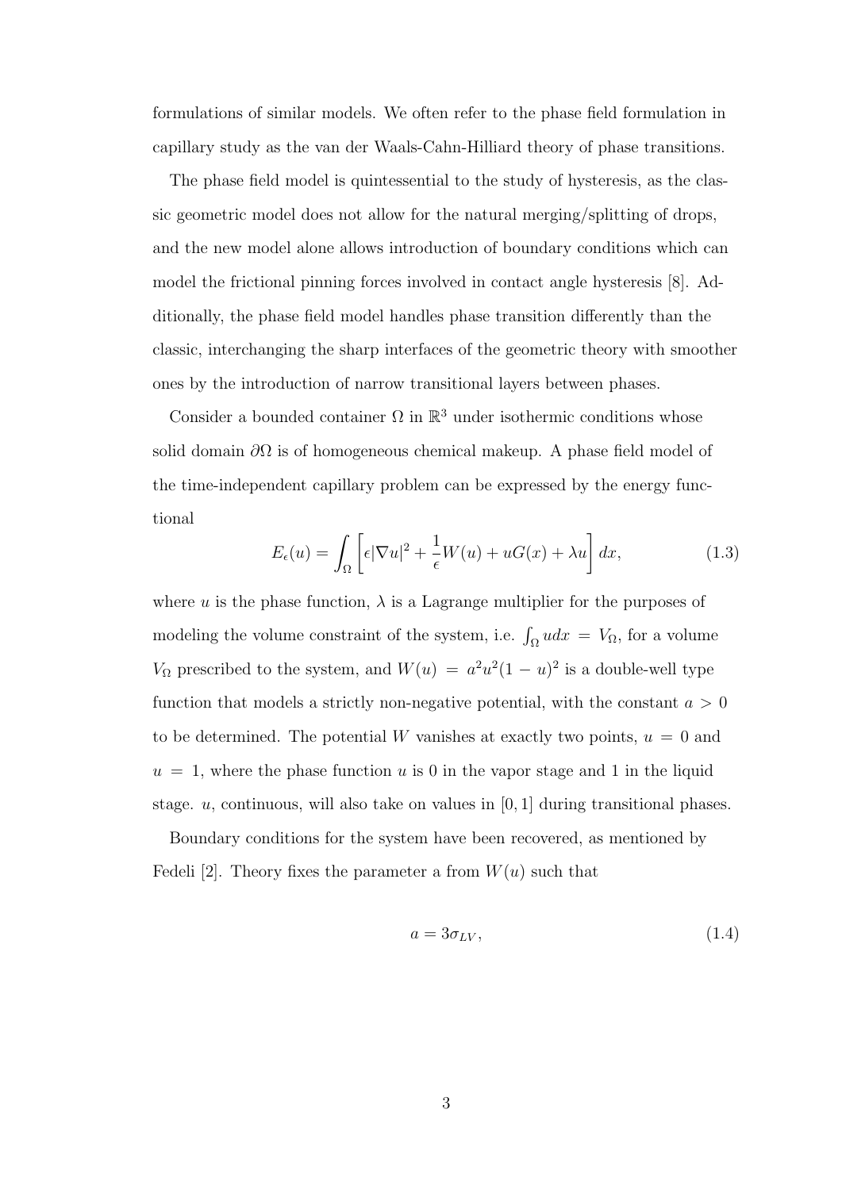formulations of similar models. We often refer to the phase field formulation in capillary study as the van der Waals-Cahn-Hilliard theory of phase transitions.

The phase field model is quintessential to the study of hysteresis, as the classic geometric model does not allow for the natural merging/splitting of drops, and the new model alone allows introduction of boundary conditions which can model the frictional pinning forces involved in contact angle hysteresis [8]. Additionally, the phase field model handles phase transition differently than the classic, interchanging the sharp interfaces of the geometric theory with smoother ones by the introduction of narrow transitional layers between phases.

Consider a bounded container $\Omega$ in $\mathbb{R}^3$ under isothermic conditions whose solid domain $\partial\Omega$ is of homogeneous chemical makeup. A phase field model of the time-independent capillary problem can be expressed by the energy functional

$$E_\epsilon(u) = \int_\Omega \left[ \epsilon |\nabla u|^2 + \frac{1}{\epsilon} W(u) + uG(x) + \lambda u \right] dx, \tag{1.3}$$

where $u$ is the phase function, $\lambda$ is a Lagrange multiplier for the purposes of modeling the volume constraint of the system, i.e. $\int_\Omega u dx = V_\Omega$, for a volume $V_\Omega$ prescribed to the system, and $W(u) = a^2 u^2 (1-u)^2$ is a double-well type function that models a strictly non-negative potential, with the constant $a > 0$ to be determined. The potential $W$ vanishes at exactly two points, $u = 0$ and $u = 1$, where the phase function $u$ is 0 in the vapor stage and 1 in the liquid stage. $u$, continuous, will also take on values in $[0, 1]$ during transitional phases.

Boundary conditions for the system have been recovered, as mentioned by Fedeli [2]. Theory fixes the parameter a from $W(u)$ such that

$$a = 3\sigma_{LV}, \tag{1.4}$$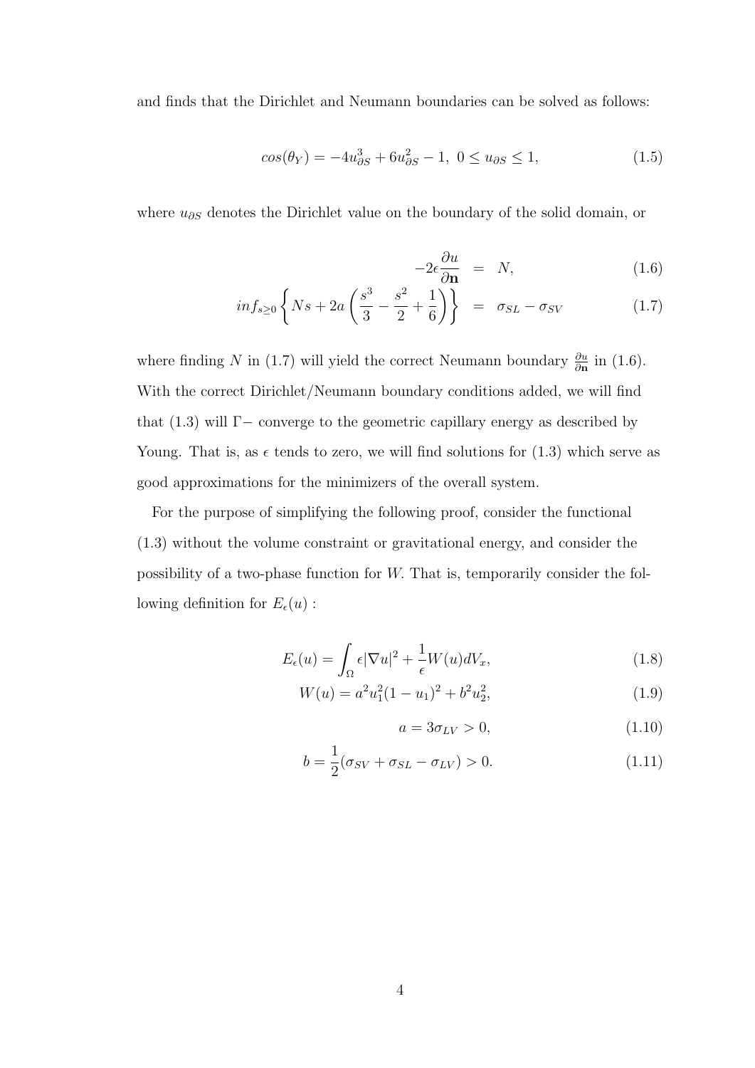and finds that the Dirichlet and Neumann boundaries can be solved as follows:

$$cos(\theta_Y) = -4u_{\partial S}^3 + 6u_{\partial S}^2 - 1,\ 0 \leq u_{\partial S} \leq 1, \tag{1.5}$$

where $u_{\partial S}$ denotes the Dirichlet value on the boundary of the solid domain, or

$$-2\epsilon\frac{\partial u}{\partial \mathbf{n}} = N, \tag{1.6}$$

$$inf_{s\geq 0}\left\{Ns + 2a\left(\frac{s^3}{3} - \frac{s^2}{2} + \frac{1}{6}\right)\right\} = \sigma_{SL} - \sigma_{SV} \tag{1.7}$$

where finding $N$ in (1.7) will yield the correct Neumann boundary $\frac{\partial u}{\partial \mathbf{n}}$ in (1.6). With the correct Dirichlet/Neumann boundary conditions added, we will find that (1.3) will $\Gamma-$ converge to the geometric capillary energy as described by Young. That is, as $\epsilon$ tends to zero, we will find solutions for (1.3) which serve as good approximations for the minimizers of the overall system.

For the purpose of simplifying the following proof, consider the functional (1.3) without the volume constraint or gravitational energy, and consider the possibility of a two-phase function for $W$. That is, temporarily consider the following definition for $E_\epsilon(u)$ :

$$E_\epsilon(u) = \int_\Omega \epsilon|\nabla u|^2 + \frac{1}{\epsilon}W(u)dV_x, \tag{1.8}$$

$$W(u) = a^2u_1^2(1-u_1)^2 + b^2u_2^2, \tag{1.9}$$

$$a = 3\sigma_{LV} > 0, \tag{1.10}$$

$$b = \frac{1}{2}(\sigma_{SV} + \sigma_{SL} - \sigma_{LV}) > 0. \tag{1.11}$$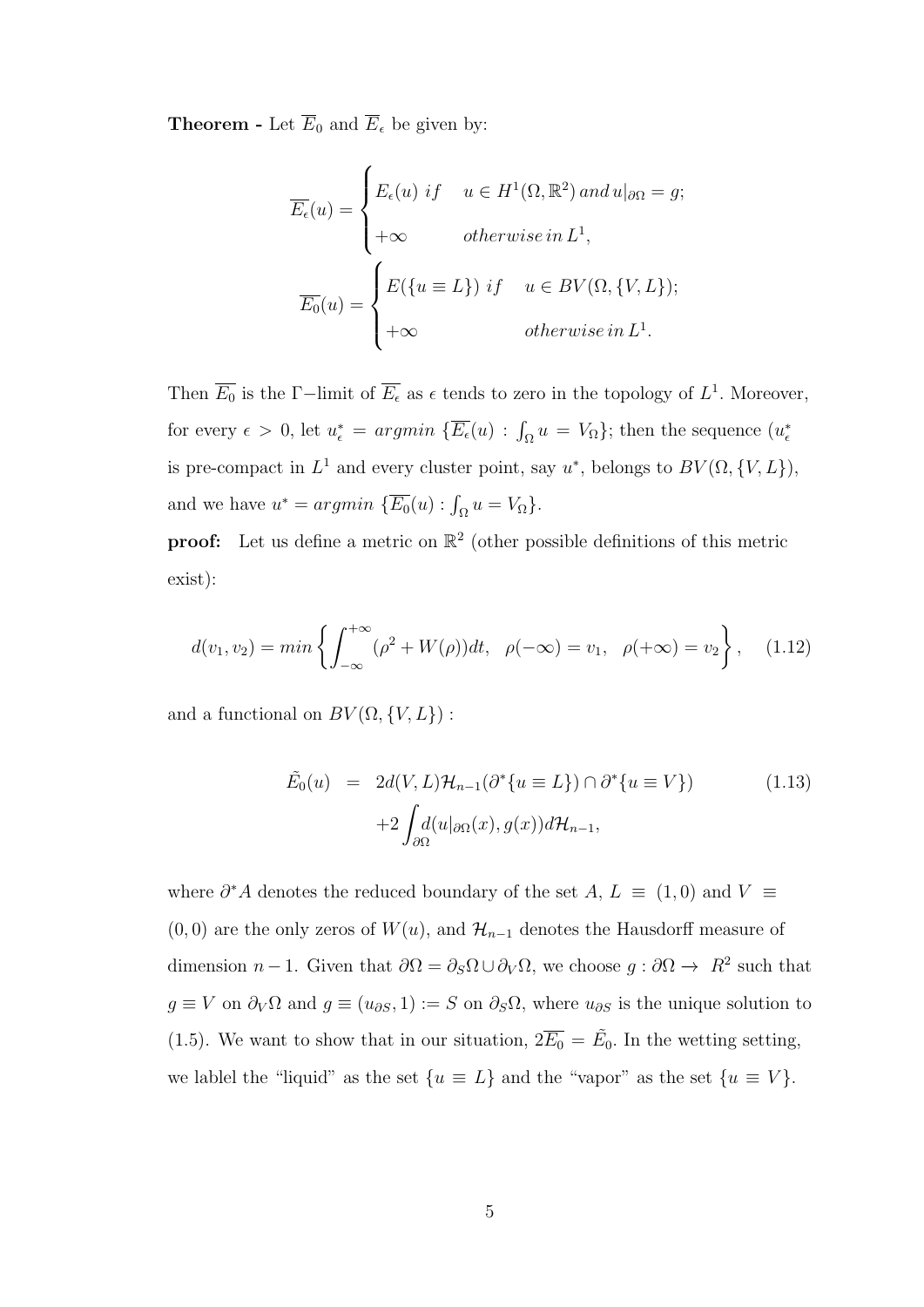**Theorem -** Let $\overline{E}_0$ and $\overline{E}_\epsilon$ be given by:

$$\overline{E_\epsilon}(u) = \begin{cases} E_\epsilon(u) \; if & u \in H^1(\Omega, \mathbb{R}^2) \; and \; u|_{\partial\Omega} = g; \\ +\infty & otherwise \; in \; L^1, \end{cases}$$

$$\overline{E_0}(u) = \begin{cases} E(\{u \equiv L\}) \; if & u \in BV(\Omega, \{V, L\}); \\ +\infty & otherwise \; in \; L^1. \end{cases}$$

Then $\overline{E_0}$ is the $\Gamma-$limit of $\overline{E_\epsilon}$ as $\epsilon$ tends to zero in the topology of $L^1$. Moreover, for every $\epsilon > 0$, let $u^*_\epsilon = argmin \; \{\overline{E_\epsilon}(u) : \int_\Omega u = V_\Omega\}$; then the sequence $(u^*_\epsilon$ is pre-compact in $L^1$ and every cluster point, say $u^*$, belongs to $BV(\Omega, \{V, L\})$, and we have $u^* = argmin \; \{\overline{E_0}(u) : \int_\Omega u = V_\Omega\}$.

**proof:** Let us define a metric on $\mathbb{R}^2$ (other possible definitions of this metric exist):

$$d(v_1, v_2) = min\left\{\int_{-\infty}^{+\infty} (\rho^2 + W(\rho))dt, \quad \rho(-\infty) = v_1, \quad \rho(+\infty) = v_2\right\}, \tag{1.12}$$

and a functional on $BV(\Omega, \{V, L\})$ :

$$\begin{aligned} \tilde{E_0}(u) &= 2d(V, L)\mathcal{H}_{n-1}(\partial^*\{u \equiv L\}) \cap \partial^*\{u \equiv V\}) \\ &\quad + 2\int_{\partial\Omega} d(u|_{\partial\Omega}(x), g(x))d\mathcal{H}_{n-1}, \end{aligned} \tag{1.13}$$

where $\partial^* A$ denotes the reduced boundary of the set $A$, $L \equiv (1, 0)$ and $V \equiv (0, 0)$ are the only zeros of $W(u)$, and $\mathcal{H}_{n-1}$ denotes the Hausdorff measure of dimension $n-1$. Given that $\partial\Omega = \partial_S\Omega \cup \partial_V\Omega$, we choose $g : \partial\Omega \to R^2$ such that $g \equiv V$ on $\partial_V\Omega$ and $g \equiv (u_{\partial S}, 1) := S$ on $\partial_S\Omega$, where $u_{\partial S}$ is the unique solution to (1.5). We want to show that in our situation, $2\overline{E_0} = \tilde{E_0}$. In the wetting setting, we lablel the "liquid" as the set $\{u \equiv L\}$ and the "vapor" as the set $\{u \equiv V\}$.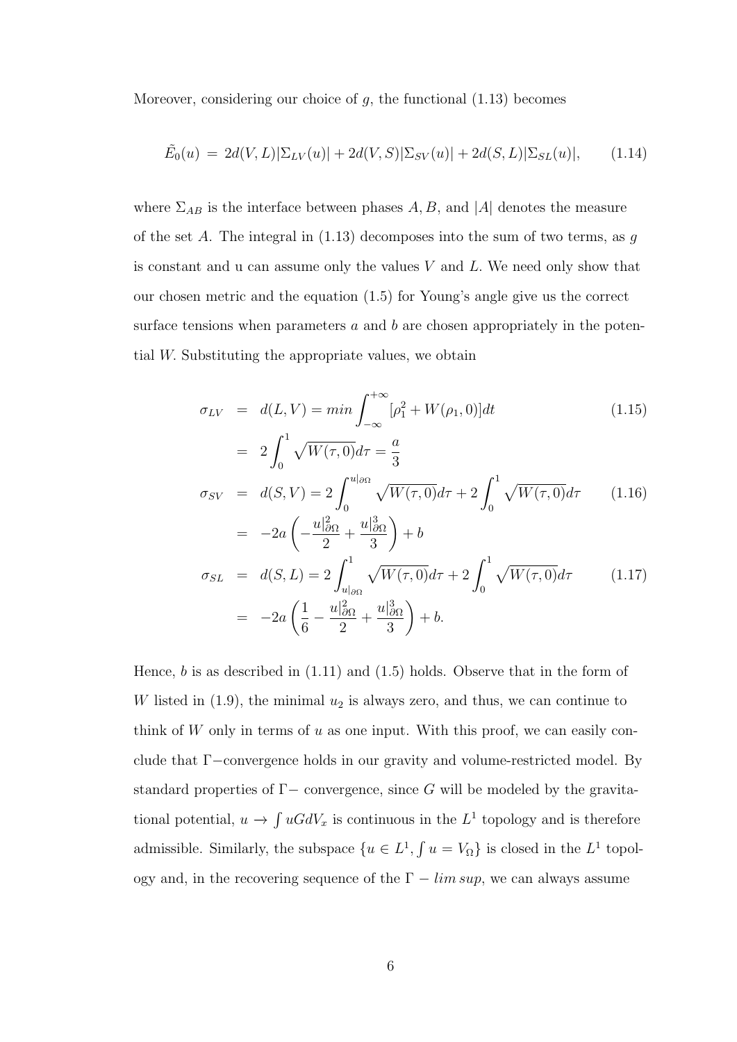Moreover, considering our choice of $g$, the functional (1.13) becomes

$$\tilde{E}_0(u) \;=\; 2d(V,L)|\Sigma_{LV}(u)| + 2d(V,S)|\Sigma_{SV}(u)| + 2d(S,L)|\Sigma_{SL}(u)|, \qquad (1.14)$$

where $\Sigma_{AB}$ is the interface between phases $A, B$, and $|A|$ denotes the measure of the set $A$. The integral in (1.13) decomposes into the sum of two terms, as $g$ is constant and u can assume only the values $V$ and $L$. We need only show that our chosen metric and the equation (1.5) for Young's angle give us the correct surface tensions when parameters $a$ and $b$ are chosen appropriately in the potential $W$. Substituting the appropriate values, we obtain

$$\begin{aligned}
\sigma_{LV} &= d(L,V) = min\int_{-\infty}^{+\infty}[\rho_1^2 + W(\rho_1, 0)]dt \qquad (1.15)\\
&= 2\int_0^1 \sqrt{W(\tau,0)}d\tau = \frac{a}{3}\\
\sigma_{SV} &= d(S,V) = 2\int_0^{u|_{\partial\Omega}} \sqrt{W(\tau,0)}d\tau + 2\int_0^1 \sqrt{W(\tau,0)}d\tau \qquad (1.16)\\
&= -2a\left(-\frac{u|_{\partial\Omega}^2}{2} + \frac{u|_{\partial\Omega}^3}{3}\right) + b\\
\sigma_{SL} &= d(S,L) = 2\int_{u|_{\partial\Omega}}^1 \sqrt{W(\tau,0)}d\tau + 2\int_0^1 \sqrt{W(\tau,0)}d\tau \qquad (1.17)\\
&= -2a\left(\frac{1}{6} - \frac{u|_{\partial\Omega}^2}{2} + \frac{u|_{\partial\Omega}^3}{3}\right) + b.
\end{aligned}$$

Hence, $b$ is as described in (1.11) and (1.5) holds. Observe that in the form of $W$ listed in (1.9), the minimal $u_2$ is always zero, and thus, we can continue to think of $W$ only in terms of $u$ as one input. With this proof, we can easily conclude that $\Gamma-$convergence holds in our gravity and volume-restricted model. By standard properties of $\Gamma-$ convergence, since $G$ will be modeled by the gravitational potential, $u \to \int uGdV_x$ is continuous in the $L^1$ topology and is therefore admissible. Similarly, the subspace $\{u \in L^1, \int u = V_\Omega\}$ is closed in the $L^1$ topology and, in the recovering sequence of the $\Gamma - lim\,sup$, we can always assume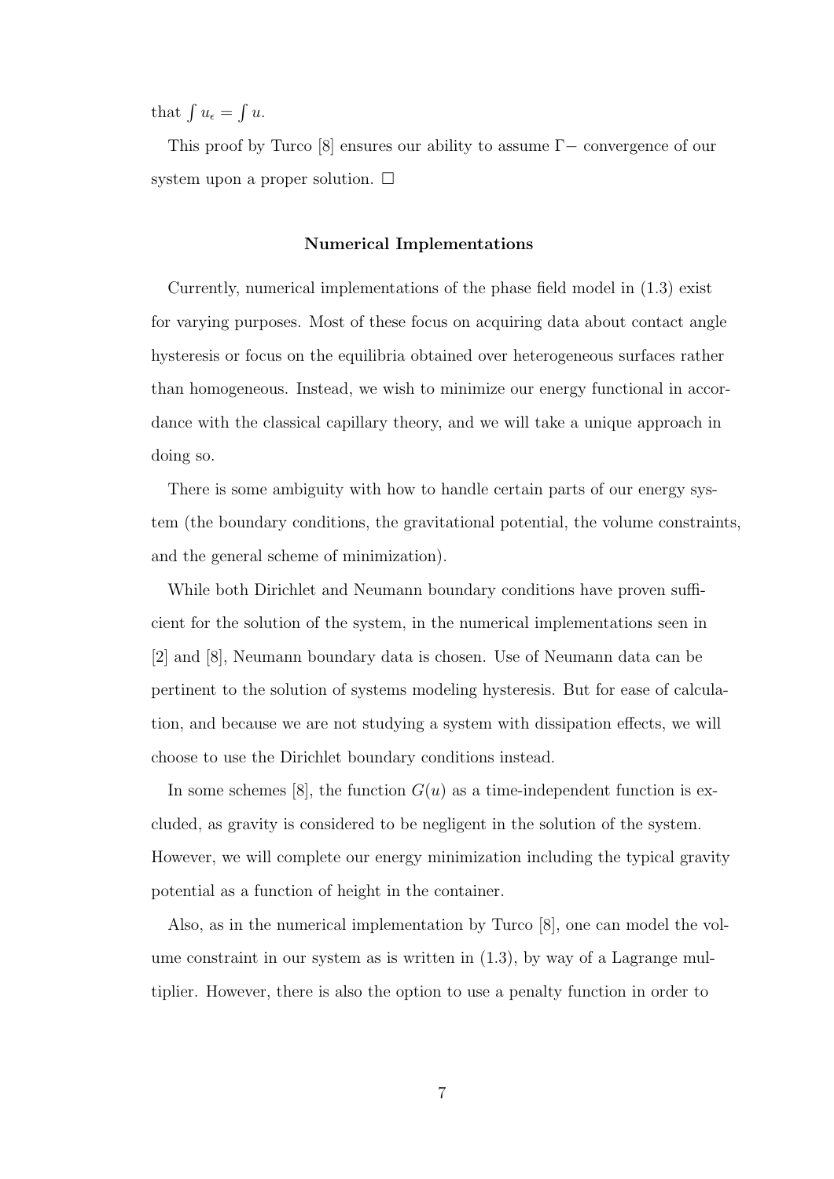that $\int u_\epsilon = \int u$.

This proof by Turco [8] ensures our ability to assume $\Gamma-$ convergence of our system upon a proper solution. $\square$

**Numerical Implementations**

Currently, numerical implementations of the phase field model in (1.3) exist for varying purposes. Most of these focus on acquiring data about contact angle hysteresis or focus on the equilibria obtained over heterogeneous surfaces rather than homogeneous. Instead, we wish to minimize our energy functional in accordance with the classical capillary theory, and we will take a unique approach in doing so.

There is some ambiguity with how to handle certain parts of our energy system (the boundary conditions, the gravitational potential, the volume constraints, and the general scheme of minimization).

While both Dirichlet and Neumann boundary conditions have proven sufficient for the solution of the system, in the numerical implementations seen in [2] and [8], Neumann boundary data is chosen. Use of Neumann data can be pertinent to the solution of systems modeling hysteresis. But for ease of calculation, and because we are not studying a system with dissipation effects, we will choose to use the Dirichlet boundary conditions instead.

In some schemes [8], the function $G(u)$ as a time-independent function is excluded, as gravity is considered to be negligent in the solution of the system. However, we will complete our energy minimization including the typical gravity potential as a function of height in the container.

Also, as in the numerical implementation by Turco [8], one can model the volume constraint in our system as is written in (1.3), by way of a Lagrange multiplier. However, there is also the option to use a penalty function in order to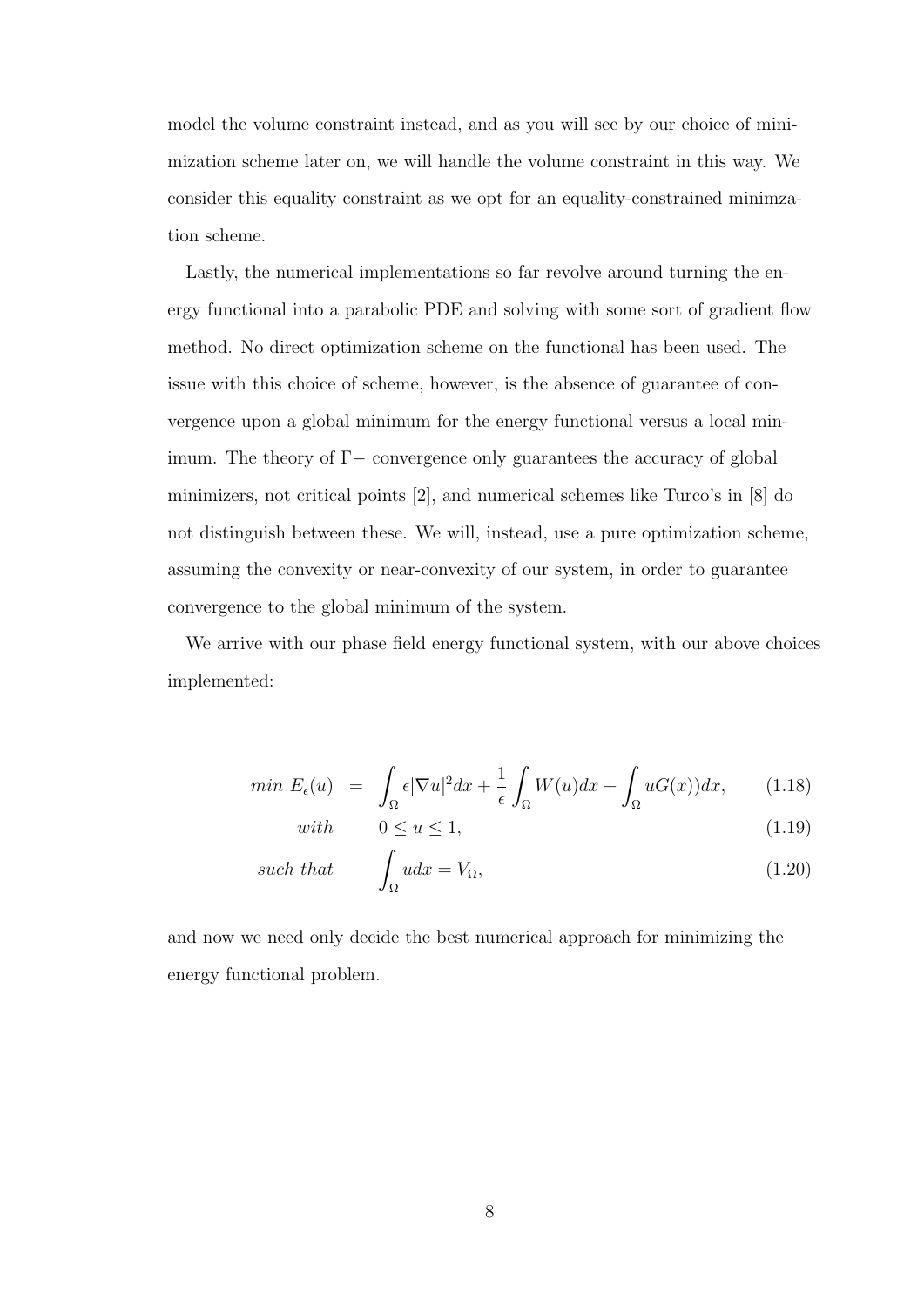model the volume constraint instead, and as you will see by our choice of minimization scheme later on, we will handle the volume constraint in this way. We consider this equality constraint as we opt for an equality-constrained minimzation scheme.

Lastly, the numerical implementations so far revolve around turning the energy functional into a parabolic PDE and solving with some sort of gradient flow method. No direct optimization scheme on the functional has been used. The issue with this choice of scheme, however, is the absence of guarantee of convergence upon a global minimum for the energy functional versus a local minimum. The theory of $\Gamma-$ convergence only guarantees the accuracy of global minimizers, not critical points [2], and numerical schemes like Turco's in [8] do not distinguish between these. We will, instead, use a pure optimization scheme, assuming the convexity or near-convexity of our system, in order to guarantee convergence to the global minimum of the system.

We arrive with our phase field energy functional system, with our above choices implemented:

$$
\begin{aligned}
min\ E_\epsilon(u) \quad &= \quad \int_\Omega \epsilon|\nabla u|^2 dx + \frac{1}{\epsilon}\int_\Omega W(u)dx + \int_\Omega uG(x))dx, && (1.18)\\
with \qquad & 0 \leq u \leq 1, && (1.19)\\
such\ that \qquad & \int_\Omega u dx = V_\Omega, && (1.20)
\end{aligned}
$$

and now we need only decide the best numerical approach for minimizing the energy functional problem.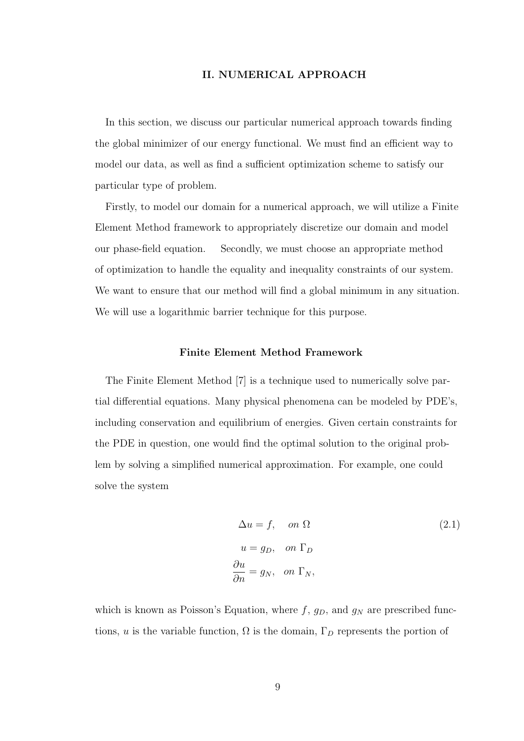## II. NUMERICAL APPROACH

In this section, we discuss our particular numerical approach towards finding the global minimizer of our energy functional. We must find an efficient way to model our data, as well as find a sufficient optimization scheme to satisfy our particular type of problem.

Firstly, to model our domain for a numerical approach, we will utilize a Finite Element Method framework to appropriately discretize our domain and model our phase-field equation. Secondly, we must choose an appropriate method of optimization to handle the equality and inequality constraints of our system. We want to ensure that our method will find a global minimum in any situation. We will use a logarithmic barrier technique for this purpose.

### Finite Element Method Framework

The Finite Element Method [7] is a technique used to numerically solve partial differential equations. Many physical phenomena can be modeled by PDE's, including conservation and equilibrium of energies. Given certain constraints for the PDE in question, one would find the optimal solution to the original problem by solving a simplified numerical approximation. For example, one could solve the system

$$
\begin{aligned}
\Delta u &= f, \quad \textit{on } \Omega \\
u &= g_D, \quad \textit{on } \Gamma_D \\
\frac{\partial u}{\partial n} &= g_N, \quad \textit{on } \Gamma_N,
\end{aligned}
\tag{2.1}
$$

which is known as Poisson's Equation, where $f$, $g_D$, and $g_N$ are prescribed functions, $u$ is the variable function, $\Omega$ is the domain, $\Gamma_D$ represents the portion of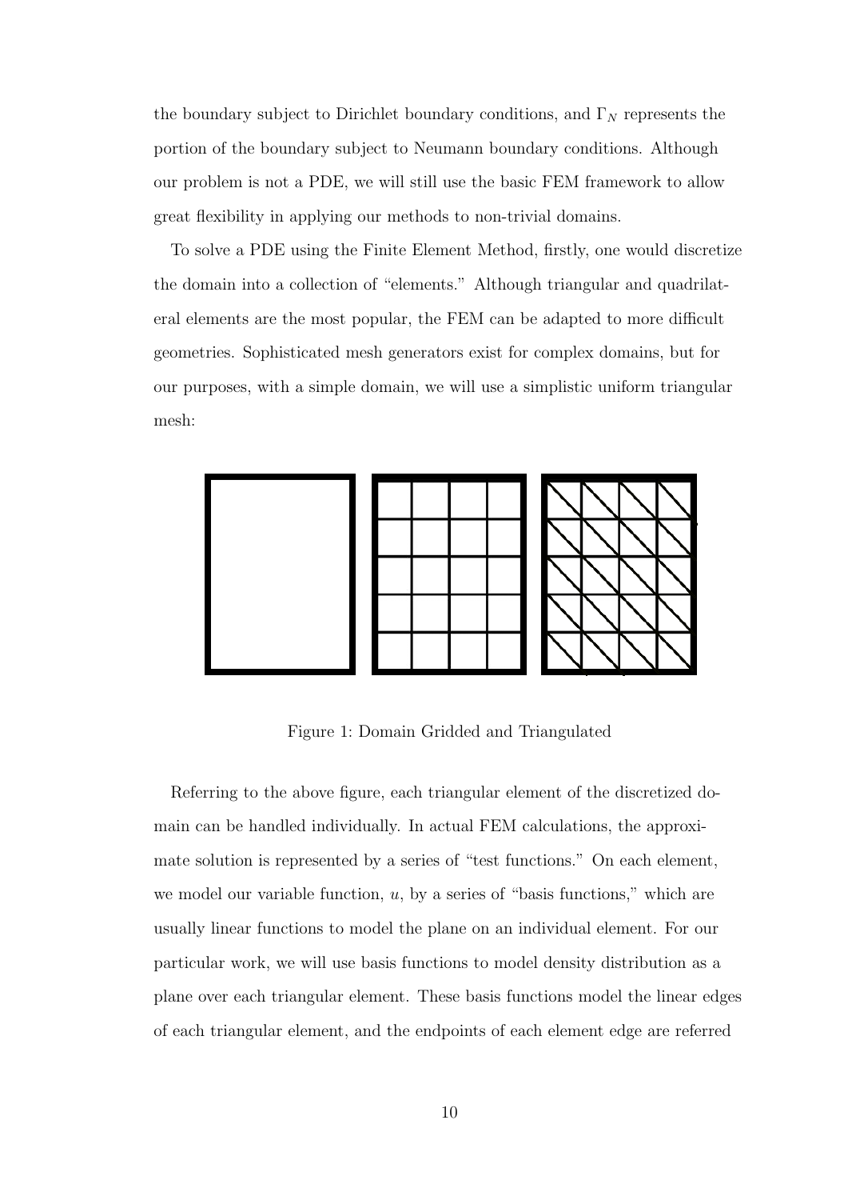the boundary subject to Dirichlet boundary conditions, and $\Gamma_N$ represents the portion of the boundary subject to Neumann boundary conditions. Although our problem is not a PDE, we will still use the basic FEM framework to allow great flexibility in applying our methods to non-trivial domains.

To solve a PDE using the Finite Element Method, firstly, one would discretize the domain into a collection of "elements." Although triangular and quadrilateral elements are the most popular, the FEM can be adapted to more difficult geometries. Sophisticated mesh generators exist for complex domains, but for our purposes, with a simple domain, we will use a simplistic uniform triangular mesh:

Figure 1: Domain Gridded and Triangulated

Referring to the above figure, each triangular element of the discretized domain can be handled individually. In actual FEM calculations, the approximate solution is represented by a series of "test functions." On each element, we model our variable function, $u$, by a series of "basis functions," which are usually linear functions to model the plane on an individual element. For our particular work, we will use basis functions to model density distribution as a plane over each triangular element. These basis functions model the linear edges of each triangular element, and the endpoints of each element edge are referred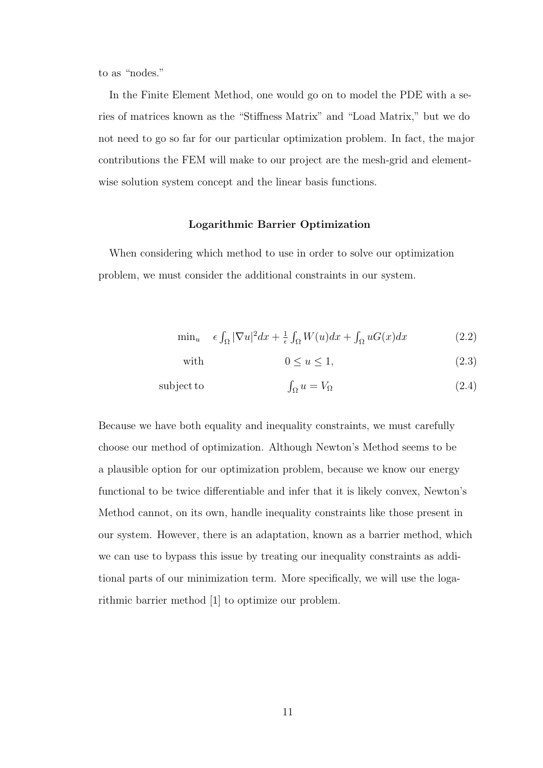to as "nodes."

In the Finite Element Method, one would go on to model the PDE with a series of matrices known as the "Stiffness Matrix" and "Load Matrix," but we do not need to go so far for our particular optimization problem. In fact, the major contributions the FEM will make to our project are the mesh-grid and element-wise solution system concept and the linear basis functions.

### Logarithmic Barrier Optimization

When considering which method to use in order to solve our optimization problem, we must consider the additional constraints in our system.

$$
\begin{aligned}
\min_u \quad & \epsilon \int_\Omega |\nabla u|^2 dx + \frac{1}{\epsilon} \int_\Omega W(u) dx + \int_\Omega u G(x) dx && (2.2) \\
\text{with} \quad & 0 \leq u \leq 1, && (2.3) \\
\text{subject to} \quad & \int_\Omega u = V_\Omega && (2.4)
\end{aligned}
$$

Because we have both equality and inequality constraints, we must carefully choose our method of optimization. Although Newton's Method seems to be a plausible option for our optimization problem, because we know our energy functional to be twice differentiable and infer that it is likely convex, Newton's Method cannot, on its own, handle inequality constraints like those present in our system. However, there is an adaptation, known as a barrier method, which we can use to bypass this issue by treating our inequality constraints as additional parts of our minimization term. More specifically, we will use the logarithmic barrier method [1] to optimize our problem.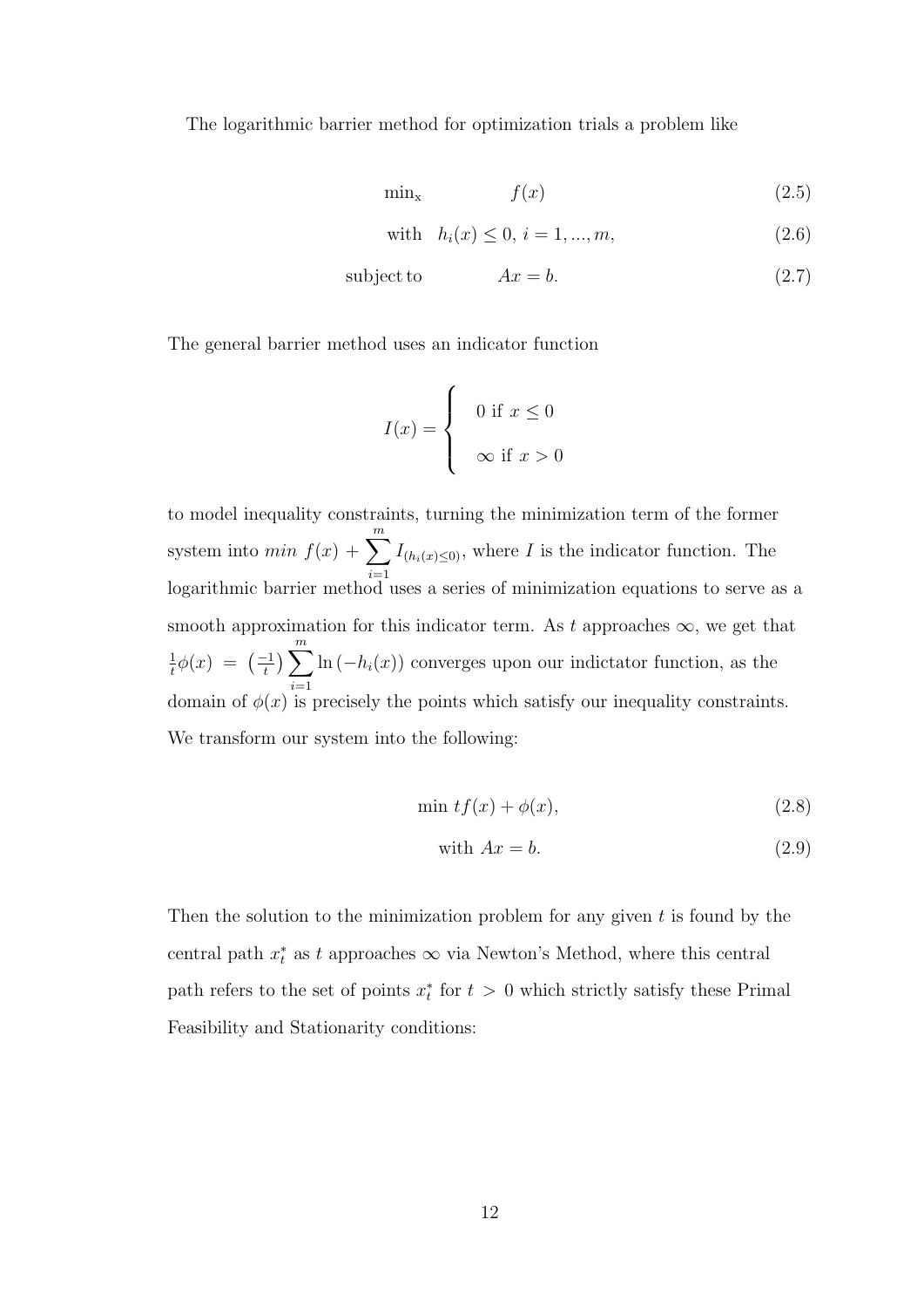The logarithmic barrier method for optimization trials a problem like

$$\min_{\text{x}} \qquad f(x) \tag{2.5}$$

$$\text{with} \quad h_i(x) \leq 0,\ i = 1, ..., m, \tag{2.6}$$

$$\text{subject to} \qquad Ax = b. \tag{2.7}$$

The general barrier method uses an indicator function

$$I(x) = \begin{cases} 0 \text{ if } x \leq 0 \\ \infty \text{ if } x > 0 \end{cases}$$

to model inequality constraints, turning the minimization term of the former system into $min\ f(x) + \sum_{i=1}^{m} I_{(h_i(x) \leq 0)}$, where $I$ is the indicator function. The logarithmic barrier method uses a series of minimization equations to serve as a smooth approximation for this indicator term. As $t$ approaches $\infty$, we get that $\frac{1}{t}\phi(x) = \left(\frac{-1}{t}\right) \sum_{i=1}^{m} \ln\left(-h_i(x)\right)$ converges upon our indictator function, as the domain of $\phi(x)$ is precisely the points which satisfy our inequality constraints. We transform our system into the following:

$$\min\ tf(x) + \phi(x), \tag{2.8}$$

$$\text{with } Ax = b. \tag{2.9}$$

Then the solution to the minimization problem for any given $t$ is found by the central path $x_t^*$ as $t$ approaches $\infty$ via Newton's Method, where this central path refers to the set of points $x_t^*$ for $t > 0$ which strictly satisfy these Primal Feasibility and Stationarity conditions: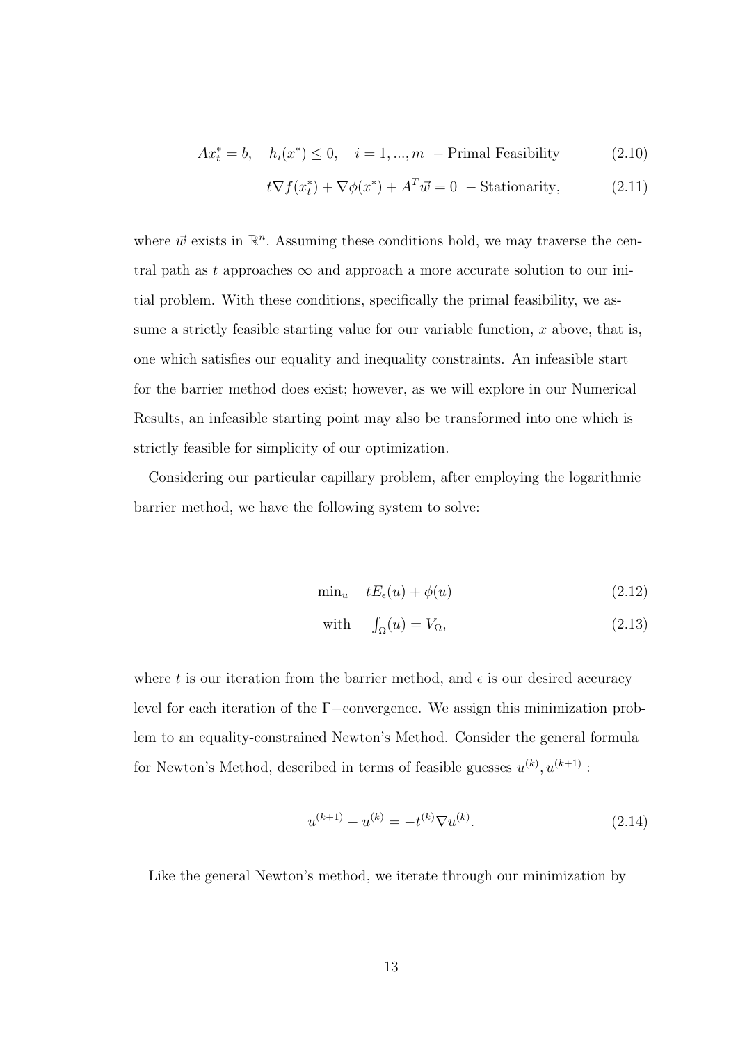$$Ax_t^* = b, \quad h_i(x^*) \leq 0, \quad i = 1, ..., m \;\; - \text{Primal Feasibility} \tag{2.10}$$

$$t\nabla f(x_t^*) + \nabla \phi(x^*) + A^T \vec{w} = 0 \;\; - \text{Stationarity}, \tag{2.11}$$

where $\vec{w}$ exists in $\mathbb{R}^n$. Assuming these conditions hold, we may traverse the central path as $t$ approaches $\infty$ and approach a more accurate solution to our initial problem. With these conditions, specifically the primal feasibility, we assume a strictly feasible starting value for our variable function, $x$ above, that is, one which satisfies our equality and inequality constraints. An infeasible start for the barrier method does exist; however, as we will explore in our Numerical Results, an infeasible starting point may also be transformed into one which is strictly feasible for simplicity of our optimization.

Considering our particular capillary problem, after employing the logarithmic barrier method, we have the following system to solve:

$$\min_u \quad tE_\epsilon(u) + \phi(u) \tag{2.12}$$

$$\text{with} \quad \int_\Omega(u) = V_\Omega, \tag{2.13}$$

where $t$ is our iteration from the barrier method, and $\epsilon$ is our desired accuracy level for each iteration of the $\Gamma-$convergence. We assign this minimization problem to an equality-constrained Newton's Method. Consider the general formula for Newton's Method, described in terms of feasible guesses $u^{(k)}, u^{(k+1)}$ :

$$u^{(k+1)} - u^{(k)} = -t^{(k)}\nabla u^{(k)}. \tag{2.14}$$

Like the general Newton's method, we iterate through our minimization by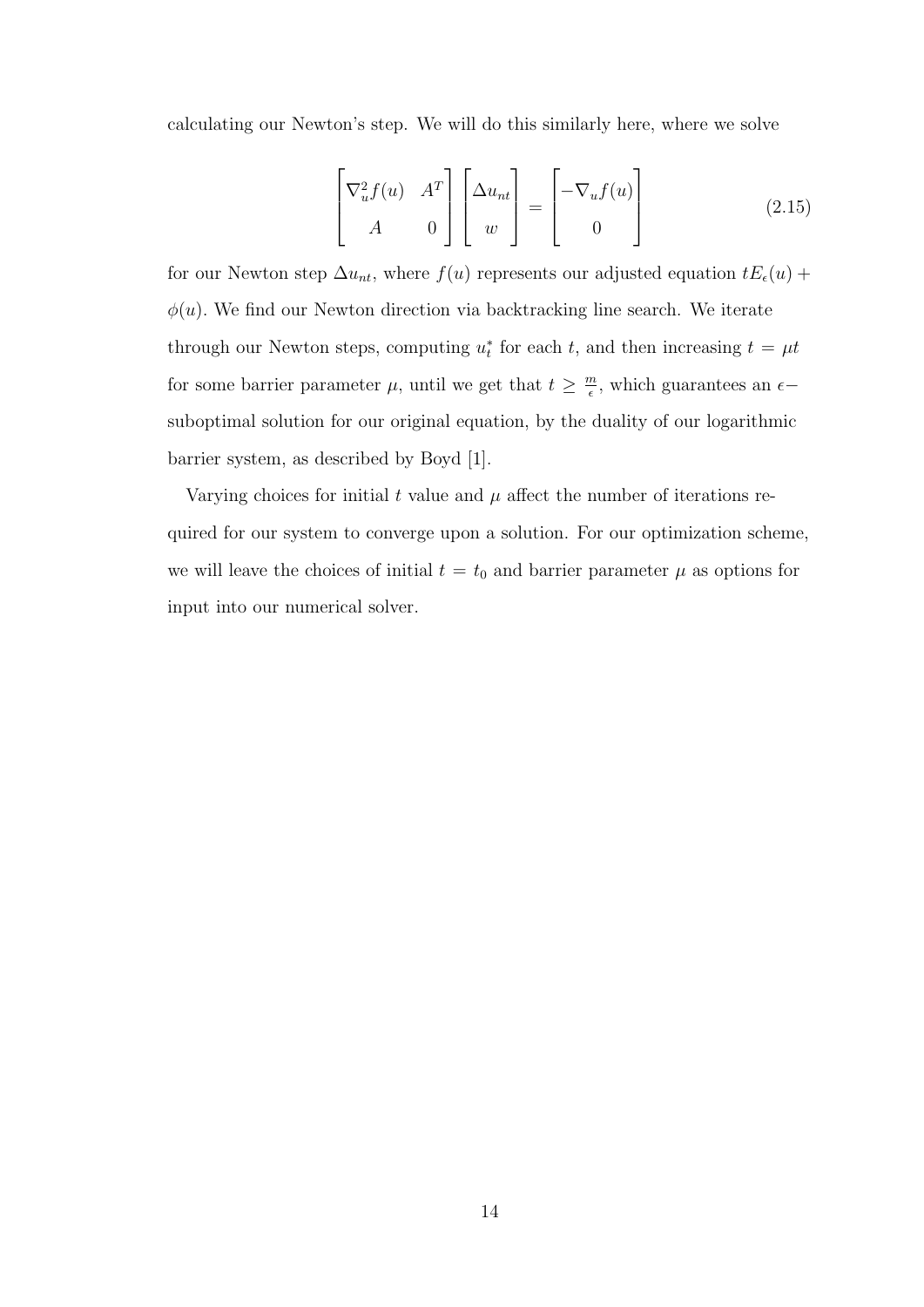calculating our Newton's step. We will do this similarly here, where we solve

$$\begin{bmatrix} \nabla_u^2 f(u) & A^T \\ A & 0 \end{bmatrix} \begin{bmatrix} \Delta u_{nt} \\ w \end{bmatrix} = \begin{bmatrix} -\nabla_u f(u) \\ 0 \end{bmatrix} \tag{2.15}$$

for our Newton step $\Delta u_{nt}$, where $f(u)$ represents our adjusted equation $tE_\epsilon(u) + \phi(u)$. We find our Newton direction via backtracking line search. We iterate through our Newton steps, computing $u_t^*$ for each $t$, and then increasing $t = \mu t$ for some barrier parameter $\mu$, until we get that $t \geq \frac{m}{\epsilon}$, which guarantees an $\epsilon-$ suboptimal solution for our original equation, by the duality of our logarithmic barrier system, as described by Boyd [1].

Varying choices for initial $t$ value and $\mu$ affect the number of iterations required for our system to converge upon a solution. For our optimization scheme, we will leave the choices of initial $t = t_0$ and barrier parameter $\mu$ as options for input into our numerical solver.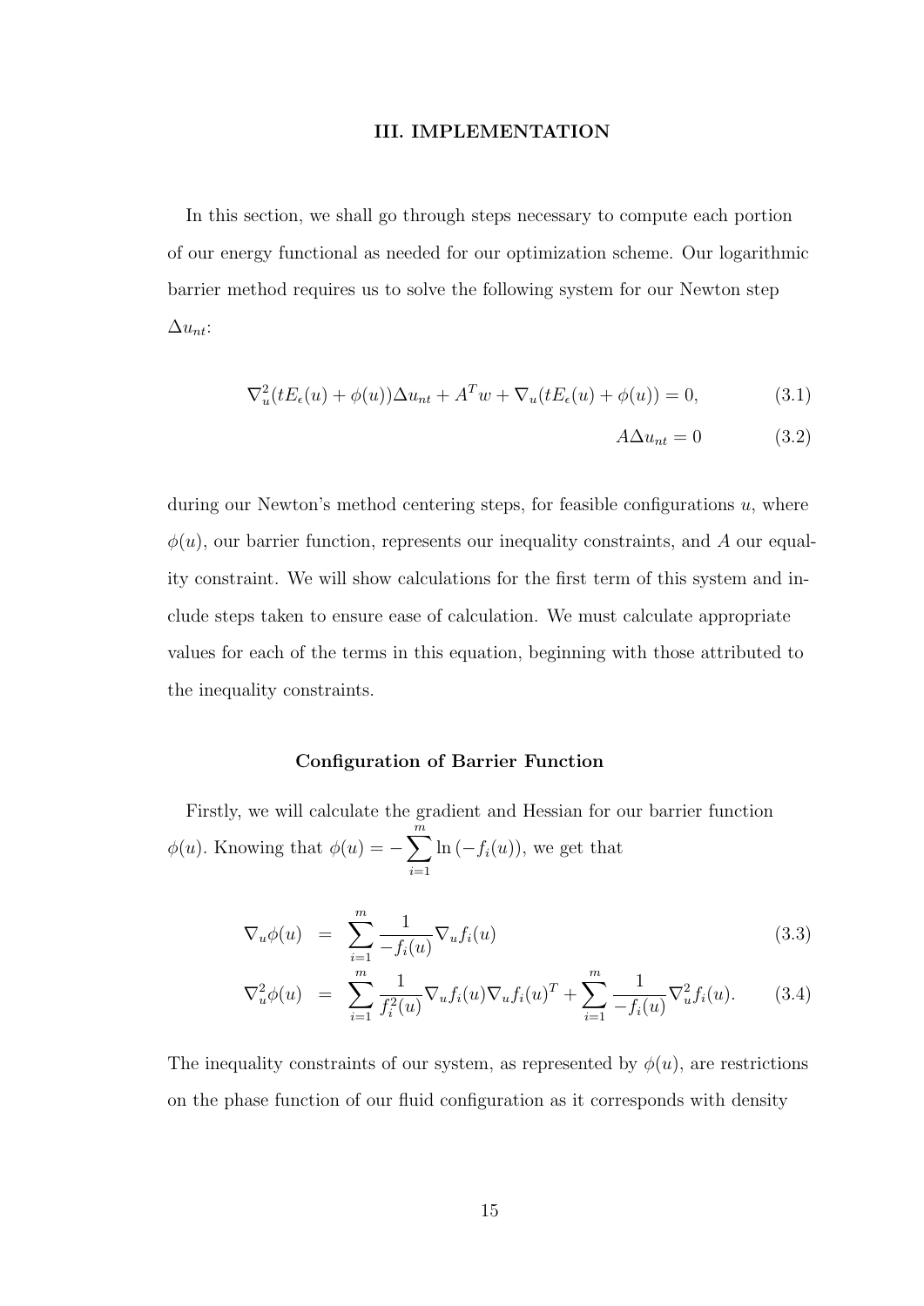# III. IMPLEMENTATION

In this section, we shall go through steps necessary to compute each portion of our energy functional as needed for our optimization scheme. Our logarithmic barrier method requires us to solve the following system for our Newton step $\Delta u_{nt}$:

$$\nabla_u^2(tE_\epsilon(u) + \phi(u))\Delta u_{nt} + A^T w + \nabla_u(tE_\epsilon(u) + \phi(u)) = 0, \tag{3.1}$$

$$A\Delta u_{nt} = 0 \tag{3.2}$$

during our Newton's method centering steps, for feasible configurations $u$, where $\phi(u)$, our barrier function, represents our inequality constraints, and $A$ our equality constraint. We will show calculations for the first term of this system and include steps taken to ensure ease of calculation. We must calculate appropriate values for each of the terms in this equation, beginning with those attributed to the inequality constraints.

## Configuration of Barrier Function

Firstly, we will calculate the gradient and Hessian for our barrier function $\phi(u)$. Knowing that $\phi(u) = -\sum_{i=1}^{m} \ln(-f_i(u))$, we get that

$$\begin{aligned}
\nabla_u \phi(u) &= \sum_{i=1}^{m} \frac{1}{-f_i(u)} \nabla_u f_i(u) && (3.3)\\
\nabla_u^2 \phi(u) &= \sum_{i=1}^{m} \frac{1}{f_i^2(u)} \nabla_u f_i(u) \nabla_u f_i(u)^T + \sum_{i=1}^{m} \frac{1}{-f_i(u)} \nabla_u^2 f_i(u). && (3.4)
\end{aligned}$$

The inequality constraints of our system, as represented by $\phi(u)$, are restrictions on the phase function of our fluid configuration as it corresponds with density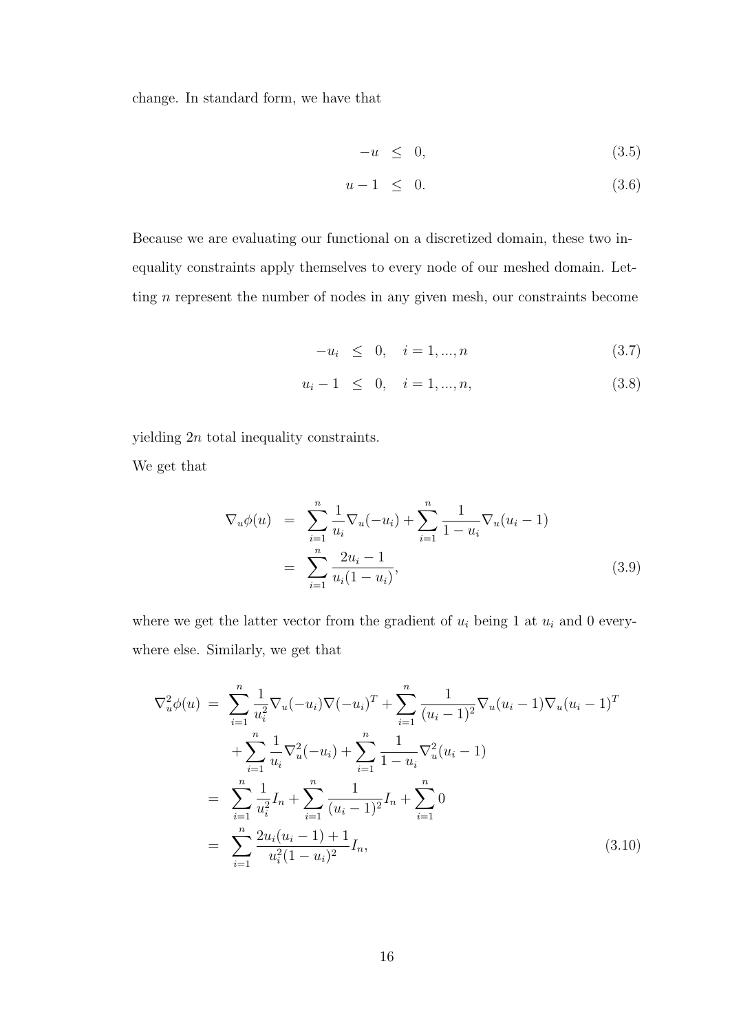change. In standard form, we have that

$$
\begin{aligned}
-u &\leq 0, &(3.5)\\
u-1 &\leq 0. &(3.6)
\end{aligned}
$$

Because we are evaluating our functional on a discretized domain, these two inequality constraints apply themselves to every node of our meshed domain. Letting $n$ represent the number of nodes in any given mesh, our constraints become

$$
\begin{aligned}
-u_i &\leq 0, \quad i=1,...,n &(3.7)\\
u_i-1 &\leq 0, \quad i=1,...,n, &(3.8)
\end{aligned}
$$

yielding $2n$ total inequality constraints.

We get that

$$
\begin{aligned}
\nabla_u \phi(u) &= \sum_{i=1}^{n} \frac{1}{u_i} \nabla_u(-u_i) + \sum_{i=1}^{n} \frac{1}{1-u_i} \nabla_u(u_i-1) \\
&= \sum_{i=1}^{n} \frac{2u_i-1}{u_i(1-u_i)}, &(3.9)
\end{aligned}
$$

where we get the latter vector from the gradient of $u_i$ being 1 at $u_i$ and 0 everywhere else. Similarly, we get that

$$
\begin{aligned}
\nabla_u^2 \phi(u) &= \sum_{i=1}^{n} \frac{1}{u_i^2} \nabla_u(-u_i) \nabla(-u_i)^T + \sum_{i=1}^{n} \frac{1}{(u_i-1)^2} \nabla_u(u_i-1) \nabla_u(u_i-1)^T \\
&\quad + \sum_{i=1}^{n} \frac{1}{u_i} \nabla_u^2(-u_i) + \sum_{i=1}^{n} \frac{1}{1-u_i} \nabla_u^2(u_i-1) \\
&= \sum_{i=1}^{n} \frac{1}{u_i^2} I_n + \sum_{i=1}^{n} \frac{1}{(u_i-1)^2} I_n + \sum_{i=1}^{n} 0 \\
&= \sum_{i=1}^{n} \frac{2u_i(u_i-1)+1}{u_i^2(1-u_i)^2} I_n, &(3.10)
\end{aligned}
$$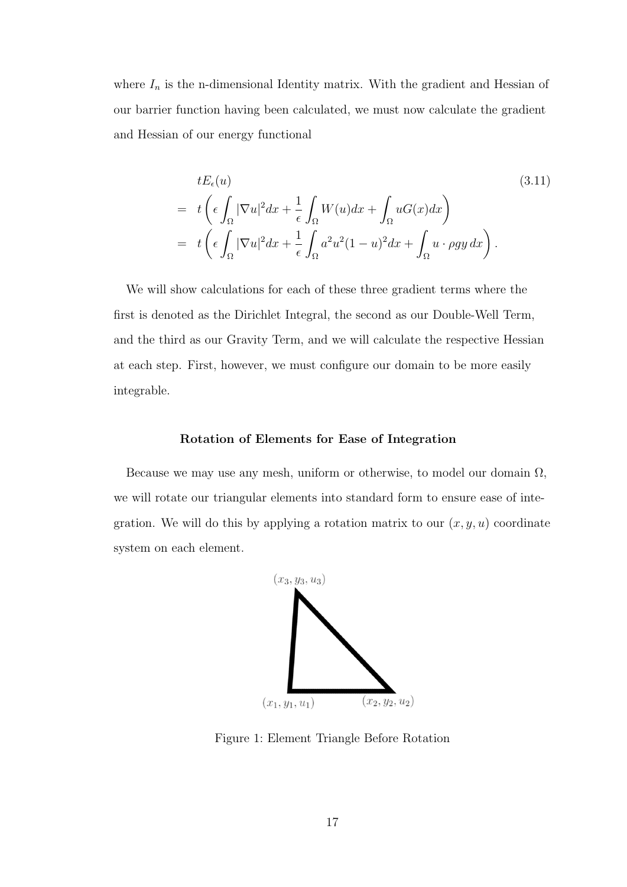where $I_n$ is the n-dimensional Identity matrix. With the gradient and Hessian of our barrier function having been calculated, we must now calculate the gradient and Hessian of our energy functional

$$
\begin{aligned}
& tE_\epsilon(u) \\
= & \ t\left(\epsilon \int_\Omega |\nabla u|^2 dx + \frac{1}{\epsilon}\int_\Omega W(u)dx + \int_\Omega uG(x)dx\right) \\
= & \ t\left(\epsilon \int_\Omega |\nabla u|^2 dx + \frac{1}{\epsilon}\int_\Omega a^2u^2(1-u)^2 dx + \int_\Omega u \cdot \rho g y \, dx\right).
\end{aligned}
\tag{3.11}
$$

We will show calculations for each of these three gradient terms where the first is denoted as the Dirichlet Integral, the second as our Double-Well Term, and the third as our Gravity Term, and we will calculate the respective Hessian at each step. First, however, we must configure our domain to be more easily integrable.

### Rotation of Elements for Ease of Integration

Because we may use any mesh, uniform or otherwise, to model our domain $\Omega$, we will rotate our triangular elements into standard form to ensure ease of integration. We will do this by applying a rotation matrix to our $(x, y, u)$ coordinate system on each element.

$(x_3, y_3, u_3)$

$(x_1, y_1, u_1)$ $(x_2, y_2, u_2)$

Figure 1: Element Triangle Before Rotation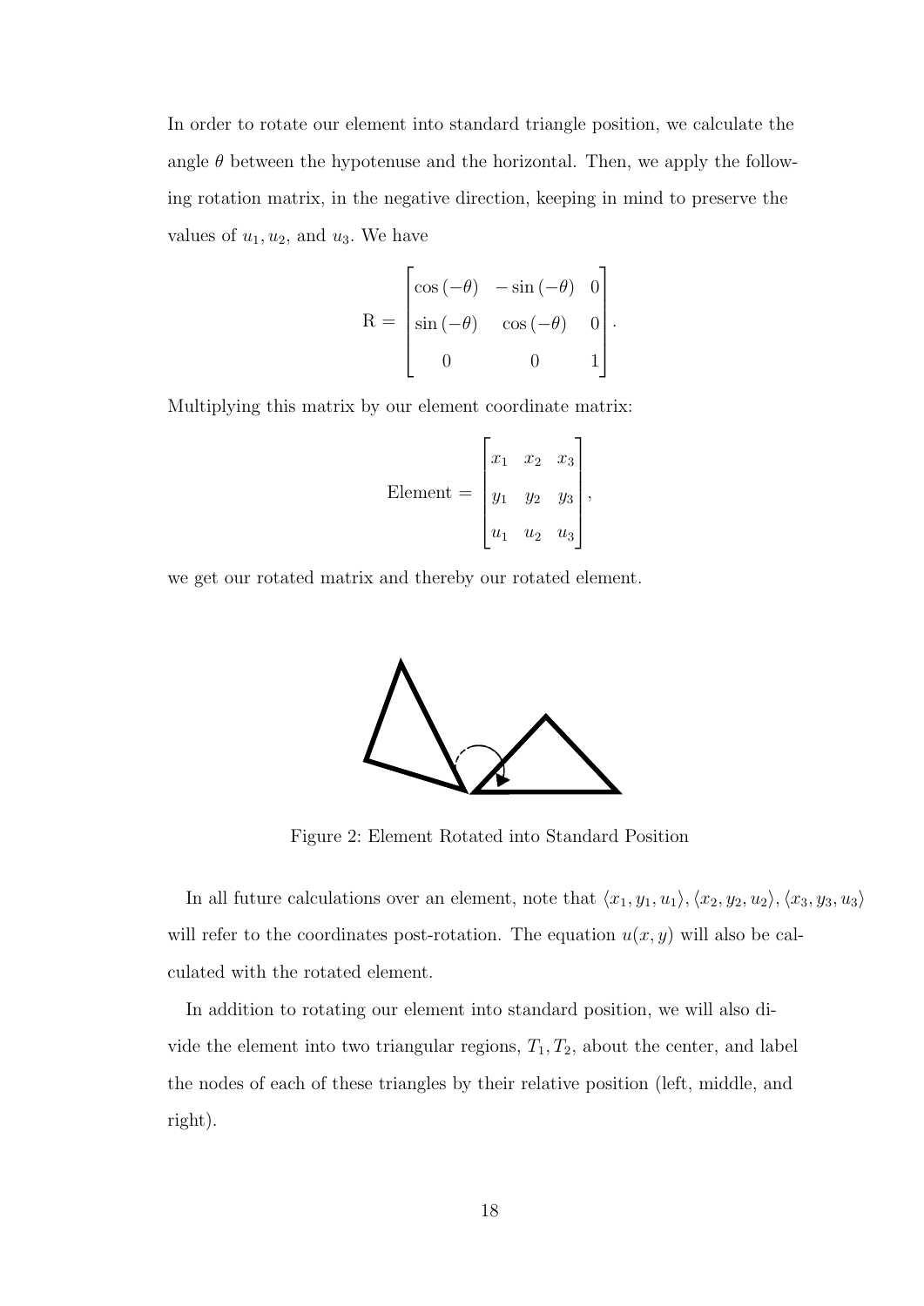In order to rotate our element into standard triangle position, we calculate the angle $\theta$ between the hypotenuse and the horizontal. Then, we apply the following rotation matrix, in the negative direction, keeping in mind to preserve the values of $u_1, u_2$, and $u_3$. We have

$$\mathrm{R} = \begin{bmatrix} \cos(-\theta) & -\sin(-\theta) & 0 \\ \sin(-\theta) & \cos(-\theta) & 0 \\ 0 & 0 & 1 \end{bmatrix}.$$

Multiplying this matrix by our element coordinate matrix:

$$\text{Element} = \begin{bmatrix} x_1 & x_2 & x_3 \\ y_1 & y_2 & y_3 \\ u_1 & u_2 & u_3 \end{bmatrix},$$

we get our rotated matrix and thereby our rotated element.

Figure 2: Element Rotated into Standard Position

In all future calculations over an element, note that $\langle x_1, y_1, u_1\rangle, \langle x_2, y_2, u_2\rangle, \langle x_3, y_3, u_3\rangle$ will refer to the coordinates post-rotation. The equation $u(x, y)$ will also be calculated with the rotated element.

In addition to rotating our element into standard position, we will also divide the element into two triangular regions, $T_1, T_2$, about the center, and label the nodes of each of these triangles by their relative position (left, middle, and right).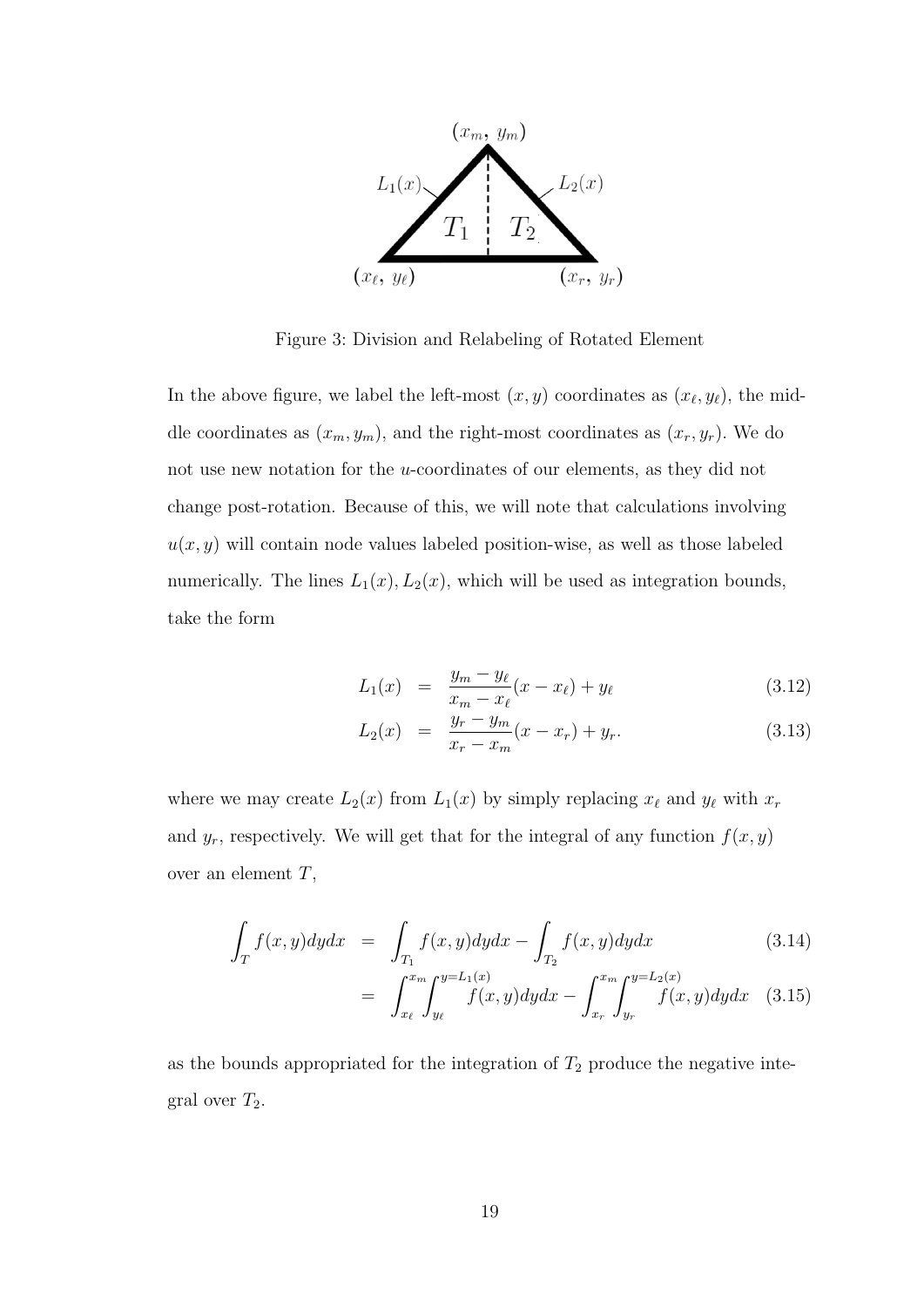Figure 3: Division and Relabeling of Rotated Element

In the above figure, we label the left-most $(x, y)$ coordinates as $(x_\ell, y_\ell)$, the middle coordinates as $(x_m, y_m)$, and the right-most coordinates as $(x_r, y_r)$. We do not use new notation for the $u$-coordinates of our elements, as they did not change post-rotation. Because of this, we will note that calculations involving $u(x, y)$ will contain node values labeled position-wise, as well as those labeled numerically. The lines $L_1(x), L_2(x)$, which will be used as integration bounds, take the form

$$
\begin{aligned}
L_1(x) &= \frac{y_m - y_\ell}{x_m - x_\ell}(x - x_\ell) + y_\ell && (3.12) \\
L_2(x) &= \frac{y_r - y_m}{x_r - x_m}(x - x_r) + y_r. && (3.13)
\end{aligned}
$$

where we may create $L_2(x)$ from $L_1(x)$ by simply replacing $x_\ell$ and $y_\ell$ with $x_r$ and $y_r$, respectively. We will get that for the integral of any function $f(x, y)$ over an element $T$,

$$
\begin{aligned}
\int_T f(x, y)dydx &= \int_{T_1} f(x, y)dydx - \int_{T_2} f(x, y)dydx && (3.14) \\
&= \int_{x_\ell}^{x_m} \int_{y_\ell}^{y=L_1(x)} f(x, y)dydx - \int_{x_r}^{x_m} \int_{y_r}^{y=L_2(x)} f(x, y)dydx && (3.15)
\end{aligned}
$$

as the bounds appropriated for the integration of $T_2$ produce the negative integral over $T_2$.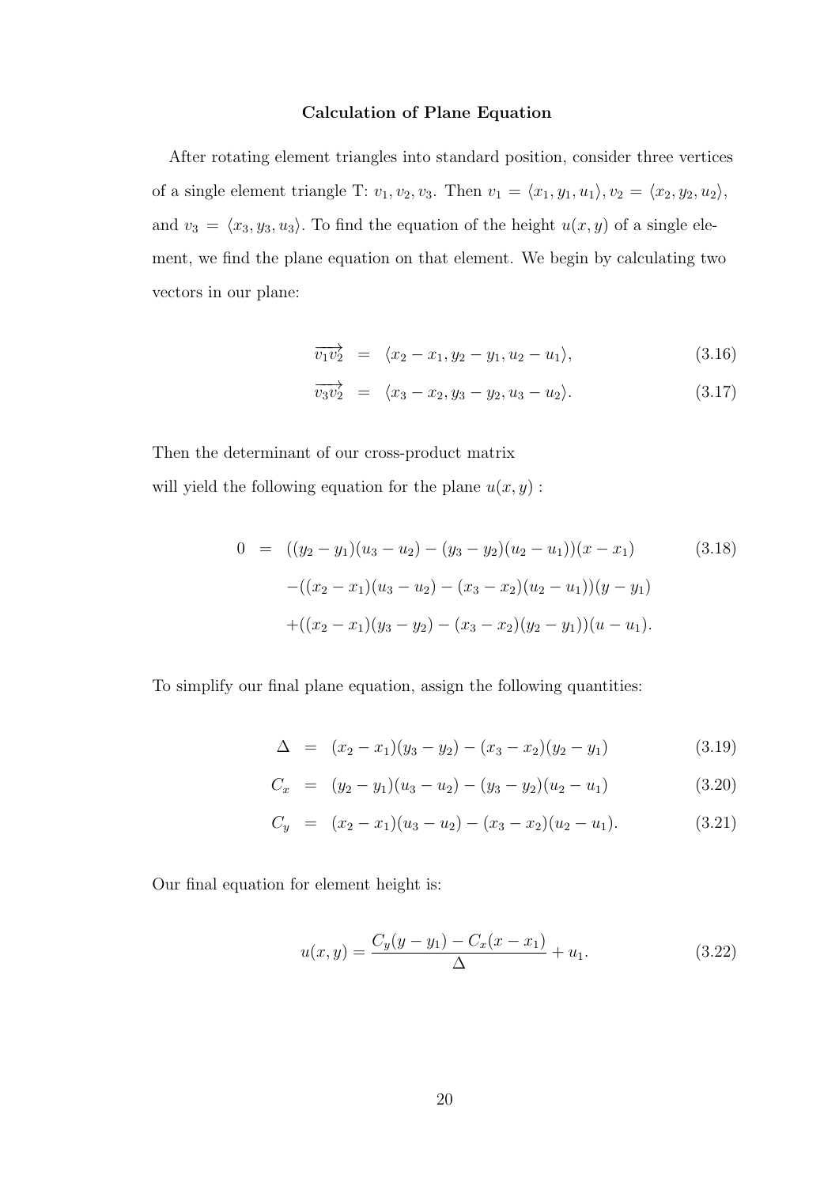### Calculation of Plane Equation

After rotating element triangles into standard position, consider three vertices of a single element triangle T: $v_1, v_2, v_3$. Then $v_1 = \langle x_1, y_1, u_1 \rangle, v_2 = \langle x_2, y_2, u_2 \rangle$, and $v_3 = \langle x_3, y_3, u_3 \rangle$. To find the equation of the height $u(x, y)$ of a single element, we find the plane equation on that element. We begin by calculating two vectors in our plane:

$$
\begin{aligned}
\overrightarrow{v_1 v_2} &= \langle x_2 - x_1, y_2 - y_1, u_2 - u_1 \rangle, &\quad (3.16)\\
\overrightarrow{v_3 v_2} &= \langle x_3 - x_2, y_3 - y_2, u_3 - u_2 \rangle. &\quad (3.17)
\end{aligned}
$$

Then the determinant of our cross-product matrix
will yield the following equation for the plane $u(x, y)$ :

$$
\begin{aligned}
0 \;=\; & ((y_2 - y_1)(u_3 - u_2) - (y_3 - y_2)(u_2 - u_1))(x - x_1) \qquad (3.18)\\
& -((x_2 - x_1)(u_3 - u_2) - (x_3 - x_2)(u_2 - u_1))(y - y_1)\\
& +((x_2 - x_1)(y_3 - y_2) - (x_3 - x_2)(y_2 - y_1))(u - u_1).
\end{aligned}
$$

To simplify our final plane equation, assign the following quantities:

$$
\begin{aligned}
\Delta &= (x_2 - x_1)(y_3 - y_2) - (x_3 - x_2)(y_2 - y_1) &\quad (3.19)\\
C_x &= (y_2 - y_1)(u_3 - u_2) - (y_3 - y_2)(u_2 - u_1) &\quad (3.20)\\
C_y &= (x_2 - x_1)(u_3 - u_2) - (x_3 - x_2)(u_2 - u_1). &\quad (3.21)
\end{aligned}
$$

Our final equation for element height is:

$$
u(x, y) = \frac{C_y(y - y_1) - C_x(x - x_1)}{\Delta} + u_1. \qquad (3.22)
$$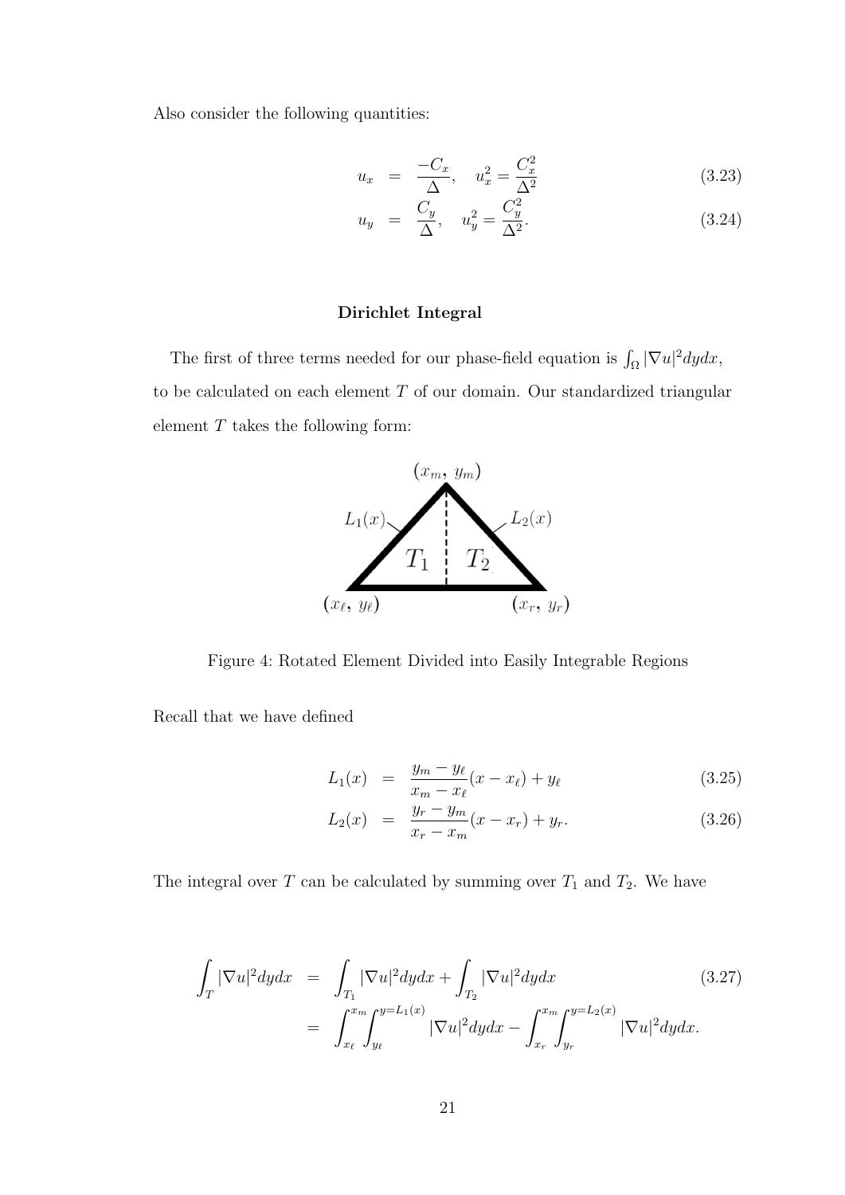Also consider the following quantities:

$$u_x = \frac{-C_x}{\Delta}, \quad u_x^2 = \frac{C_x^2}{\Delta^2} \tag{3.23}$$

$$u_y = \frac{C_y}{\Delta}, \quad u_y^2 = \frac{C_y^2}{\Delta^2}. \tag{3.24}$$

**Dirichlet Integral**

The first of three terms needed for our phase-field equation is $\int_\Omega |\nabla u|^2 dydx$, to be calculated on each element $T$ of our domain. Our standardized triangular element $T$ takes the following form:

Figure 4: Rotated Element Divided into Easily Integrable Regions

Recall that we have defined

$$L_1(x) = \frac{y_m - y_\ell}{x_m - x_\ell}(x - x_\ell) + y_\ell \tag{3.25}$$

$$L_2(x) = \frac{y_r - y_m}{x_r - x_m}(x - x_r) + y_r. \tag{3.26}$$

The integral over $T$ can be calculated by summing over $T_1$ and $T_2$. We have

$$\begin{aligned} \int_T |\nabla u|^2 dydx &= \int_{T_1} |\nabla u|^2 dydx + \int_{T_2} |\nabla u|^2 dydx \\ &= \int_{x_\ell}^{x_m} \int_{y_\ell}^{y=L_1(x)} |\nabla u|^2 dydx - \int_{x_r}^{x_m} \int_{y_r}^{y=L_2(x)} |\nabla u|^2 dydx. \end{aligned} \tag{3.27}$$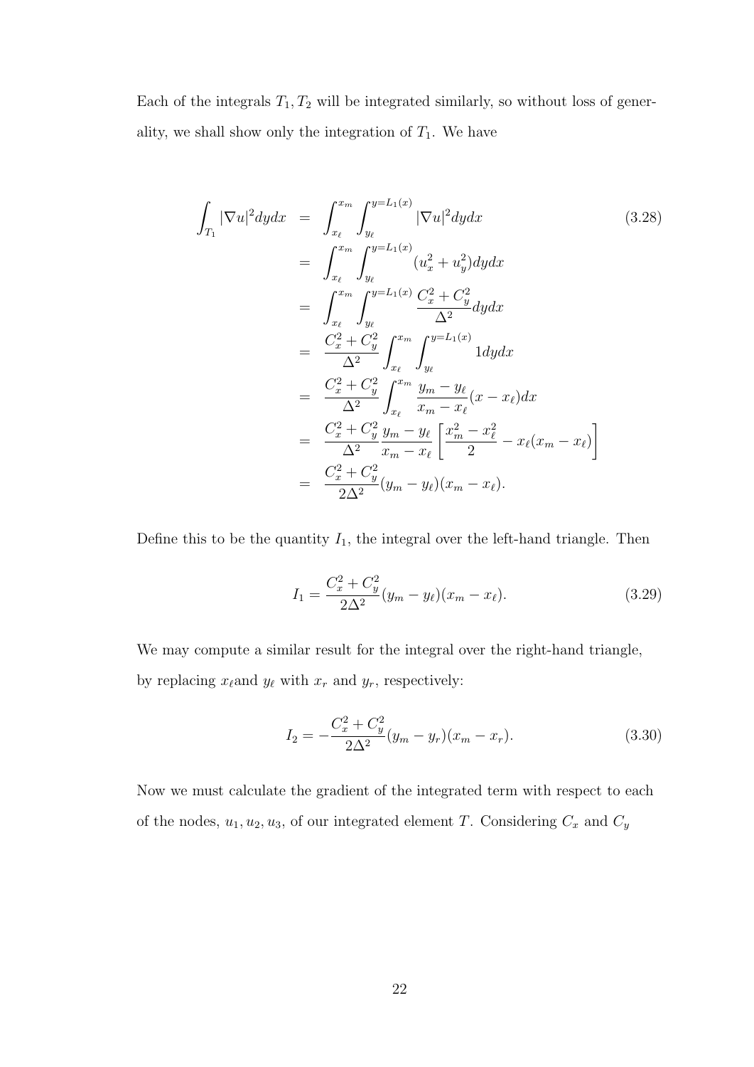Each of the integrals $T_1, T_2$ will be integrated similarly, so without loss of generality, we shall show only the integration of $T_1$. We have

$$
\begin{aligned}
\int_{T_1} |\nabla u|^2 dydx &= \int_{x_\ell}^{x_m} \int_{y_\ell}^{y=L_1(x)} |\nabla u|^2 dydx \\
&= \int_{x_\ell}^{x_m} \int_{y_\ell}^{y=L_1(x)} (u_x^2 + u_y^2) dydx \\
&= \int_{x_\ell}^{x_m} \int_{y_\ell}^{y=L_1(x)} \frac{C_x^2 + C_y^2}{\Delta^2} dydx \\
&= \frac{C_x^2 + C_y^2}{\Delta^2} \int_{x_\ell}^{x_m} \int_{y_\ell}^{y=L_1(x)} 1 dydx \\
&= \frac{C_x^2 + C_y^2}{\Delta^2} \int_{x_\ell}^{x_m} \frac{y_m - y_\ell}{x_m - x_\ell}(x - x_\ell) dx \\
&= \frac{C_x^2 + C_y^2}{\Delta^2} \frac{y_m - y_\ell}{x_m - x_\ell} \left[ \frac{x_m^2 - x_\ell^2}{2} - x_\ell(x_m - x_\ell) \right] \\
&= \frac{C_x^2 + C_y^2}{2\Delta^2} (y_m - y_\ell)(x_m - x_\ell).
\end{aligned}
\tag{3.28}
$$

Define this to be the quantity $I_1$, the integral over the left-hand triangle. Then

$$
I_1 = \frac{C_x^2 + C_y^2}{2\Delta^2} (y_m - y_\ell)(x_m - x_\ell). \tag{3.29}
$$

We may compute a similar result for the integral over the right-hand triangle, by replacing $x_\ell$and $y_\ell$ with $x_r$ and $y_r$, respectively:

$$
I_2 = -\frac{C_x^2 + C_y^2}{2\Delta^2} (y_m - y_r)(x_m - x_r). \tag{3.30}
$$

Now we must calculate the gradient of the integrated term with respect to each of the nodes, $u_1, u_2, u_3$, of our integrated element $T$. Considering $C_x$ and $C_y$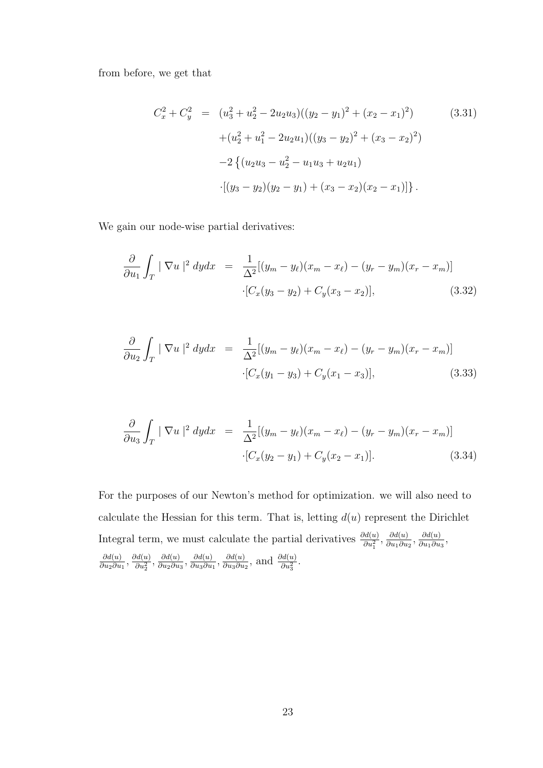from before, we get that

$$
\begin{aligned}
C_x^2 + C_y^2 &= (u_3^2 + u_2^2 - 2u_2u_3)((y_2 - y_1)^2 + (x_2 - x_1)^2) \\
&\quad + (u_2^2 + u_1^2 - 2u_2u_1)((y_3 - y_2)^2 + (x_3 - x_2)^2) \\
&\quad - 2\left\{(u_2u_3 - u_2^2 - u_1u_3 + u_2u_1)\right. \\
&\quad \left.\cdot[(y_3 - y_2)(y_2 - y_1) + (x_3 - x_2)(x_2 - x_1)]\right\}.
\end{aligned} \tag{3.31}
$$

We gain our node-wise partial derivatives:

$$
\begin{aligned}
\frac{\partial}{\partial u_1}\int_T |\nabla u|^2 \, dydx &= \frac{1}{\Delta^2}[(y_m - y_\ell)(x_m - x_\ell) - (y_r - y_m)(x_r - x_m)] \\
&\quad \cdot[C_x(y_3 - y_2) + C_y(x_3 - x_2)],
\end{aligned} \tag{3.32}
$$

$$
\begin{aligned}
\frac{\partial}{\partial u_2}\int_T |\nabla u|^2 \, dydx &= \frac{1}{\Delta^2}[(y_m - y_\ell)(x_m - x_\ell) - (y_r - y_m)(x_r - x_m)] \\
&\quad \cdot[C_x(y_1 - y_3) + C_y(x_1 - x_3)],
\end{aligned} \tag{3.33}
$$

$$
\begin{aligned}
\frac{\partial}{\partial u_3}\int_T |\nabla u|^2 \, dydx &= \frac{1}{\Delta^2}[(y_m - y_\ell)(x_m - x_\ell) - (y_r - y_m)(x_r - x_m)] \\
&\quad \cdot[C_x(y_2 - y_1) + C_y(x_2 - x_1)].
\end{aligned} \tag{3.34}
$$

For the purposes of our Newton's method for optimization. we will also need to calculate the Hessian for this term. That is, letting $d(u)$ represent the Dirichlet Integral term, we must calculate the partial derivatives $\frac{\partial d(u)}{\partial u_1^2}$, $\frac{\partial d(u)}{\partial u_1 \partial u_2}$, $\frac{\partial d(u)}{\partial u_1 \partial u_3}$, $\frac{\partial d(u)}{\partial u_2 \partial u_1}$, $\frac{\partial d(u)}{\partial u_2^2}$, $\frac{\partial d(u)}{\partial u_2 \partial u_3}$, $\frac{\partial d(u)}{\partial u_3 \partial u_1}$, $\frac{\partial d(u)}{\partial u_3 \partial u_2}$, and $\frac{\partial d(u)}{\partial u_3^2}$.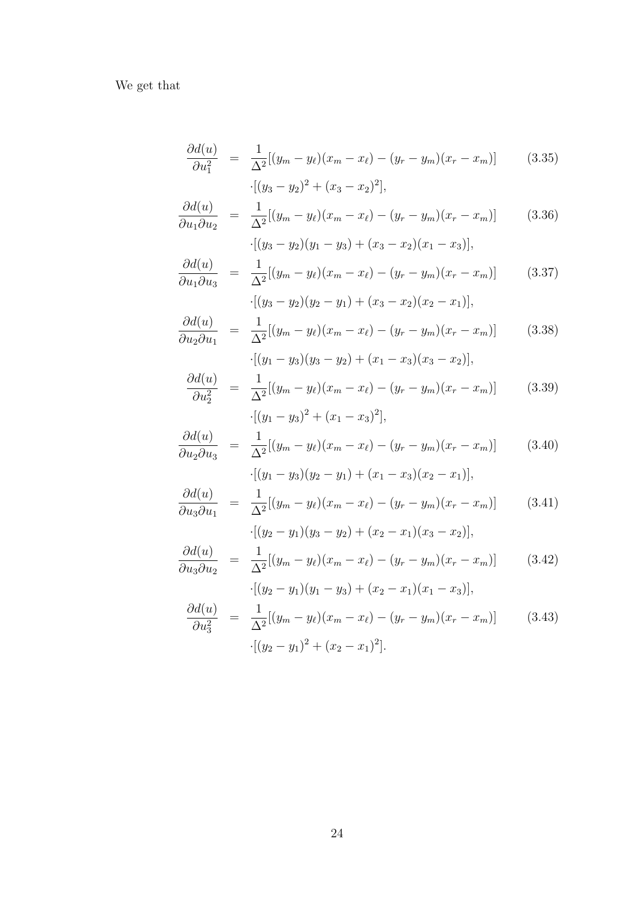We get that

$$
\begin{aligned}
\frac{\partial d(u)}{\partial u_1^2} &= \frac{1}{\Delta^2}[(y_m - y_\ell)(x_m - x_\ell) - (y_r - y_m)(x_r - x_m)] && (3.35)\\
&\cdot[(y_3 - y_2)^2 + (x_3 - x_2)^2],\\
\frac{\partial d(u)}{\partial u_1 \partial u_2} &= \frac{1}{\Delta^2}[(y_m - y_\ell)(x_m - x_\ell) - (y_r - y_m)(x_r - x_m)] && (3.36)\\
&\cdot[(y_3 - y_2)(y_1 - y_3) + (x_3 - x_2)(x_1 - x_3)],\\
\frac{\partial d(u)}{\partial u_1 \partial u_3} &= \frac{1}{\Delta^2}[(y_m - y_\ell)(x_m - x_\ell) - (y_r - y_m)(x_r - x_m)] && (3.37)\\
&\cdot[(y_3 - y_2)(y_2 - y_1) + (x_3 - x_2)(x_2 - x_1)],\\
\frac{\partial d(u)}{\partial u_2 \partial u_1} &= \frac{1}{\Delta^2}[(y_m - y_\ell)(x_m - x_\ell) - (y_r - y_m)(x_r - x_m)] && (3.38)\\
&\cdot[(y_1 - y_3)(y_3 - y_2) + (x_1 - x_3)(x_3 - x_2)],\\
\frac{\partial d(u)}{\partial u_2^2} &= \frac{1}{\Delta^2}[(y_m - y_\ell)(x_m - x_\ell) - (y_r - y_m)(x_r - x_m)] && (3.39)\\
&\cdot[(y_1 - y_3)^2 + (x_1 - x_3)^2],\\
\frac{\partial d(u)}{\partial u_2 \partial u_3} &= \frac{1}{\Delta^2}[(y_m - y_\ell)(x_m - x_\ell) - (y_r - y_m)(x_r - x_m)] && (3.40)\\
&\cdot[(y_1 - y_3)(y_2 - y_1) + (x_1 - x_3)(x_2 - x_1)],\\
\frac{\partial d(u)}{\partial u_3 \partial u_1} &= \frac{1}{\Delta^2}[(y_m - y_\ell)(x_m - x_\ell) - (y_r - y_m)(x_r - x_m)] && (3.41)\\
&\cdot[(y_2 - y_1)(y_3 - y_2) + (x_2 - x_1)(x_3 - x_2)],\\
\frac{\partial d(u)}{\partial u_3 \partial u_2} &= \frac{1}{\Delta^2}[(y_m - y_\ell)(x_m - x_\ell) - (y_r - y_m)(x_r - x_m)] && (3.42)\\
&\cdot[(y_2 - y_1)(y_1 - y_3) + (x_2 - x_1)(x_1 - x_3)],\\
\frac{\partial d(u)}{\partial u_3^2} &= \frac{1}{\Delta^2}[(y_m - y_\ell)(x_m - x_\ell) - (y_r - y_m)(x_r - x_m)] && (3.43)\\
&\cdot[(y_2 - y_1)^2 + (x_2 - x_1)^2].
\end{aligned}
$$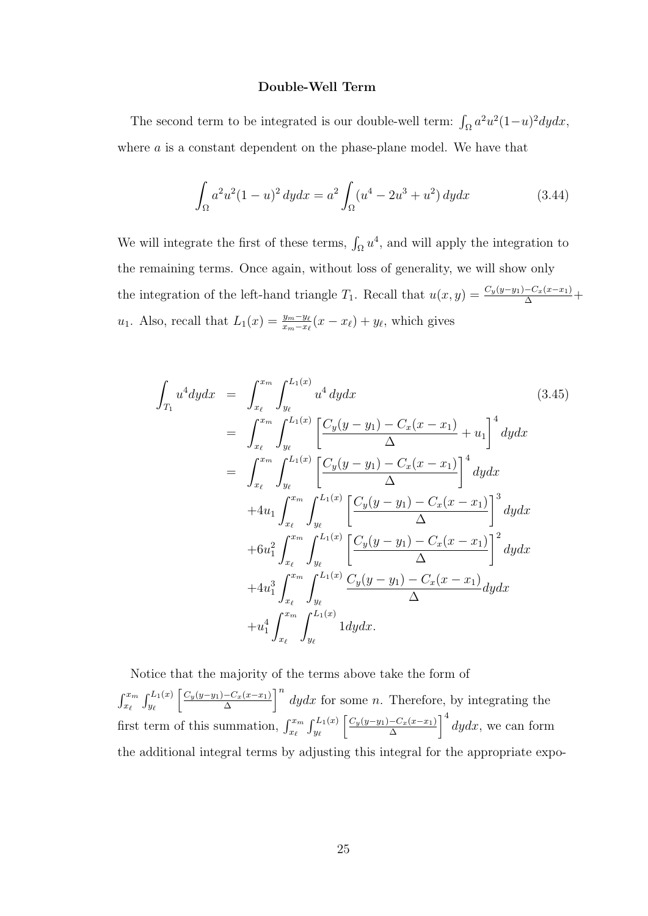**Double-Well Term**

The second term to be integrated is our double-well term: $\int_\Omega a^2u^2(1-u)^2dydx$, where $a$ is a constant dependent on the phase-plane model. We have that

$$\int_\Omega a^2u^2(1-u)^2\,dydx = a^2\int_\Omega (u^4 - 2u^3 + u^2)\,dydx \tag{3.44}$$

We will integrate the first of these terms, $\int_\Omega u^4$, and will apply the integration to the remaining terms. Once again, without loss of generality, we will show only the integration of the left-hand triangle $T_1$. Recall that $u(x,y) = \frac{C_y(y-y_1)-C_x(x-x_1)}{\Delta} + u_1$. Also, recall that $L_1(x) = \frac{y_m - y_\ell}{x_m - x_\ell}(x - x_\ell) + y_\ell$, which gives

$$\begin{aligned}
\int_{T_1} u^4 dydx &= \int_{x_\ell}^{x_m}\int_{y_\ell}^{L_1(x)} u^4\,dydx \qquad (3.45)\\
&= \int_{x_\ell}^{x_m}\int_{y_\ell}^{L_1(x)} \left[\frac{C_y(y-y_1)-C_x(x-x_1)}{\Delta} + u_1\right]^4 dydx\\
&= \int_{x_\ell}^{x_m}\int_{y_\ell}^{L_1(x)} \left[\frac{C_y(y-y_1)-C_x(x-x_1)}{\Delta}\right]^4 dydx\\
&\quad +4u_1\int_{x_\ell}^{x_m}\int_{y_\ell}^{L_1(x)} \left[\frac{C_y(y-y_1)-C_x(x-x_1)}{\Delta}\right]^3 dydx\\
&\quad +6u_1^2\int_{x_\ell}^{x_m}\int_{y_\ell}^{L_1(x)} \left[\frac{C_y(y-y_1)-C_x(x-x_1)}{\Delta}\right]^2 dydx\\
&\quad +4u_1^3\int_{x_\ell}^{x_m}\int_{y_\ell}^{L_1(x)} \frac{C_y(y-y_1)-C_x(x-x_1)}{\Delta} dydx\\
&\quad +u_1^4\int_{x_\ell}^{x_m}\int_{y_\ell}^{L_1(x)} 1dydx.
\end{aligned}$$

Notice that the majority of the terms above take the form of $\int_{x_\ell}^{x_m}\int_{y_\ell}^{L_1(x)}\left[\frac{C_y(y-y_1)-C_x(x-x_1)}{\Delta}\right]^n dydx$ for some $n$. Therefore, by integrating the first term of this summation, $\int_{x_\ell}^{x_m}\int_{y_\ell}^{L_1(x)}\left[\frac{C_y(y-y_1)-C_x(x-x_1)}{\Delta}\right]^4 dydx$, we can form the additional integral terms by adjusting this integral for the appropriate expo-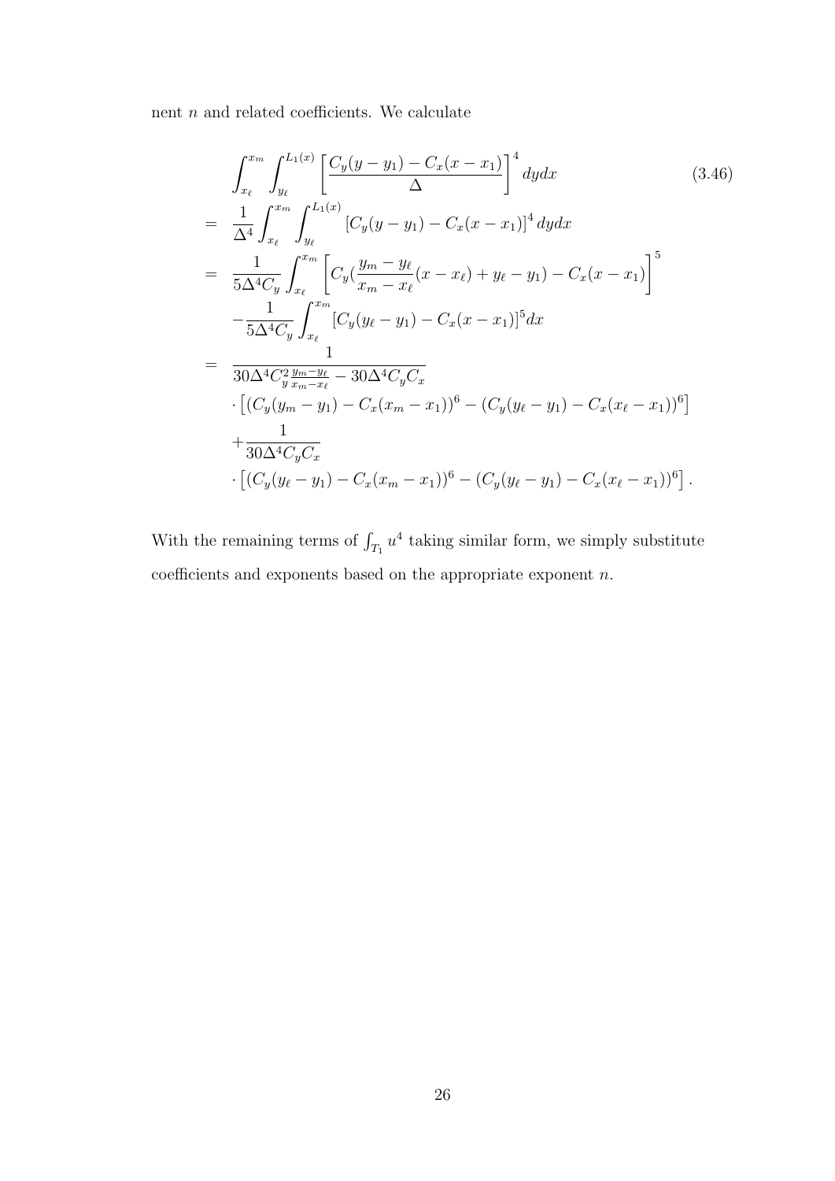nent $n$ and related coefficients. We calculate

$$
\begin{aligned}
& \int_{x_\ell}^{x_m} \int_{y_\ell}^{L_1(x)} \left[ \frac{C_y(y-y_1) - C_x(x-x_1)}{\Delta} \right]^4 dydx \qquad (3.46) \\
= \; & \frac{1}{\Delta^4} \int_{x_\ell}^{x_m} \int_{y_\ell}^{L_1(x)} \left[ C_y(y-y_1) - C_x(x-x_1) \right]^4 dydx \\
= \; & \frac{1}{5\Delta^4 C_y} \int_{x_\ell}^{x_m} \left[ C_y\left(\frac{y_m - y_\ell}{x_m - x_\ell}(x - x_\ell) + y_\ell - y_1\right) - C_x(x-x_1) \right]^5 \\
& - \frac{1}{5\Delta^4 C_y} \int_{x_\ell}^{x_m} [C_y(y_\ell - y_1) - C_x(x-x_1)]^5 dx \\
= \; & \frac{1}{30\Delta^4 C_y^2 \frac{y_m - y_\ell}{x_m - x_\ell} - 30\Delta^4 C_y C_x} \\
& \cdot \left[ (C_y(y_m - y_1) - C_x(x_m - x_1))^6 - (C_y(y_\ell - y_1) - C_x(x_\ell - x_1))^6 \right] \\
& + \frac{1}{30\Delta^4 C_y C_x} \\
& \cdot \left[ (C_y(y_\ell - y_1) - C_x(x_m - x_1))^6 - (C_y(y_\ell - y_1) - C_x(x_\ell - x_1))^6 \right].
\end{aligned}
$$

With the remaining terms of $\int_{T_1} u^4$ taking similar form, we simply substitute coefficients and exponents based on the appropriate exponent $n$.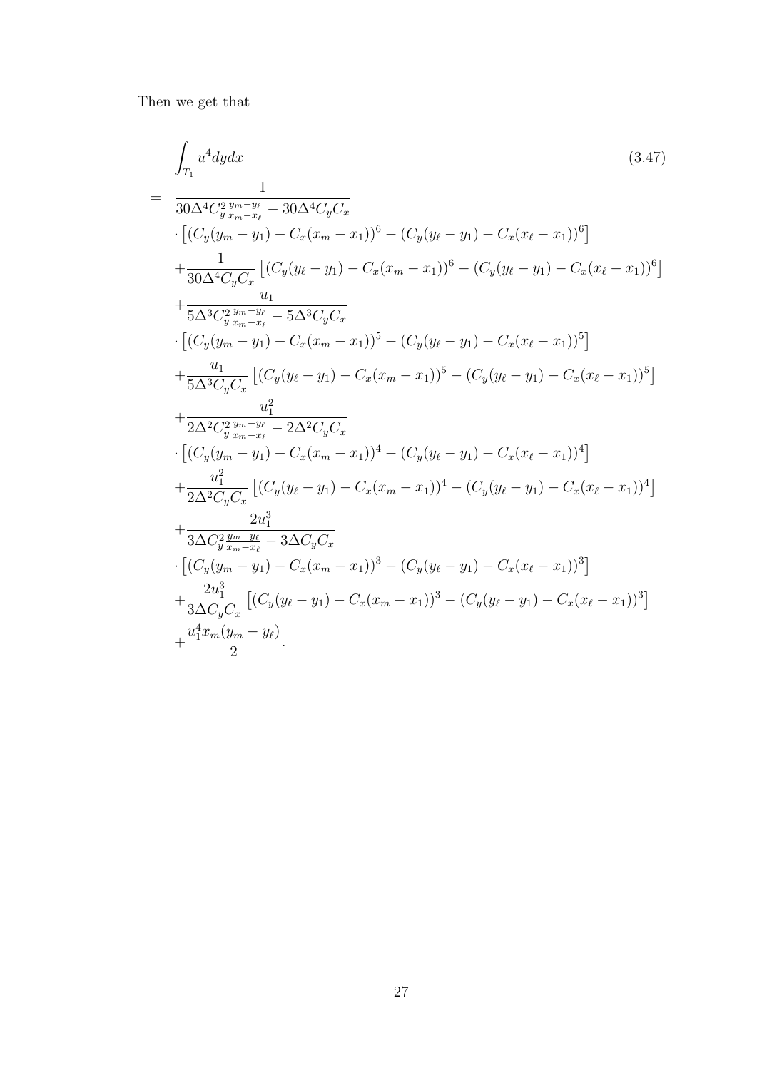Then we get that

$$
\begin{aligned}
&\int_{T_1} u^4 dydx \qquad (3.47)\\
= \;& \frac{1}{30\Delta^4 C_y^2 \frac{y_m - y_\ell}{x_m - x_\ell} - 30\Delta^4 C_y C_x} \\
&\cdot \left[ (C_y(y_m - y_1) - C_x(x_m - x_1))^6 - (C_y(y_\ell - y_1) - C_x(x_\ell - x_1))^6 \right] \\
&+ \frac{1}{30\Delta^4 C_y C_x} \left[ (C_y(y_\ell - y_1) - C_x(x_m - x_1))^6 - (C_y(y_\ell - y_1) - C_x(x_\ell - x_1))^6 \right] \\
&+ \frac{u_1}{5\Delta^3 C_y^2 \frac{y_m - y_\ell}{x_m - x_\ell} - 5\Delta^3 C_y C_x} \\
&\cdot \left[ (C_y(y_m - y_1) - C_x(x_m - x_1))^5 - (C_y(y_\ell - y_1) - C_x(x_\ell - x_1))^5 \right] \\
&+ \frac{u_1}{5\Delta^3 C_y C_x} \left[ (C_y(y_\ell - y_1) - C_x(x_m - x_1))^5 - (C_y(y_\ell - y_1) - C_x(x_\ell - x_1))^5 \right] \\
&+ \frac{u_1^2}{2\Delta^2 C_y^2 \frac{y_m - y_\ell}{x_m - x_\ell} - 2\Delta^2 C_y C_x} \\
&\cdot \left[ (C_y(y_m - y_1) - C_x(x_m - x_1))^4 - (C_y(y_\ell - y_1) - C_x(x_\ell - x_1))^4 \right] \\
&+ \frac{u_1^2}{2\Delta^2 C_y C_x} \left[ (C_y(y_\ell - y_1) - C_x(x_m - x_1))^4 - (C_y(y_\ell - y_1) - C_x(x_\ell - x_1))^4 \right] \\
&+ \frac{2u_1^3}{3\Delta C_y^2 \frac{y_m - y_\ell}{x_m - x_\ell} - 3\Delta C_y C_x} \\
&\cdot \left[ (C_y(y_m - y_1) - C_x(x_m - x_1))^3 - (C_y(y_\ell - y_1) - C_x(x_\ell - x_1))^3 \right] \\
&+ \frac{2u_1^3}{3\Delta C_y C_x} \left[ (C_y(y_\ell - y_1) - C_x(x_m - x_1))^3 - (C_y(y_\ell - y_1) - C_x(x_\ell - x_1))^3 \right] \\
&+ \frac{u_1^4 x_m (y_m - y_\ell)}{2}.
\end{aligned}
$$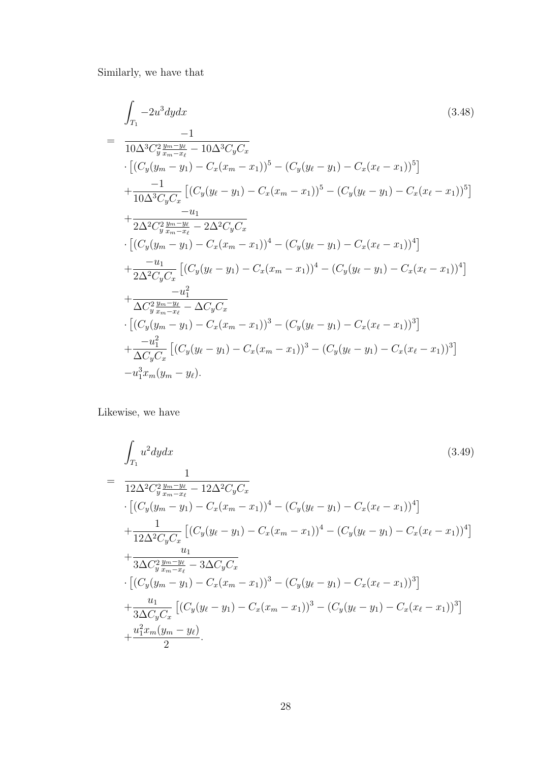Similarly, we have that

$$
\begin{aligned}
& \int_{T_1} -2u^3 dydx \qquad (3.48) \\
= \; & \frac{-1}{10\Delta^3 C_y^2 \frac{y_m - y_\ell}{x_m - x_\ell} - 10\Delta^3 C_y C_x} \\
& \cdot \left[ (C_y(y_m - y_1) - C_x(x_m - x_1))^5 - (C_y(y_\ell - y_1) - C_x(x_\ell - x_1))^5 \right] \\
& + \frac{-1}{10\Delta^3 C_y C_x} \left[ (C_y(y_\ell - y_1) - C_x(x_m - x_1))^5 - (C_y(y_\ell - y_1) - C_x(x_\ell - x_1))^5 \right] \\
& + \frac{-u_1}{2\Delta^2 C_y^2 \frac{y_m - y_\ell}{x_m - x_\ell} - 2\Delta^2 C_y C_x} \\
& \cdot \left[ (C_y(y_m - y_1) - C_x(x_m - x_1))^4 - (C_y(y_\ell - y_1) - C_x(x_\ell - x_1))^4 \right] \\
& + \frac{-u_1}{2\Delta^2 C_y C_x} \left[ (C_y(y_\ell - y_1) - C_x(x_m - x_1))^4 - (C_y(y_\ell - y_1) - C_x(x_\ell - x_1))^4 \right] \\
& + \frac{-u_1^2}{\Delta C_y^2 \frac{y_m - y_\ell}{x_m - x_\ell} - \Delta C_y C_x} \\
& \cdot \left[ (C_y(y_m - y_1) - C_x(x_m - x_1))^3 - (C_y(y_\ell - y_1) - C_x(x_\ell - x_1))^3 \right] \\
& + \frac{-u_1^2}{\Delta C_y C_x} \left[ (C_y(y_\ell - y_1) - C_x(x_m - x_1))^3 - (C_y(y_\ell - y_1) - C_x(x_\ell - x_1))^3 \right] \\
& - u_1^3 x_m (y_m - y_\ell).
\end{aligned}
$$

Likewise, we have

$$
\begin{aligned}
& \int_{T_1} u^2 dydx \qquad (3.49) \\
= \; & \frac{1}{12\Delta^2 C_y^2 \frac{y_m - y_\ell}{x_m - x_\ell} - 12\Delta^2 C_y C_x} \\
& \cdot \left[ (C_y(y_m - y_1) - C_x(x_m - x_1))^4 - (C_y(y_\ell - y_1) - C_x(x_\ell - x_1))^4 \right] \\
& + \frac{1}{12\Delta^2 C_y C_x} \left[ (C_y(y_\ell - y_1) - C_x(x_m - x_1))^4 - (C_y(y_\ell - y_1) - C_x(x_\ell - x_1))^4 \right] \\
& + \frac{u_1}{3\Delta C_y^2 \frac{y_m - y_\ell}{x_m - x_\ell} - 3\Delta C_y C_x} \\
& \cdot \left[ (C_y(y_m - y_1) - C_x(x_m - x_1))^3 - (C_y(y_\ell - y_1) - C_x(x_\ell - x_1))^3 \right] \\
& + \frac{u_1}{3\Delta C_y C_x} \left[ (C_y(y_\ell - y_1) - C_x(x_m - x_1))^3 - (C_y(y_\ell - y_1) - C_x(x_\ell - x_1))^3 \right] \\
& + \frac{u_1^2 x_m (y_m - y_\ell)}{2}.
\end{aligned}
$$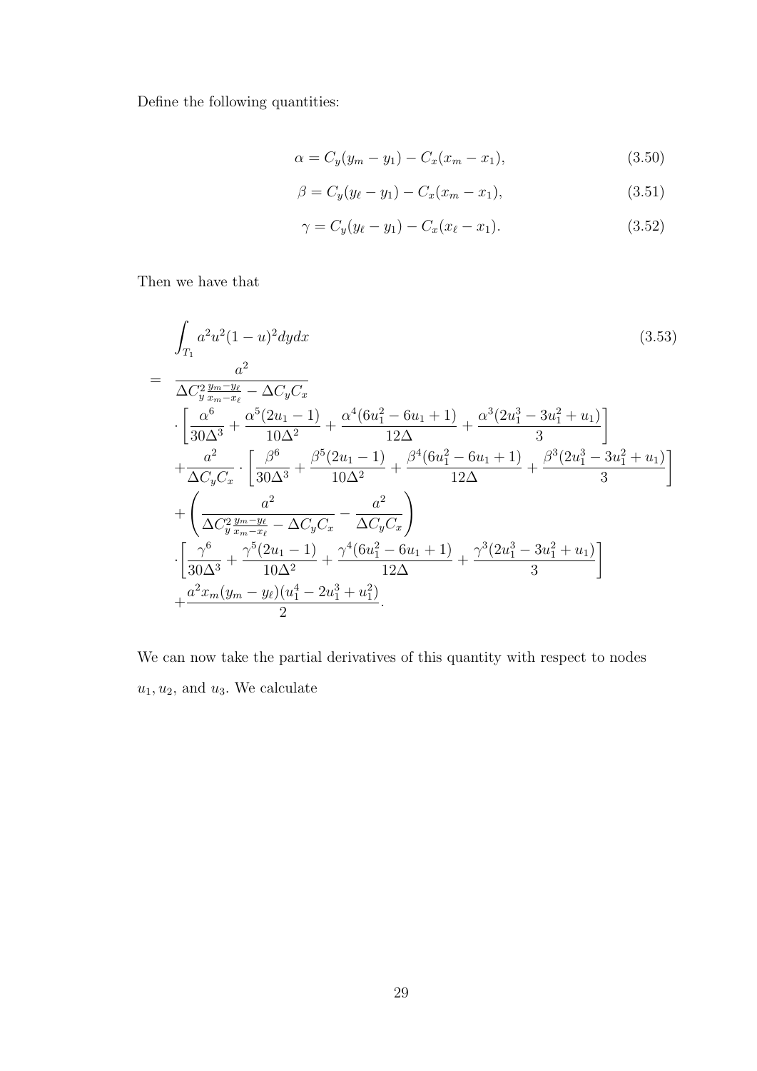Define the following quantities:

$$\alpha = C_y(y_m - y_1) - C_x(x_m - x_1), \tag{3.50}$$

$$\beta = C_y(y_\ell - y_1) - C_x(x_m - x_1), \tag{3.51}$$

$$\gamma = C_y(y_\ell - y_1) - C_x(x_\ell - x_1). \tag{3.52}$$

Then we have that

$$
\begin{aligned}
&\int_{T_1} a^2 u^2 (1-u)^2 dy dx \qquad (3.53)\\
= \;& \frac{a^2}{\Delta C_y^2 \frac{y_m - y_\ell}{x_m - x_\ell} - \Delta C_y C_x} \\
&\cdot \left[ \frac{\alpha^6}{30\Delta^3} + \frac{\alpha^5(2u_1 - 1)}{10\Delta^2} + \frac{\alpha^4(6u_1^2 - 6u_1 + 1)}{12\Delta} + \frac{\alpha^3(2u_1^3 - 3u_1^2 + u_1)}{3} \right] \\
&+ \frac{a^2}{\Delta C_y C_x} \cdot \left[ \frac{\beta^6}{30\Delta^3} + \frac{\beta^5(2u_1 - 1)}{10\Delta^2} + \frac{\beta^4(6u_1^2 - 6u_1 + 1)}{12\Delta} + \frac{\beta^3(2u_1^3 - 3u_1^2 + u_1)}{3} \right] \\
&+ \left( \frac{a^2}{\Delta C_y^2 \frac{y_m - y_\ell}{x_m - x_\ell} - \Delta C_y C_x} - \frac{a^2}{\Delta C_y C_x} \right) \\
&\cdot \left[ \frac{\gamma^6}{30\Delta^3} + \frac{\gamma^5(2u_1 - 1)}{10\Delta^2} + \frac{\gamma^4(6u_1^2 - 6u_1 + 1)}{12\Delta} + \frac{\gamma^3(2u_1^3 - 3u_1^2 + u_1)}{3} \right] \\
&+ \frac{a^2 x_m (y_m - y_\ell)(u_1^4 - 2u_1^3 + u_1^2)}{2}.
\end{aligned}
$$

We can now take the partial derivatives of this quantity with respect to nodes $u_1, u_2$, and $u_3$. We calculate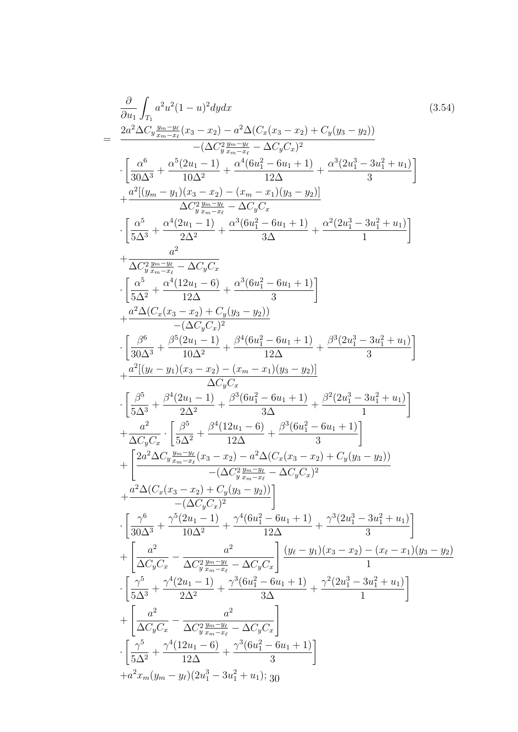$$
\begin{aligned}
&\frac{\partial}{\partial u_1}\int_{T_1} a^2u^2(1-u)^2dydx \qquad (3.54)\\
= \;& \frac{2a^2\Delta C_y\frac{y_m-y_\ell}{x_m-x_\ell}(x_3-x_2)-a^2\Delta(C_x(x_3-x_2)+C_y(y_3-y_2))}{-(\Delta C_y^2\frac{y_m-y_\ell}{x_m-x_\ell}-\Delta C_yC_x)^2}\\
&\cdot\left[\frac{\alpha^6}{30\Delta^3}+\frac{\alpha^5(2u_1-1)}{10\Delta^2}+\frac{\alpha^4(6u_1^2-6u_1+1)}{12\Delta}+\frac{\alpha^3(2u_1^3-3u_1^2+u_1)}{3}\right]\\
&+\frac{a^2[(y_m-y_1)(x_3-x_2)-(x_m-x_1)(y_3-y_2)]}{\Delta C_y^2\frac{y_m-y_\ell}{x_m-x_\ell}-\Delta C_yC_x}\\
&\cdot\left[\frac{\alpha^5}{5\Delta^3}+\frac{\alpha^4(2u_1-1)}{2\Delta^2}+\frac{\alpha^3(6u_1^2-6u_1+1)}{3\Delta}+\frac{\alpha^2(2u_1^3-3u_1^2+u_1)}{1}\right]\\
&+\frac{a^2}{\Delta C_y^2\frac{y_m-y_\ell}{x_m-x_\ell}-\Delta C_yC_x}\\
&\cdot\left[\frac{\alpha^5}{5\Delta^2}+\frac{\alpha^4(12u_1-6)}{12\Delta}+\frac{\alpha^3(6u_1^2-6u_1+1)}{3}\right]\\
&+\frac{a^2\Delta(C_x(x_3-x_2)+C_y(y_3-y_2))}{-(\Delta C_yC_x)^2}\\
&\cdot\left[\frac{\beta^6}{30\Delta^3}+\frac{\beta^5(2u_1-1)}{10\Delta^2}+\frac{\beta^4(6u_1^2-6u_1+1)}{12\Delta}+\frac{\beta^3(2u_1^3-3u_1^2+u_1)}{3}\right]\\
&+\frac{a^2[(y_\ell-y_1)(x_3-x_2)-(x_m-x_1)(y_3-y_2)]}{\Delta C_yC_x}\\
&\cdot\left[\frac{\beta^5}{5\Delta^3}+\frac{\beta^4(2u_1-1)}{2\Delta^2}+\frac{\beta^3(6u_1^2-6u_1+1)}{3\Delta}+\frac{\beta^2(2u_1^3-3u_1^2+u_1)}{1}\right]\\
&+\frac{a^2}{\Delta C_yC_x}\cdot\left[\frac{\beta^5}{5\Delta^2}+\frac{\beta^4(12u_1-6)}{12\Delta}+\frac{\beta^3(6u_1^2-6u_1+1)}{3}\right]\\
&+\left[\frac{2a^2\Delta C_y\frac{y_m-y_\ell}{x_m-x_\ell}(x_3-x_2)-a^2\Delta(C_x(x_3-x_2)+C_y(y_3-y_2))}{-(\Delta C_y^2\frac{y_m-y_\ell}{x_m-x_\ell}-\Delta C_yC_x)^2}\right.\\
&\left.+\frac{a^2\Delta(C_x(x_3-x_2)+C_y(y_3-y_2))}{-(\Delta C_yC_x)^2}\right]\\
&\cdot\left[\frac{\gamma^6}{30\Delta^3}+\frac{\gamma^5(2u_1-1)}{10\Delta^2}+\frac{\gamma^4(6u_1^2-6u_1+1)}{12\Delta}+\frac{\gamma^3(2u_1^3-3u_1^2+u_1)}{3}\right]\\
&+\left[\frac{a^2}{\Delta C_yC_x}-\frac{a^2}{\Delta C_y^2\frac{y_m-y_\ell}{x_m-x_\ell}-\Delta C_yC_x}\right]\frac{(y_\ell-y_1)(x_3-x_2)-(x_\ell-x_1)(y_3-y_2)}{1}\\
&\cdot\left[\frac{\gamma^5}{5\Delta^3}+\frac{\gamma^4(2u_1-1)}{2\Delta^2}+\frac{\gamma^3(6u_1^2-6u_1+1)}{3\Delta}+\frac{\gamma^2(2u_1^3-3u_1^2+u_1)}{1}\right]\\
&+\left[\frac{a^2}{\Delta C_yC_x}-\frac{a^2}{\Delta C_y^2\frac{y_m-y_\ell}{x_m-x_\ell}-\Delta C_yC_x}\right]\\
&\cdot\left[\frac{\gamma^5}{5\Delta^2}+\frac{\gamma^4(12u_1-6)}{12\Delta}+\frac{\gamma^3(6u_1^2-6u_1+1)}{3}\right]\\
&+a^2x_m(y_m-y_\ell)(2u_1^3-3u_1^2+u_1);
\end{aligned}
$$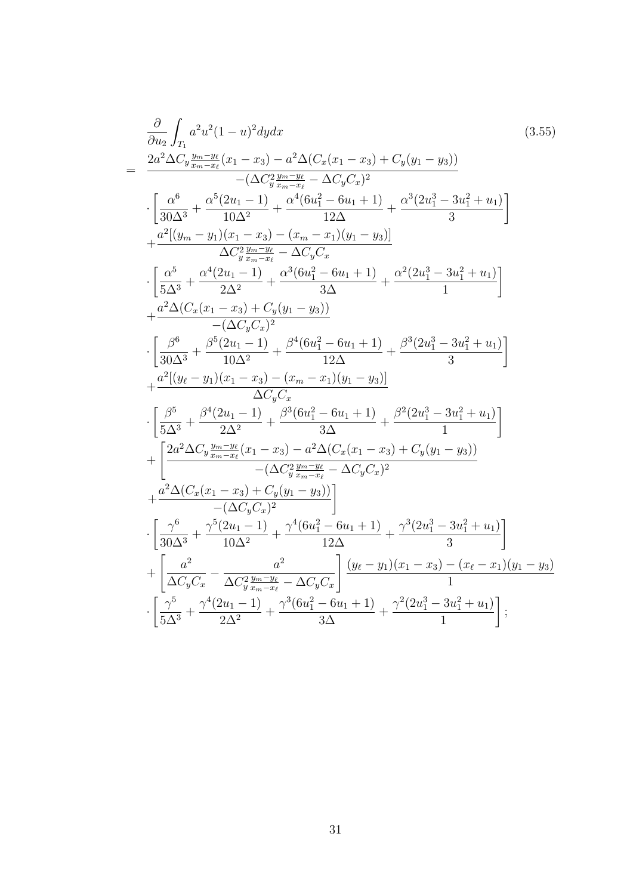$$
\begin{aligned}
& \frac{\partial}{\partial u_2} \int_{T_1} a^2 u^2 (1-u)^2 dy dx \qquad (3.55) \\
= \; & \frac{2a^2 \Delta C_y \frac{y_m - y_\ell}{x_m - x_\ell}(x_1 - x_3) - a^2 \Delta (C_x (x_1 - x_3) + C_y (y_1 - y_3))}{-(\Delta C_y^2 \frac{y_m - y_\ell}{x_m - x_\ell} - \Delta C_y C_x)^2} \\
& \cdot \left[ \frac{\alpha^6}{30\Delta^3} + \frac{\alpha^5 (2u_1 - 1)}{10\Delta^2} + \frac{\alpha^4 (6u_1^2 - 6u_1 + 1)}{12\Delta} + \frac{\alpha^3 (2u_1^3 - 3u_1^2 + u_1)}{3} \right] \\
& + \frac{a^2 [(y_m - y_1)(x_1 - x_3) - (x_m - x_1)(y_1 - y_3)]}{\Delta C_y^2 \frac{y_m - y_\ell}{x_m - x_\ell} - \Delta C_y C_x} \\
& \cdot \left[ \frac{\alpha^5}{5\Delta^3} + \frac{\alpha^4 (2u_1 - 1)}{2\Delta^2} + \frac{\alpha^3 (6u_1^2 - 6u_1 + 1)}{3\Delta} + \frac{\alpha^2 (2u_1^3 - 3u_1^2 + u_1)}{1} \right] \\
& + \frac{a^2 \Delta (C_x (x_1 - x_3) + C_y (y_1 - y_3))}{-(\Delta C_y C_x)^2} \\
& \cdot \left[ \frac{\beta^6}{30\Delta^3} + \frac{\beta^5 (2u_1 - 1)}{10\Delta^2} + \frac{\beta^4 (6u_1^2 - 6u_1 + 1)}{12\Delta} + \frac{\beta^3 (2u_1^3 - 3u_1^2 + u_1)}{3} \right] \\
& + \frac{a^2 [(y_\ell - y_1)(x_1 - x_3) - (x_m - x_1)(y_1 - y_3)]}{\Delta C_y C_x} \\
& \cdot \left[ \frac{\beta^5}{5\Delta^3} + \frac{\beta^4 (2u_1 - 1)}{2\Delta^2} + \frac{\beta^3 (6u_1^2 - 6u_1 + 1)}{3\Delta} + \frac{\beta^2 (2u_1^3 - 3u_1^2 + u_1)}{1} \right] \\
& + \left[ \frac{2a^2 \Delta C_y \frac{y_m - y_\ell}{x_m - x_\ell}(x_1 - x_3) - a^2 \Delta (C_x (x_1 - x_3) + C_y (y_1 - y_3))}{-(\Delta C_y^2 \frac{y_m - y_\ell}{x_m - x_\ell} - \Delta C_y C_x)^2} \right. \\
& \left. + \frac{a^2 \Delta (C_x (x_1 - x_3) + C_y (y_1 - y_3))}{-(\Delta C_y C_x)^2} \right] \\
& \cdot \left[ \frac{\gamma^6}{30\Delta^3} + \frac{\gamma^5 (2u_1 - 1)}{10\Delta^2} + \frac{\gamma^4 (6u_1^2 - 6u_1 + 1)}{12\Delta} + \frac{\gamma^3 (2u_1^3 - 3u_1^2 + u_1)}{3} \right] \\
& + \left[ \frac{a^2}{\Delta C_y C_x} - \frac{a^2}{\Delta C_y^2 \frac{y_m - y_\ell}{x_m - x_\ell} - \Delta C_y C_x} \right] \frac{(y_\ell - y_1)(x_1 - x_3) - (x_\ell - x_1)(y_1 - y_3)}{1} \\
& \cdot \left[ \frac{\gamma^5}{5\Delta^3} + \frac{\gamma^4 (2u_1 - 1)}{2\Delta^2} + \frac{\gamma^3 (6u_1^2 - 6u_1 + 1)}{3\Delta} + \frac{\gamma^2 (2u_1^3 - 3u_1^2 + u_1)}{1} \right];
\end{aligned}
$$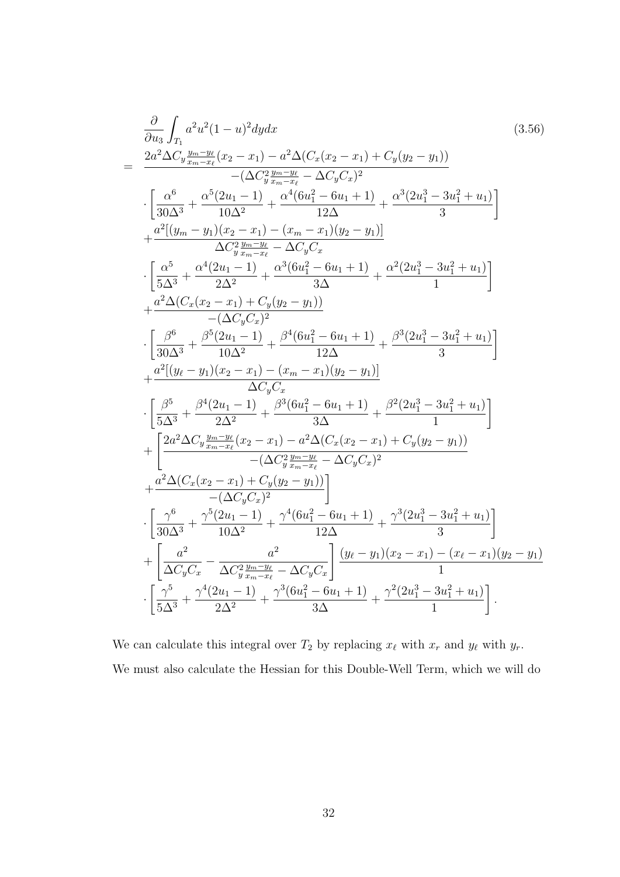$$
\begin{aligned}
&\frac{\partial}{\partial u_3}\int_{T_1} a^2u^2(1-u)^2\,dydx \qquad (3.56)\\
= \;& \frac{2a^2\Delta C_y\frac{y_m-y_\ell}{x_m-x_\ell}(x_2-x_1)-a^2\Delta(C_x(x_2-x_1)+C_y(y_2-y_1))}{-(\Delta C_y^2\frac{y_m-y_\ell}{x_m-x_\ell}-\Delta C_yC_x)^2}\\
&\cdot\left[\frac{\alpha^6}{30\Delta^3}+\frac{\alpha^5(2u_1-1)}{10\Delta^2}+\frac{\alpha^4(6u_1^2-6u_1+1)}{12\Delta}+\frac{\alpha^3(2u_1^3-3u_1^2+u_1)}{3}\right]\\
&+\frac{a^2[(y_m-y_1)(x_2-x_1)-(x_m-x_1)(y_2-y_1)]}{\Delta C_y^2\frac{y_m-y_\ell}{x_m-x_\ell}-\Delta C_yC_x}\\
&\cdot\left[\frac{\alpha^5}{5\Delta^3}+\frac{\alpha^4(2u_1-1)}{2\Delta^2}+\frac{\alpha^3(6u_1^2-6u_1+1)}{3\Delta}+\frac{\alpha^2(2u_1^3-3u_1^2+u_1)}{1}\right]\\
&+\frac{a^2\Delta(C_x(x_2-x_1)+C_y(y_2-y_1))}{-(\Delta C_yC_x)^2}\\
&\cdot\left[\frac{\beta^6}{30\Delta^3}+\frac{\beta^5(2u_1-1)}{10\Delta^2}+\frac{\beta^4(6u_1^2-6u_1+1)}{12\Delta}+\frac{\beta^3(2u_1^3-3u_1^2+u_1)}{3}\right]\\
&+\frac{a^2[(y_\ell-y_1)(x_2-x_1)-(x_m-x_1)(y_2-y_1)]}{\Delta C_yC_x}\\
&\cdot\left[\frac{\beta^5}{5\Delta^3}+\frac{\beta^4(2u_1-1)}{2\Delta^2}+\frac{\beta^3(6u_1^2-6u_1+1)}{3\Delta}+\frac{\beta^2(2u_1^3-3u_1^2+u_1)}{1}\right]\\
&+\left[\frac{2a^2\Delta C_y\frac{y_m-y_\ell}{x_m-x_\ell}(x_2-x_1)-a^2\Delta(C_x(x_2-x_1)+C_y(y_2-y_1))}{-(\Delta C_y^2\frac{y_m-y_\ell}{x_m-x_\ell}-\Delta C_yC_x)^2}\right.\\
&\left.+\frac{a^2\Delta(C_x(x_2-x_1)+C_y(y_2-y_1))}{-(\Delta C_yC_x)^2}\right]\\
&\cdot\left[\frac{\gamma^6}{30\Delta^3}+\frac{\gamma^5(2u_1-1)}{10\Delta^2}+\frac{\gamma^4(6u_1^2-6u_1+1)}{12\Delta}+\frac{\gamma^3(2u_1^3-3u_1^2+u_1)}{3}\right]\\
&+\left[\frac{a^2}{\Delta C_yC_x}-\frac{a^2}{\Delta C_y^2\frac{y_m-y_\ell}{x_m-x_\ell}-\Delta C_yC_x}\right]\frac{(y_\ell-y_1)(x_2-x_1)-(x_\ell-x_1)(y_2-y_1)}{1}\\
&\cdot\left[\frac{\gamma^5}{5\Delta^3}+\frac{\gamma^4(2u_1-1)}{2\Delta^2}+\frac{\gamma^3(6u_1^2-6u_1+1)}{3\Delta}+\frac{\gamma^2(2u_1^3-3u_1^2+u_1)}{1}\right].
\end{aligned}
$$

We can calculate this integral over $T_2$ by replacing $x_\ell$ with $x_r$ and $y_\ell$ with $y_r$.

We must also calculate the Hessian for this Double-Well Term, which we will do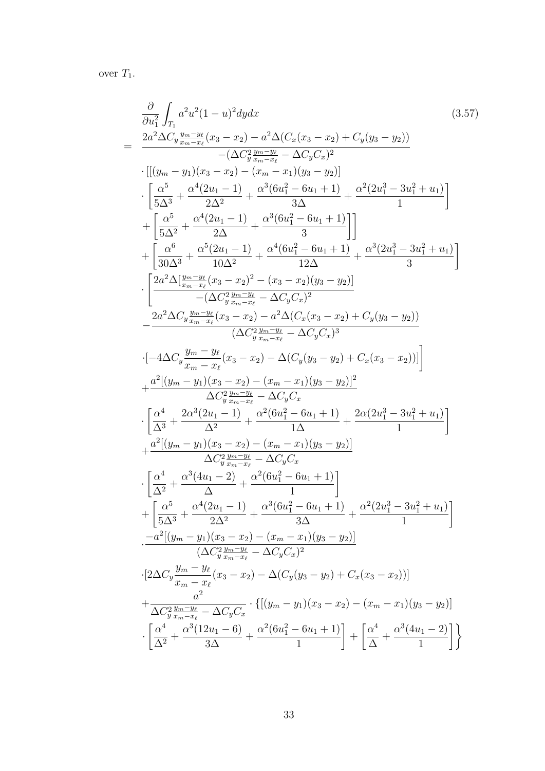over $T_1$.

$$
\begin{aligned}
&\frac{\partial}{\partial u_1^2}\int_{T_1} a^2u^2(1-u)^2 dydx \qquad (3.57)\\
=\ & \frac{2a^2\Delta C_y\frac{y_m-y_\ell}{x_m-x_\ell}(x_3-x_2)-a^2\Delta(C_x(x_3-x_2)+C_y(y_3-y_2))}{-(\Delta C_y^2\frac{y_m-y_\ell}{x_m-x_\ell}-\Delta C_yC_x)^2}\\
&\cdot[[(y_m-y_1)(x_3-x_2)-(x_m-x_1)(y_3-y_2)]\\
&\cdot\left[\frac{\alpha^5}{5\Delta^3}+\frac{\alpha^4(2u_1-1)}{2\Delta^2}+\frac{\alpha^3(6u_1^2-6u_1+1)}{3\Delta}+\frac{\alpha^2(2u_1^3-3u_1^2+u_1)}{1}\right]\\
&+\left[\frac{\alpha^5}{5\Delta^2}+\frac{\alpha^4(2u_1-1)}{2\Delta}+\frac{\alpha^3(6u_1^2-6u_1+1)}{3}\right]\Bigg]\\
&+\left[\frac{\alpha^6}{30\Delta^3}+\frac{\alpha^5(2u_1-1)}{10\Delta^2}+\frac{\alpha^4(6u_1^2-6u_1+1)}{12\Delta}+\frac{\alpha^3(2u_1^3-3u_1^2+u_1)}{3}\right]\\
&\cdot\Bigg[\frac{2a^2\Delta[\frac{y_m-y_\ell}{x_m-x_\ell}(x_3-x_2)^2-(x_3-x_2)(y_3-y_2)]}{-(\Delta C_y^2\frac{y_m-y_\ell}{x_m-x_\ell}-\Delta C_yC_x)^2}\\
&-\frac{2a^2\Delta C_y\frac{y_m-y_\ell}{x_m-x_\ell}(x_3-x_2)-a^2\Delta(C_x(x_3-x_2)+C_y(y_3-y_2))}{(\Delta C_y^2\frac{y_m-y_\ell}{x_m-x_\ell}-\Delta C_yC_x)^3}\\
&\cdot[-4\Delta C_y\frac{y_m-y_\ell}{x_m-x_\ell}(x_3-x_2)-\Delta(C_y(y_3-y_2)+C_x(x_3-x_2))]\Bigg]\\
&+\frac{a^2[(y_m-y_1)(x_3-x_2)-(x_m-x_1)(y_3-y_2)]^2}{\Delta C_y^2\frac{y_m-y_\ell}{x_m-x_\ell}-\Delta C_yC_x}\\
&\cdot\left[\frac{\alpha^4}{\Delta^3}+\frac{2\alpha^3(2u_1-1)}{\Delta^2}+\frac{\alpha^2(6u_1^2-6u_1+1)}{1\Delta}+\frac{2\alpha(2u_1^3-3u_1^2+u_1)}{1}\right]\\
&+\frac{a^2[(y_m-y_1)(x_3-x_2)-(x_m-x_1)(y_3-y_2)]}{\Delta C_y^2\frac{y_m-y_\ell}{x_m-x_\ell}-\Delta C_yC_x}\\
&\cdot\left[\frac{\alpha^4}{\Delta^2}+\frac{\alpha^3(4u_1-2)}{\Delta}+\frac{\alpha^2(6u_1^2-6u_1+1)}{1}\right]\\
&+\left[\frac{\alpha^5}{5\Delta^3}+\frac{\alpha^4(2u_1-1)}{2\Delta^2}+\frac{\alpha^3(6u_1^2-6u_1+1)}{3\Delta}+\frac{\alpha^2(2u_1^3-3u_1^2+u_1)}{1}\right]\\
&\cdot\frac{-a^2[(y_m-y_1)(x_3-x_2)-(x_m-x_1)(y_3-y_2)]}{(\Delta C_y^2\frac{y_m-y_\ell}{x_m-x_\ell}-\Delta C_yC_x)^2}\\
&\cdot[2\Delta C_y\frac{y_m-y_\ell}{x_m-x_\ell}(x_3-x_2)-\Delta(C_y(y_3-y_2)+C_x(x_3-x_2))]\\
&+\frac{a^2}{\Delta C_y^2\frac{y_m-y_\ell}{x_m-x_\ell}-\Delta C_yC_x}\cdot\{[(y_m-y_1)(x_3-x_2)-(x_m-x_1)(y_3-y_2)]\\
&\cdot\left[\frac{\alpha^4}{\Delta^2}+\frac{\alpha^3(12u_1-6)}{3\Delta}+\frac{\alpha^2(6u_1^2-6u_1+1)}{1}\right]+\left[\frac{\alpha^4}{\Delta}+\frac{\alpha^3(4u_1-2)}{1}\right]\Bigg\}
\end{aligned}
$$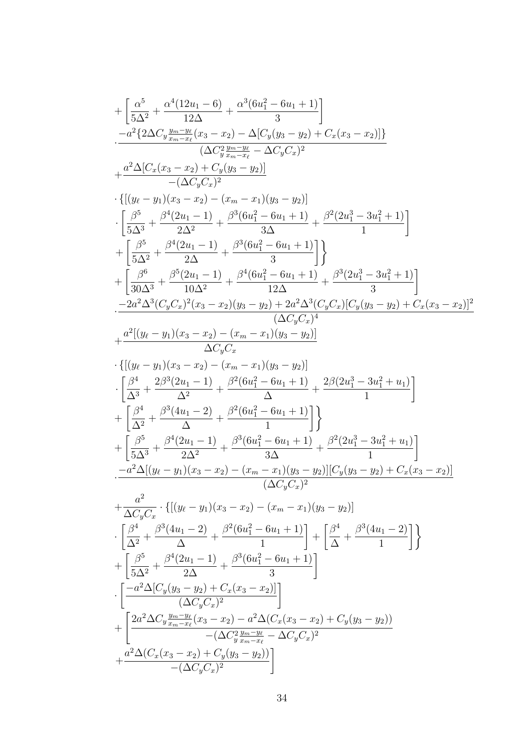$$
\begin{aligned}
&+\left[\frac{\alpha^5}{5\Delta^2}+\frac{\alpha^4(12u_1-6)}{12\Delta}+\frac{\alpha^3(6u_1^2-6u_1+1)}{3}\right] \\
&\cdot\frac{-a^2\{2\Delta C_y\frac{y_m-y_\ell}{x_m-x_\ell}(x_3-x_2)-\Delta[C_y(y_3-y_2)+C_x(x_3-x_2)]\}}{(\Delta C_y^2\frac{y_m-y_\ell}{x_m-x_\ell}-\Delta C_yC_x)^2} \\
&+\frac{a^2\Delta[C_x(x_3-x_2)+C_y(y_3-y_2)]}{-(\Delta C_yC_x)^2} \\
&\cdot\{[(y_\ell-y_1)(x_3-x_2)-(x_m-x_1)(y_3-y_2)] \\
&\cdot\left[\frac{\beta^5}{5\Delta^3}+\frac{\beta^4(2u_1-1)}{2\Delta^2}+\frac{\beta^3(6u_1^2-6u_1+1)}{3\Delta}+\frac{\beta^2(2u_1^3-3u_1^2+1)}{1}\right] \\
&+\left[\frac{\beta^5}{5\Delta^2}+\frac{\beta^4(2u_1-1)}{2\Delta}+\frac{\beta^3(6u_1^2-6u_1+1)}{3}\right]\Bigg\} \\
&+\left[\frac{\beta^6}{30\Delta^3}+\frac{\beta^5(2u_1-1)}{10\Delta^2}+\frac{\beta^4(6u_1^2-6u_1+1)}{12\Delta}+\frac{\beta^3(2u_1^3-3u_1^2+1)}{3}\right] \\
&\cdot\frac{-2a^2\Delta^3(C_yC_x)^2(x_3-x_2)(y_3-y_2)+2a^2\Delta^3(C_yC_x)[C_y(y_3-y_2)+C_x(x_3-x_2)]^2}{(\Delta C_yC_x)^4} \\
&+\frac{a^2[(y_\ell-y_1)(x_3-x_2)-(x_m-x_1)(y_3-y_2)]}{\Delta C_yC_x} \\
&\cdot\{[(y_\ell-y_1)(x_3-x_2)-(x_m-x_1)(y_3-y_2)] \\
&\cdot\left[\frac{\beta^4}{\Delta^3}+\frac{2\beta^3(2u_1-1)}{\Delta^2}+\frac{\beta^2(6u_1^2-6u_1+1)}{\Delta}+\frac{2\beta(2u_1^3-3u_1^2+u_1)}{1}\right] \\
&+\left[\frac{\beta^4}{\Delta^2}+\frac{\beta^3(4u_1-2)}{\Delta}+\frac{\beta^2(6u_1^2-6u_1+1)}{1}\right]\Bigg\} \\
&+\left[\frac{\beta^5}{5\Delta^3}+\frac{\beta^4(2u_1-1)}{2\Delta^2}+\frac{\beta^3(6u_1^2-6u_1+1)}{3\Delta}+\frac{\beta^2(2u_1^3-3u_1^2+u_1)}{1}\right] \\
&\cdot\frac{-a^2\Delta[(y_\ell-y_1)(x_3-x_2)-(x_m-x_1)(y_3-y_2)][C_y(y_3-y_2)+C_x(x_3-x_2)]}{(\Delta C_yC_x)^2} \\
&+\frac{a^2}{\Delta C_yC_x}\cdot\{[(y_\ell-y_1)(x_3-x_2)-(x_m-x_1)(y_3-y_2)] \\
&\cdot\left[\frac{\beta^4}{\Delta^2}+\frac{\beta^3(4u_1-2)}{\Delta}+\frac{\beta^2(6u_1^2-6u_1+1)}{1}\right]+\left[\frac{\beta^4}{\Delta}+\frac{\beta^3(4u_1-2)}{1}\right]\Bigg\} \\
&+\left[\frac{\beta^5}{5\Delta^2}+\frac{\beta^4(2u_1-1)}{2\Delta}+\frac{\beta^3(6u_1^2-6u_1+1)}{3}\right] \\
&\cdot\left[\frac{-a^2\Delta[C_y(y_3-y_2)+C_x(x_3-x_2)]}{(\Delta C_yC_x)^2}\right] \\
&+\left[\frac{2a^2\Delta C_y\frac{y_m-y_\ell}{x_m-x_\ell}(x_3-x_2)-a^2\Delta(C_x(x_3-x_2)+C_y(y_3-y_2))}{-(\Delta C_y^2\frac{y_m-y_\ell}{x_m-x_\ell}-\Delta C_yC_x)^2}\right. \\
&\left.+\frac{a^2\Delta(C_x(x_3-x_2)+C_y(y_3-y_2))}{-(\Delta C_yC_x)^2}\right]
\end{aligned}
$$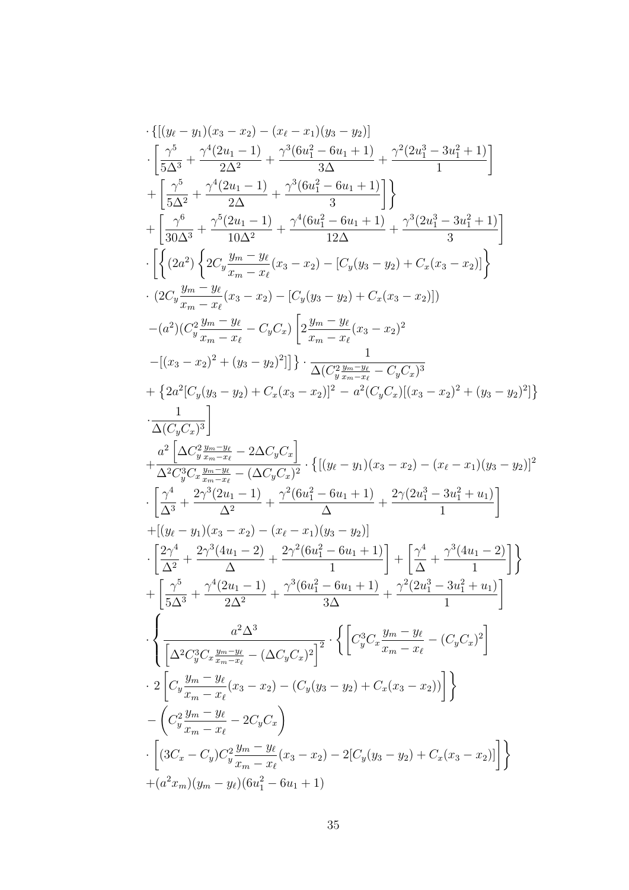$$
\begin{aligned}
&\cdot \{[(y_\ell - y_1)(x_3 - x_2) - (x_\ell - x_1)(y_3 - y_2)] \\
&\cdot \left[ \frac{\gamma^5}{5\Delta^3} + \frac{\gamma^4(2u_1 - 1)}{2\Delta^2} + \frac{\gamma^3(6u_1^2 - 6u_1 + 1)}{3\Delta} + \frac{\gamma^2(2u_1^3 - 3u_1^2 + 1)}{1} \right] \\
&+ \left[ \frac{\gamma^5}{5\Delta^2} + \frac{\gamma^4(2u_1 - 1)}{2\Delta} + \frac{\gamma^3(6u_1^2 - 6u_1 + 1)}{3} \right] \Bigg\} \\
&+ \left[ \frac{\gamma^6}{30\Delta^3} + \frac{\gamma^5(2u_1 - 1)}{10\Delta^2} + \frac{\gamma^4(6u_1^2 - 6u_1 + 1)}{12\Delta} + \frac{\gamma^3(2u_1^3 - 3u_1^2 + 1)}{3} \right] \\
&\cdot \Bigg[ \Bigg\{ (2a^2) \left\{ 2C_y \frac{y_m - y_\ell}{x_m - x_\ell}(x_3 - x_2) - [C_y(y_3 - y_2) + C_x(x_3 - x_2)] \right\} \\
&\cdot \left(2C_y \frac{y_m - y_\ell}{x_m - x_\ell}(x_3 - x_2) - [C_y(y_3 - y_2) + C_x(x_3 - x_2)]\right) \\
&-(a^2)(C_y^2 \frac{y_m - y_\ell}{x_m - x_\ell} - C_y C_x) \left[ 2\frac{y_m - y_\ell}{x_m - x_\ell}(x_3 - x_2)^2 \right. \\
&\left. -[(x_3 - x_2)^2 + (y_3 - y_2)^2] \right] \Bigg\} \cdot \frac{1}{\Delta(C_y^2 \frac{y_m - y_\ell}{x_m - x_\ell} - C_y C_x)^3} \\
&+ \left\{ 2a^2[C_y(y_3 - y_2) + C_x(x_3 - x_2)]^2 - a^2(C_y C_x)[(x_3 - x_2)^2 + (y_3 - y_2)^2] \right\} \\
&\cdot \frac{1}{\Delta(C_y C_x)^3} \Bigg] \\
&+ \frac{a^2 \left[ \Delta C_y^2 \frac{y_m - y_\ell}{x_m - x_\ell} - 2\Delta C_y C_x \right]}{\Delta^2 C_y^3 C_x \frac{y_m - y_\ell}{x_m - x_\ell} - (\Delta C_y C_x)^2} \cdot \left\{ [(y_\ell - y_1)(x_3 - x_2) - (x_\ell - x_1)(y_3 - y_2)]^2 \right. \\
&\cdot \left[ \frac{\gamma^4}{\Delta^3} + \frac{2\gamma^3(2u_1 - 1)}{\Delta^2} + \frac{\gamma^2(6u_1^2 - 6u_1 + 1)}{\Delta} + \frac{2\gamma(2u_1^3 - 3u_1^2 + u_1)}{1} \right] \\
&+ [(y_\ell - y_1)(x_3 - x_2) - (x_\ell - x_1)(y_3 - y_2)] \\
&\cdot \left[ \frac{2\gamma^4}{\Delta^2} + \frac{2\gamma^3(4u_1 - 2)}{\Delta} + \frac{2\gamma^2(6u_1^2 - 6u_1 + 1)}{1} \right] + \left[ \frac{\gamma^4}{\Delta} + \frac{\gamma^3(4u_1 - 2)}{1} \right] \Bigg\} \\
&+ \left[ \frac{\gamma^5}{5\Delta^3} + \frac{\gamma^4(2u_1 - 1)}{2\Delta^2} + \frac{\gamma^3(6u_1^2 - 6u_1 + 1)}{3\Delta} + \frac{\gamma^2(2u_1^3 - 3u_1^2 + u_1)}{1} \right] \\
&\cdot \Bigg\{ \frac{a^2 \Delta^3}{\left[ \Delta^2 C_y^3 C_x \frac{y_m - y_\ell}{x_m - x_\ell} - (\Delta C_y C_x)^2 \right]^2} \cdot \left\{ \left[ C_y^3 C_x \frac{y_m - y_\ell}{x_m - x_\ell} - (C_y C_x)^2 \right] \right. \\
&\left. \cdot 2 \left[ C_y \frac{y_m - y_\ell}{x_m - x_\ell}(x_3 - x_2) - (C_y(y_3 - y_2) + C_x(x_3 - x_2)) \right] \right\} \\
&- \left( C_y^2 \frac{y_m - y_\ell}{x_m - x_\ell} - 2C_y C_x \right) \\
&\cdot \left[ (3C_x - C_y)C_y^2 \frac{y_m - y_\ell}{x_m - x_\ell}(x_3 - x_2) - 2[C_y(y_3 - y_2) + C_x(x_3 - x_2)] \right] \Bigg\} \\
&+(a^2 x_m)(y_m - y_\ell)(6u_1^2 - 6u_1 + 1)
\end{aligned}
$$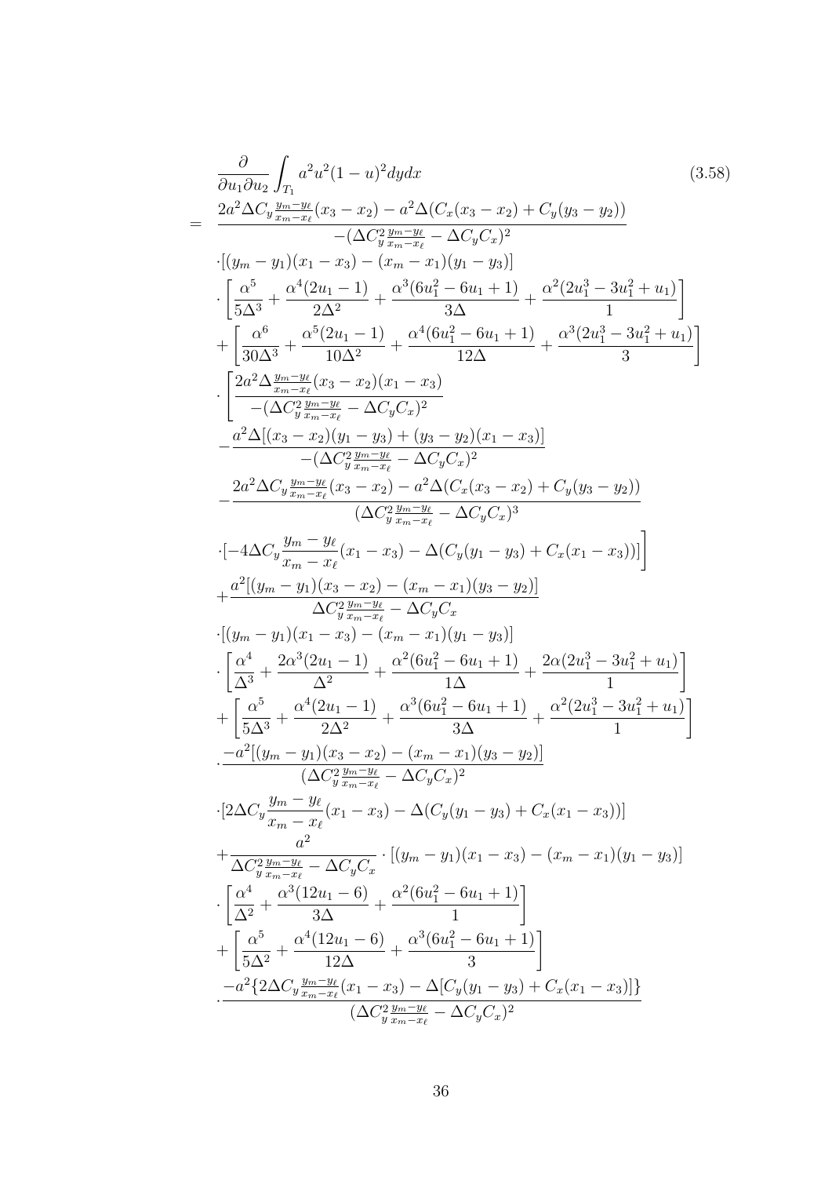$$
\begin{aligned}
&\frac{\partial}{\partial u_1 \partial u_2} \int_{T_1} a^2 u^2 (1-u)^2 dy dx \qquad (3.58)\\
= \; & \frac{2a^2 \Delta C_y \frac{y_m - y_\ell}{x_m - x_\ell}(x_3 - x_2) - a^2 \Delta (C_x(x_3 - x_2) + C_y(y_3 - y_2))}{-(\Delta C_y^2 \frac{y_m - y_\ell}{x_m - x_\ell} - \Delta C_y C_x)^2} \\
&\cdot [(y_m - y_1)(x_1 - x_3) - (x_m - x_1)(y_1 - y_3)] \\
&\cdot \left[ \frac{\alpha^5}{5\Delta^3} + \frac{\alpha^4 (2u_1 - 1)}{2\Delta^2} + \frac{\alpha^3 (6u_1^2 - 6u_1 + 1)}{3\Delta} + \frac{\alpha^2 (2u_1^3 - 3u_1^2 + u_1)}{1} \right] \\
&+ \left[ \frac{\alpha^6}{30\Delta^3} + \frac{\alpha^5 (2u_1 - 1)}{10\Delta^2} + \frac{\alpha^4 (6u_1^2 - 6u_1 + 1)}{12\Delta} + \frac{\alpha^3 (2u_1^3 - 3u_1^2 + u_1)}{3} \right] \\
&\cdot \left[ \frac{2a^2 \Delta \frac{y_m - y_\ell}{x_m - x_\ell}(x_3 - x_2)(x_1 - x_3)}{-(\Delta C_y^2 \frac{y_m - y_\ell}{x_m - x_\ell} - \Delta C_y C_x)^2} \right. \\
&- \frac{a^2 \Delta [(x_3 - x_2)(y_1 - y_3) + (y_3 - y_2)(x_1 - x_3)]}{-(\Delta C_y^2 \frac{y_m - y_\ell}{x_m - x_\ell} - \Delta C_y C_x)^2} \\
&- \frac{2a^2 \Delta C_y \frac{y_m - y_\ell}{x_m - x_\ell}(x_3 - x_2) - a^2 \Delta (C_x(x_3 - x_2) + C_y(y_3 - y_2))}{(\Delta C_y^2 \frac{y_m - y_\ell}{x_m - x_\ell} - \Delta C_y C_x)^3} \\
&\left. \cdot [-4\Delta C_y \frac{y_m - y_\ell}{x_m - x_\ell}(x_1 - x_3) - \Delta (C_y(y_1 - y_3) + C_x(x_1 - x_3))] \right] \\
&+ \frac{a^2 [(y_m - y_1)(x_3 - x_2) - (x_m - x_1)(y_3 - y_2)]}{\Delta C_y^2 \frac{y_m - y_\ell}{x_m - x_\ell} - \Delta C_y C_x} \\
&\cdot [(y_m - y_1)(x_1 - x_3) - (x_m - x_1)(y_1 - y_3)] \\
&\cdot \left[ \frac{\alpha^4}{\Delta^3} + \frac{2\alpha^3 (2u_1 - 1)}{\Delta^2} + \frac{\alpha^2 (6u_1^2 - 6u_1 + 1)}{1\Delta} + \frac{2\alpha (2u_1^3 - 3u_1^2 + u_1)}{1} \right] \\
&+ \left[ \frac{\alpha^5}{5\Delta^3} + \frac{\alpha^4 (2u_1 - 1)}{2\Delta^2} + \frac{\alpha^3 (6u_1^2 - 6u_1 + 1)}{3\Delta} + \frac{\alpha^2 (2u_1^3 - 3u_1^2 + u_1)}{1} \right] \\
&\cdot \frac{-a^2 [(y_m - y_1)(x_3 - x_2) - (x_m - x_1)(y_3 - y_2)]}{(\Delta C_y^2 \frac{y_m - y_\ell}{x_m - x_\ell} - \Delta C_y C_x)^2} \\
&\cdot [2\Delta C_y \frac{y_m - y_\ell}{x_m - x_\ell}(x_1 - x_3) - \Delta (C_y(y_1 - y_3) + C_x(x_1 - x_3))] \\
&+ \frac{a^2}{\Delta C_y^2 \frac{y_m - y_\ell}{x_m - x_\ell} - \Delta C_y C_x} \cdot [(y_m - y_1)(x_1 - x_3) - (x_m - x_1)(y_1 - y_3)] \\
&\cdot \left[ \frac{\alpha^4}{\Delta^2} + \frac{\alpha^3 (12u_1 - 6)}{3\Delta} + \frac{\alpha^2 (6u_1^2 - 6u_1 + 1)}{1} \right] \\
&+ \left[ \frac{\alpha^5}{5\Delta^2} + \frac{\alpha^4 (12u_1 - 6)}{12\Delta} + \frac{\alpha^3 (6u_1^2 - 6u_1 + 1)}{3} \right] \\
&\cdot \frac{-a^2 \{2\Delta C_y \frac{y_m - y_\ell}{x_m - x_\ell}(x_1 - x_3) - \Delta [C_y(y_1 - y_3) + C_x(x_1 - x_3)]\}}{(\Delta C_y^2 \frac{y_m - y_\ell}{x_m - x_\ell} - \Delta C_y C_x)^2}
\end{aligned}
$$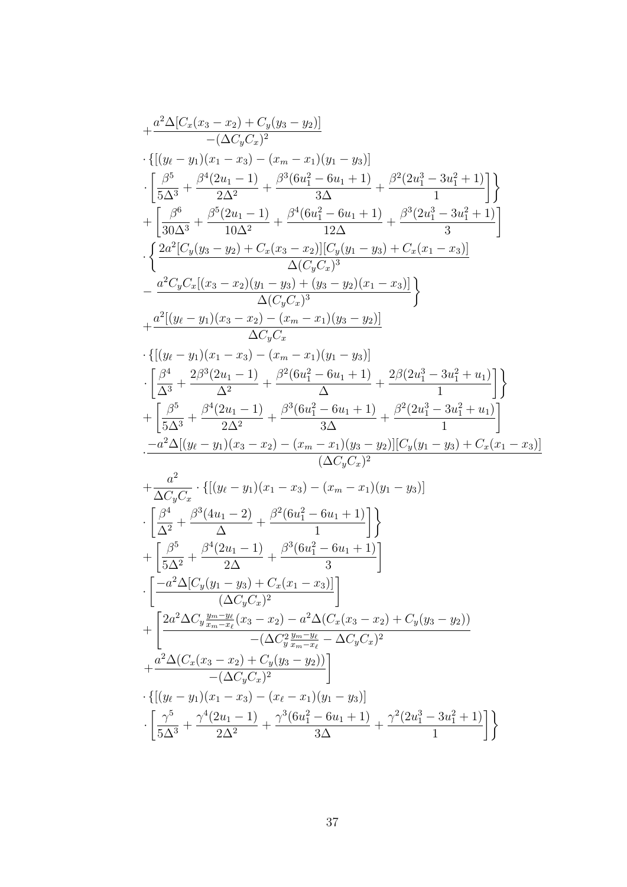$$
+\frac{a^2\Delta[C_x(x_3-x_2)+C_y(y_3-y_2)]}{-(\Delta C_yC_x)^2}
$$

$$
\cdot\{[(y_\ell-y_1)(x_1-x_3)-(x_m-x_1)(y_1-y_3)]
$$

$$
\left.\cdot\left[\frac{\beta^5}{5\Delta^3}+\frac{\beta^4(2u_1-1)}{2\Delta^2}+\frac{\beta^3(6u_1^2-6u_1+1)}{3\Delta}+\frac{\beta^2(2u_1^3-3u_1^2+1)}{1}\right]\right\}
$$

$$
+\left[\frac{\beta^6}{30\Delta^3}+\frac{\beta^5(2u_1-1)}{10\Delta^2}+\frac{\beta^4(6u_1^2-6u_1+1)}{12\Delta}+\frac{\beta^3(2u_1^3-3u_1^2+1)}{3}\right]
$$

$$
\cdot\left\{\frac{2a^2[C_y(y_3-y_2)+C_x(x_3-x_2)][C_y(y_1-y_3)+C_x(x_1-x_3)]}{\Delta(C_yC_x)^3}\right.
$$

$$
\left.-\frac{a^2C_yC_x[(x_3-x_2)(y_1-y_3)+(y_3-y_2)(x_1-x_3)]}{\Delta(C_yC_x)^3}\right\}
$$

$$
+\frac{a^2[(y_\ell-y_1)(x_3-x_2)-(x_m-x_1)(y_3-y_2)]}{\Delta C_yC_x}
$$

$$
\cdot\{[(y_\ell-y_1)(x_1-x_3)-(x_m-x_1)(y_1-y_3)]
$$

$$
\left.\cdot\left[\frac{\beta^4}{\Delta^3}+\frac{2\beta^3(2u_1-1)}{\Delta^2}+\frac{\beta^2(6u_1^2-6u_1+1)}{\Delta}+\frac{2\beta(2u_1^3-3u_1^2+u_1)}{1}\right]\right\}
$$

$$
+\left[\frac{\beta^5}{5\Delta^3}+\frac{\beta^4(2u_1-1)}{2\Delta^2}+\frac{\beta^3(6u_1^2-6u_1+1)}{3\Delta}+\frac{\beta^2(2u_1^3-3u_1^2+u_1)}{1}\right]
$$

$$
\cdot\frac{-a^2\Delta[(y_\ell-y_1)(x_3-x_2)-(x_m-x_1)(y_3-y_2)][C_y(y_1-y_3)+C_x(x_1-x_3)]}{(\Delta C_yC_x)^2}
$$

$$
+\frac{a^2}{\Delta C_yC_x}\cdot\{[(y_\ell-y_1)(x_1-x_3)-(x_m-x_1)(y_1-y_3)]
$$

$$
\left.\cdot\left[\frac{\beta^4}{\Delta^2}+\frac{\beta^3(4u_1-2)}{\Delta}+\frac{\beta^2(6u_1^2-6u_1+1)}{1}\right]\right\}
$$

$$
+\left[\frac{\beta^5}{5\Delta^2}+\frac{\beta^4(2u_1-1)}{2\Delta}+\frac{\beta^3(6u_1^2-6u_1+1)}{3}\right]
$$

$$
\cdot\left[\frac{-a^2\Delta[C_y(y_1-y_3)+C_x(x_1-x_3)]}{(\Delta C_yC_x)^2}\right]
$$

$$
+\left[\frac{2a^2\Delta C_y\frac{y_m-y_\ell}{x_m-x_\ell}(x_3-x_2)-a^2\Delta(C_x(x_3-x_2)+C_y(y_3-y_2))}{-(\Delta C_y^2\frac{y_m-y_\ell}{x_m-x_\ell}-\Delta C_yC_x)^2}\right.
$$

$$
\left.+\frac{a^2\Delta(C_x(x_3-x_2)+C_y(y_3-y_2))}{-(\Delta C_yC_x)^2}\right]
$$

$$
\cdot\{[(y_\ell-y_1)(x_1-x_3)-(x_\ell-x_1)(y_1-y_3)]
$$

$$
\left.\cdot\left[\frac{\gamma^5}{5\Delta^3}+\frac{\gamma^4(2u_1-1)}{2\Delta^2}+\frac{\gamma^3(6u_1^2-6u_1+1)}{3\Delta}+\frac{\gamma^2(2u_1^3-3u_1^2+1)}{1}\right]\right\}
$$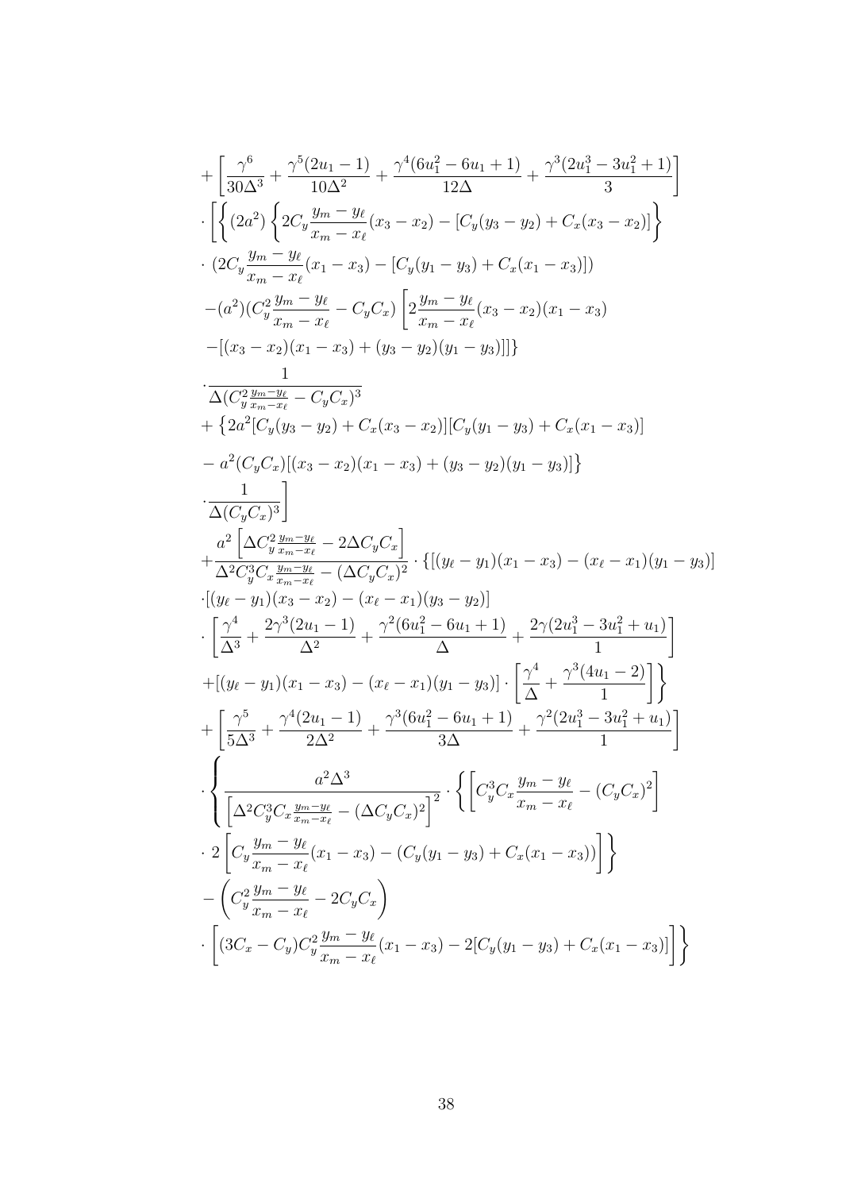$$
\begin{aligned}
&+\left[\frac{\gamma^6}{30\Delta^3}+\frac{\gamma^5(2u_1-1)}{10\Delta^2}+\frac{\gamma^4(6u_1^2-6u_1+1)}{12\Delta}+\frac{\gamma^3(2u_1^3-3u_1^2+1)}{3}\right]\\
&\cdot\left[\left\{(2a^2)\left\{2C_y\frac{y_m-y_\ell}{x_m-x_\ell}(x_3-x_2)-[C_y(y_3-y_2)+C_x(x_3-x_2)]\right\}\right.\right.\\
&\cdot\ (2C_y\frac{y_m-y_\ell}{x_m-x_\ell}(x_1-x_3)-[C_y(y_1-y_3)+C_x(x_1-x_3)])\\
&-(a^2)(C_y^2\frac{y_m-y_\ell}{x_m-x_\ell}-C_yC_x)\left[2\frac{y_m-y_\ell}{x_m-x_\ell}(x_3-x_2)(x_1-x_3)\right.\\
&\left.\left.-[(x_3-x_2)(x_1-x_3)+(y_3-y_2)(y_1-y_3)]\right]\right\}\\
&\cdot\frac{1}{\Delta(C_y^2\frac{y_m-y_\ell}{x_m-x_\ell}-C_yC_x)^3}\\
&+\left\{2a^2[C_y(y_3-y_2)+C_x(x_3-x_2)][C_y(y_1-y_3)+C_x(x_1-x_3)]\right.\\
&\left.-\ a^2(C_yC_x)[(x_3-x_2)(x_1-x_3)+(y_3-y_2)(y_1-y_3)]\right\}\\
&\left.\cdot\frac{1}{\Delta(C_yC_x)^3}\right]\\
&+\frac{a^2\left[\Delta C_y^2\frac{y_m-y_\ell}{x_m-x_\ell}-2\Delta C_yC_x\right]}{\Delta^2C_y^3C_x\frac{y_m-y_\ell}{x_m-x_\ell}-(\Delta C_yC_x)^2}\cdot\{[(y_\ell-y_1)(x_1-x_3)-(x_\ell-x_1)(y_1-y_3)]\\
&\cdot[(y_\ell-y_1)(x_3-x_2)-(x_\ell-x_1)(y_3-y_2)]\\
&\cdot\left[\frac{\gamma^4}{\Delta^3}+\frac{2\gamma^3(2u_1-1)}{\Delta^2}+\frac{\gamma^2(6u_1^2-6u_1+1)}{\Delta}+\frac{2\gamma(2u_1^3-3u_1^2+u_1)}{1}\right]\\
&\left.+[(y_\ell-y_1)(x_1-x_3)-(x_\ell-x_1)(y_1-y_3)]\cdot\left[\frac{\gamma^4}{\Delta}+\frac{\gamma^3(4u_1-2)}{1}\right]\right\}\\
&+\left[\frac{\gamma^5}{5\Delta^3}+\frac{\gamma^4(2u_1-1)}{2\Delta^2}+\frac{\gamma^3(6u_1^2-6u_1+1)}{3\Delta}+\frac{\gamma^2(2u_1^3-3u_1^2+u_1)}{1}\right]\\
&\cdot\left\{\frac{a^2\Delta^3}{\left[\Delta^2C_y^3C_x\frac{y_m-y_\ell}{x_m-x_\ell}-(\Delta C_yC_x)^2\right]^2}\cdot\left\{\left[C_y^3C_x\frac{y_m-y_\ell}{x_m-x_\ell}-(C_yC_x)^2\right]\right.\right.\\
&\left.\cdot\ 2\left[C_y\frac{y_m-y_\ell}{x_m-x_\ell}(x_1-x_3)-(C_y(y_1-y_3)+C_x(x_1-x_3))\right]\right\}\\
&-\left(C_y^2\frac{y_m-y_\ell}{x_m-x_\ell}-2C_yC_x\right)\\
&\left.\cdot\left[(3C_x-C_y)C_y^2\frac{y_m-y_\ell}{x_m-x_\ell}(x_1-x_3)-2[C_y(y_1-y_3)+C_x(x_1-x_3)]\right]\right\}
\end{aligned}
$$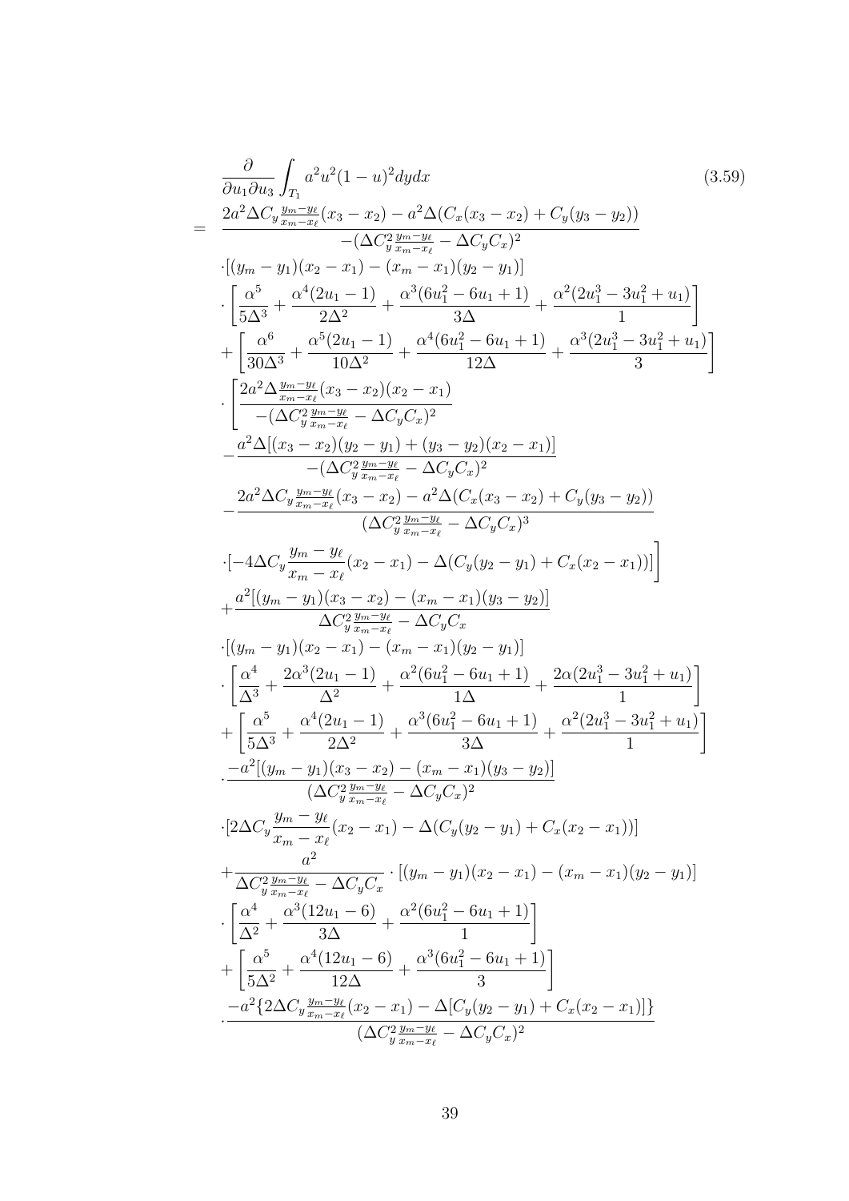$$
\begin{aligned}
&\frac{\partial}{\partial u_1 \partial u_3} \int_{T_1} a^2 u^2 (1-u)^2 dy dx \qquad (3.59)\\
= \;& \frac{2a^2 \Delta C_y \frac{y_m - y_\ell}{x_m - x_\ell}(x_3 - x_2) - a^2 \Delta (C_x(x_3 - x_2) + C_y(y_3 - y_2))}{-(\Delta C_y^2 \frac{y_m - y_\ell}{x_m - x_\ell} - \Delta C_y C_x)^2} \\
& \cdot [(y_m - y_1)(x_2 - x_1) - (x_m - x_1)(y_2 - y_1)] \\
& \cdot \left[ \frac{\alpha^5}{5\Delta^3} + \frac{\alpha^4(2u_1 - 1)}{2\Delta^2} + \frac{\alpha^3(6u_1^2 - 6u_1 + 1)}{3\Delta} + \frac{\alpha^2(2u_1^3 - 3u_1^2 + u_1)}{1} \right] \\
& + \left[ \frac{\alpha^6}{30\Delta^3} + \frac{\alpha^5(2u_1 - 1)}{10\Delta^2} + \frac{\alpha^4(6u_1^2 - 6u_1 + 1)}{12\Delta} + \frac{\alpha^3(2u_1^3 - 3u_1^2 + u_1)}{3} \right] \\
& \cdot \Bigg[ \frac{2a^2 \Delta \frac{y_m - y_\ell}{x_m - x_\ell}(x_3 - x_2)(x_2 - x_1)}{-(\Delta C_y^2 \frac{y_m - y_\ell}{x_m - x_\ell} - \Delta C_y C_x)^2} \\
& - \frac{a^2 \Delta [(x_3 - x_2)(y_2 - y_1) + (y_3 - y_2)(x_2 - x_1)]}{-(\Delta C_y^2 \frac{y_m - y_\ell}{x_m - x_\ell} - \Delta C_y C_x)^2} \\
& - \frac{2a^2 \Delta C_y \frac{y_m - y_\ell}{x_m - x_\ell}(x_3 - x_2) - a^2 \Delta (C_x(x_3 - x_2) + C_y(y_3 - y_2))}{(\Delta C_y^2 \frac{y_m - y_\ell}{x_m - x_\ell} - \Delta C_y C_x)^3} \\
& \cdot [-4\Delta C_y \frac{y_m - y_\ell}{x_m - x_\ell}(x_2 - x_1) - \Delta (C_y(y_2 - y_1) + C_x(x_2 - x_1))] \Bigg] \\
& + \frac{a^2 [(y_m - y_1)(x_3 - x_2) - (x_m - x_1)(y_3 - y_2)]}{\Delta C_y^2 \frac{y_m - y_\ell}{x_m - x_\ell} - \Delta C_y C_x} \\
& \cdot [(y_m - y_1)(x_2 - x_1) - (x_m - x_1)(y_2 - y_1)] \\
& \cdot \left[ \frac{\alpha^4}{\Delta^3} + \frac{2\alpha^3(2u_1 - 1)}{\Delta^2} + \frac{\alpha^2(6u_1^2 - 6u_1 + 1)}{1\Delta} + \frac{2\alpha(2u_1^3 - 3u_1^2 + u_1)}{1} \right] \\
& + \left[ \frac{\alpha^5}{5\Delta^3} + \frac{\alpha^4(2u_1 - 1)}{2\Delta^2} + \frac{\alpha^3(6u_1^2 - 6u_1 + 1)}{3\Delta} + \frac{\alpha^2(2u_1^3 - 3u_1^2 + u_1)}{1} \right] \\
& \cdot \frac{-a^2 [(y_m - y_1)(x_3 - x_2) - (x_m - x_1)(y_3 - y_2)]}{(\Delta C_y^2 \frac{y_m - y_\ell}{x_m - x_\ell} - \Delta C_y C_x)^2} \\
& \cdot [2\Delta C_y \frac{y_m - y_\ell}{x_m - x_\ell}(x_2 - x_1) - \Delta (C_y(y_2 - y_1) + C_x(x_2 - x_1))] \\
& + \frac{a^2}{\Delta C_y^2 \frac{y_m - y_\ell}{x_m - x_\ell} - \Delta C_y C_x} \cdot [(y_m - y_1)(x_2 - x_1) - (x_m - x_1)(y_2 - y_1)] \\
& \cdot \left[ \frac{\alpha^4}{\Delta^2} + \frac{\alpha^3(12u_1 - 6)}{3\Delta} + \frac{\alpha^2(6u_1^2 - 6u_1 + 1)}{1} \right] \\
& + \left[ \frac{\alpha^5}{5\Delta^2} + \frac{\alpha^4(12u_1 - 6)}{12\Delta} + \frac{\alpha^3(6u_1^2 - 6u_1 + 1)}{3} \right] \\
& \cdot \frac{-a^2 \{2\Delta C_y \frac{y_m - y_\ell}{x_m - x_\ell}(x_2 - x_1) - \Delta [C_y(y_2 - y_1) + C_x(x_2 - x_1)]\}}{(\Delta C_y^2 \frac{y_m - y_\ell}{x_m - x_\ell} - \Delta C_y C_x)^2}
\end{aligned}
$$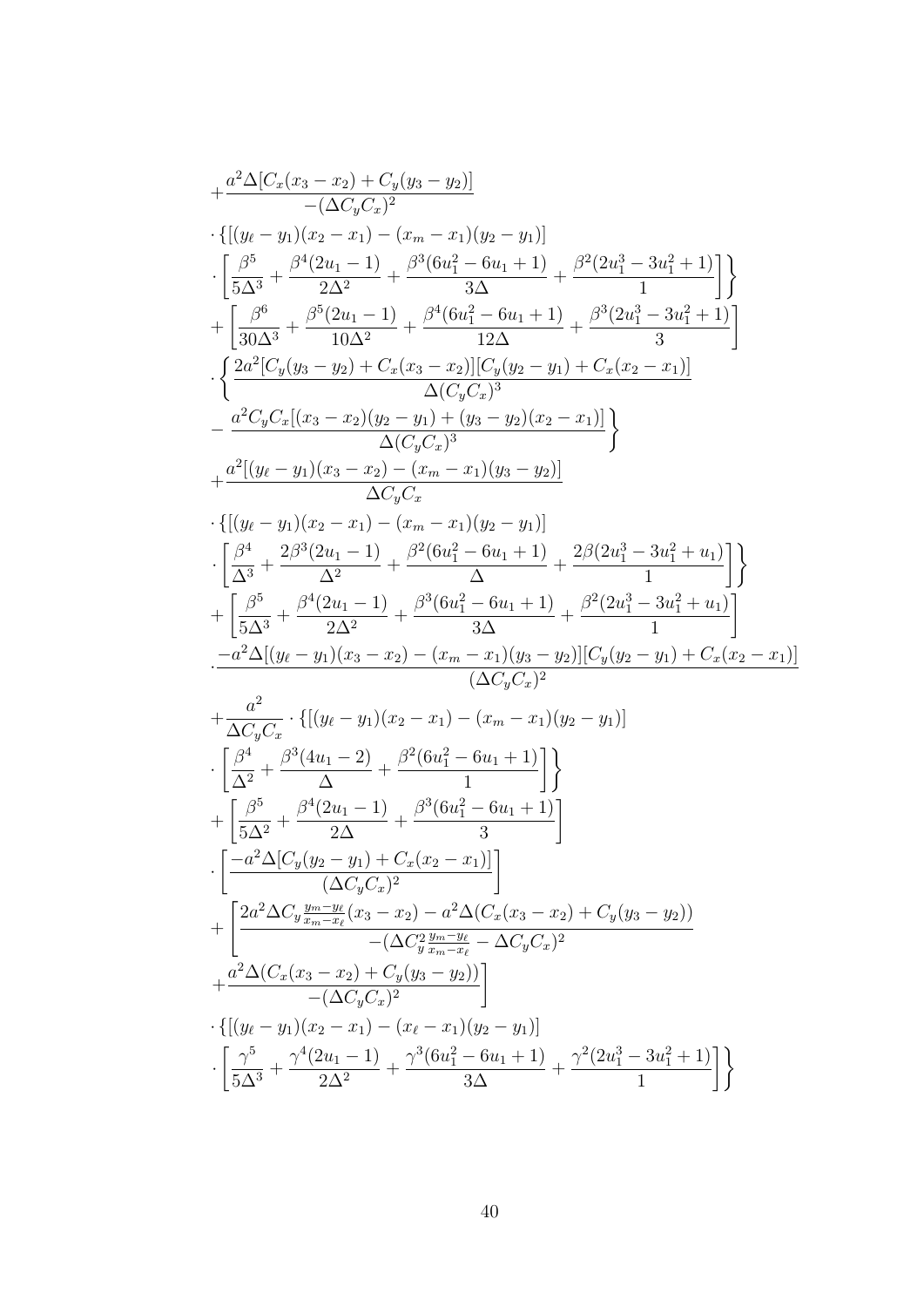$$
\begin{aligned}
&+\frac{a^2\Delta[C_x(x_3-x_2)+C_y(y_3-y_2)]}{-(\Delta C_y C_x)^2} \\
&\cdot\{[(y_\ell-y_1)(x_2-x_1)-(x_m-x_1)(y_2-y_1)] \\
&\cdot\left[\frac{\beta^5}{5\Delta^3}+\frac{\beta^4(2u_1-1)}{2\Delta^2}+\frac{\beta^3(6u_1^2-6u_1+1)}{3\Delta}+\frac{\beta^2(2u_1^3-3u_1^2+1)}{1}\right]\Bigg\} \\
&+\left[\frac{\beta^6}{30\Delta^3}+\frac{\beta^5(2u_1-1)}{10\Delta^2}+\frac{\beta^4(6u_1^2-6u_1+1)}{12\Delta}+\frac{\beta^3(2u_1^3-3u_1^2+1)}{3}\right] \\
&\cdot\left\{\frac{2a^2[C_y(y_3-y_2)+C_x(x_3-x_2)][C_y(y_2-y_1)+C_x(x_2-x_1)]}{\Delta(C_yC_x)^3}\right. \\
&\left.-\frac{a^2C_yC_x[(x_3-x_2)(y_2-y_1)+(y_3-y_2)(x_2-x_1)]}{\Delta(C_yC_x)^3}\right\} \\
&+\frac{a^2[(y_\ell-y_1)(x_3-x_2)-(x_m-x_1)(y_3-y_2)]}{\Delta C_yC_x} \\
&\cdot\{[(y_\ell-y_1)(x_2-x_1)-(x_m-x_1)(y_2-y_1)] \\
&\cdot\left[\frac{\beta^4}{\Delta^3}+\frac{2\beta^3(2u_1-1)}{\Delta^2}+\frac{\beta^2(6u_1^2-6u_1+1)}{\Delta}+\frac{2\beta(2u_1^3-3u_1^2+u_1)}{1}\right]\Bigg\} \\
&+\left[\frac{\beta^5}{5\Delta^3}+\frac{\beta^4(2u_1-1)}{2\Delta^2}+\frac{\beta^3(6u_1^2-6u_1+1)}{3\Delta}+\frac{\beta^2(2u_1^3-3u_1^2+u_1)}{1}\right] \\
&\cdot\frac{-a^2\Delta[(y_\ell-y_1)(x_3-x_2)-(x_m-x_1)(y_3-y_2)][C_y(y_2-y_1)+C_x(x_2-x_1)]}{(\Delta C_yC_x)^2} \\
&+\frac{a^2}{\Delta C_yC_x}\cdot\{[(y_\ell-y_1)(x_2-x_1)-(x_m-x_1)(y_2-y_1)] \\
&\cdot\left[\frac{\beta^4}{\Delta^2}+\frac{\beta^3(4u_1-2)}{\Delta}+\frac{\beta^2(6u_1^2-6u_1+1)}{1}\right]\Bigg\} \\
&+\left[\frac{\beta^5}{5\Delta^2}+\frac{\beta^4(2u_1-1)}{2\Delta}+\frac{\beta^3(6u_1^2-6u_1+1)}{3}\right] \\
&\cdot\left[\frac{-a^2\Delta[C_y(y_2-y_1)+C_x(x_2-x_1)]}{(\Delta C_yC_x)^2}\right] \\
&+\left[\frac{2a^2\Delta C_y\frac{y_m-y_\ell}{x_m-x_\ell}(x_3-x_2)-a^2\Delta(C_x(x_3-x_2)+C_y(y_3-y_2))}{-(\Delta C_y^2\frac{y_m-y_\ell}{x_m-x_\ell}-\Delta C_yC_x)^2}\right. \\
&\left.+\frac{a^2\Delta(C_x(x_3-x_2)+C_y(y_3-y_2))}{-(\Delta C_yC_x)^2}\right] \\
&\cdot\{[(y_\ell-y_1)(x_2-x_1)-(x_\ell-x_1)(y_2-y_1)] \\
&\cdot\left[\frac{\gamma^5}{5\Delta^3}+\frac{\gamma^4(2u_1-1)}{2\Delta^2}+\frac{\gamma^3(6u_1^2-6u_1+1)}{3\Delta}+\frac{\gamma^2(2u_1^3-3u_1^2+1)}{1}\right]\Bigg\}
\end{aligned}
$$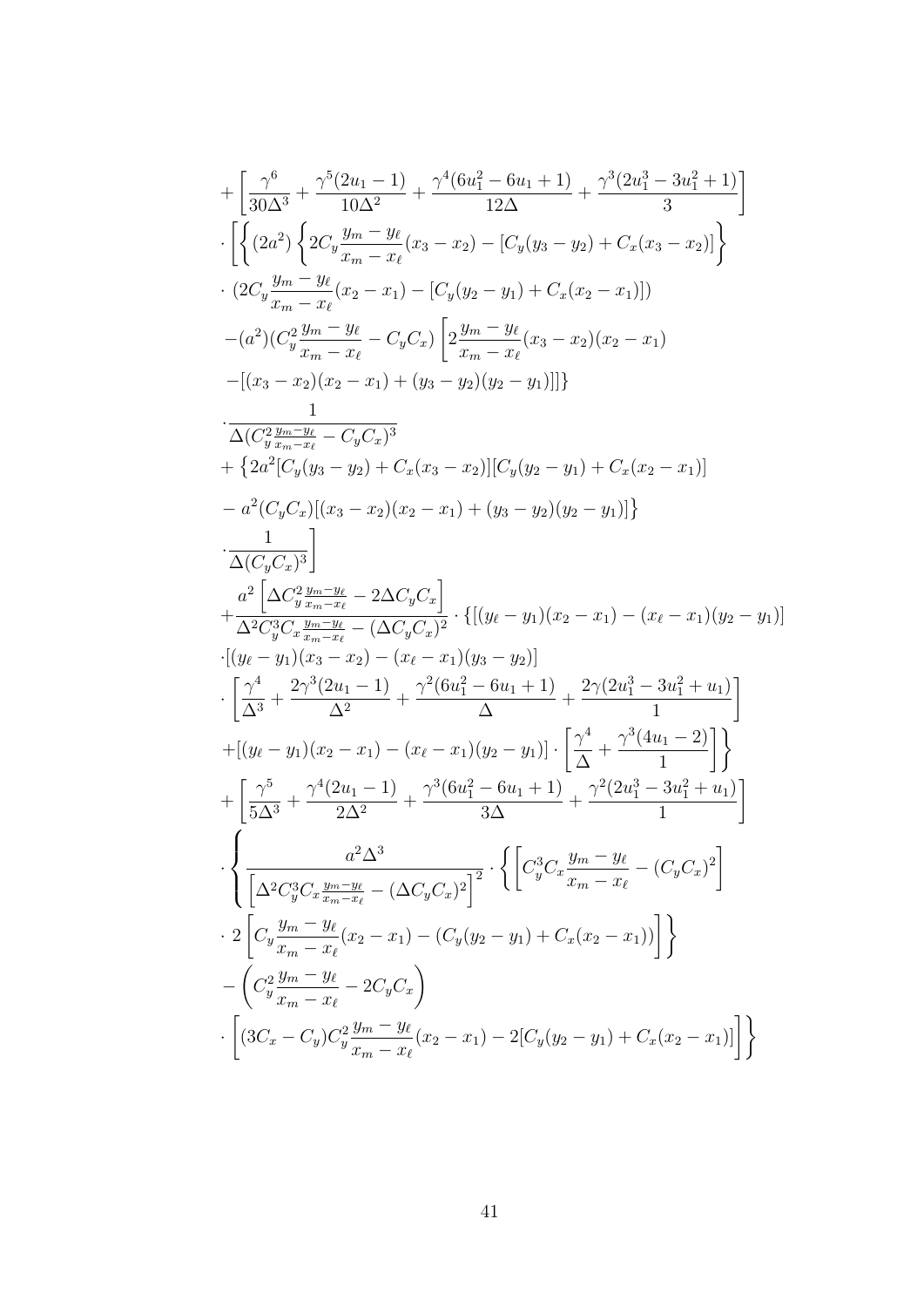$$
\begin{aligned}
&+\left[\frac{\gamma^6}{30\Delta^3}+\frac{\gamma^5(2u_1-1)}{10\Delta^2}+\frac{\gamma^4(6u_1^2-6u_1+1)}{12\Delta}+\frac{\gamma^3(2u_1^3-3u_1^2+1)}{3}\right]\\
&\cdot\left[\left\{(2a^2)\left\{2C_y\frac{y_m-y_\ell}{x_m-x_\ell}(x_3-x_2)-[C_y(y_3-y_2)+C_x(x_3-x_2)]\right\}\right.\right.\\
&\cdot\ (2C_y\frac{y_m-y_\ell}{x_m-x_\ell}(x_2-x_1)-[C_y(y_2-y_1)+C_x(x_2-x_1)])\\
&-(a^2)(C_y^2\frac{y_m-y_\ell}{x_m-x_\ell}-C_yC_x)\left[2\frac{y_m-y_\ell}{x_m-x_\ell}(x_3-x_2)(x_2-x_1)\right.\\
&\left.\left.-[(x_3-x_2)(x_2-x_1)+(y_3-y_2)(y_2-y_1)]\right]\right\}\\
&\cdot\frac{1}{\Delta(C_y^2\frac{y_m-y_\ell}{x_m-x_\ell}-C_yC_x)^3}\\
&+\left\{2a^2[C_y(y_3-y_2)+C_x(x_3-x_2)][C_y(y_2-y_1)+C_x(x_2-x_1)]\right.\\
&\left.-\ a^2(C_yC_x)[(x_3-x_2)(x_2-x_1)+(y_3-y_2)(y_2-y_1)]\right\}\\
&\left.\cdot\frac{1}{\Delta(C_yC_x)^3}\right]\\
&+\frac{a^2\left[\Delta C_y^2\frac{y_m-y_\ell}{x_m-x_\ell}-2\Delta C_yC_x\right]}{\Delta^2C_y^3C_x\frac{y_m-y_\ell}{x_m-x_\ell}-(\Delta C_yC_x)^2}\cdot\{[(y_\ell-y_1)(x_2-x_1)-(x_\ell-x_1)(y_2-y_1)]\\
&\cdot[(y_\ell-y_1)(x_3-x_2)-(x_\ell-x_1)(y_3-y_2)]\\
&\cdot\left[\frac{\gamma^4}{\Delta^3}+\frac{2\gamma^3(2u_1-1)}{\Delta^2}+\frac{\gamma^2(6u_1^2-6u_1+1)}{\Delta}+\frac{2\gamma(2u_1^3-3u_1^2+u_1)}{1}\right]\\
&\left.+[(y_\ell-y_1)(x_2-x_1)-(x_\ell-x_1)(y_2-y_1)]\cdot\left[\frac{\gamma^4}{\Delta}+\frac{\gamma^3(4u_1-2)}{1}\right]\right\}\\
&+\left[\frac{\gamma^5}{5\Delta^3}+\frac{\gamma^4(2u_1-1)}{2\Delta^2}+\frac{\gamma^3(6u_1^2-6u_1+1)}{3\Delta}+\frac{\gamma^2(2u_1^3-3u_1^2+u_1)}{1}\right]\\
&\cdot\left\{\frac{a^2\Delta^3}{\left[\Delta^2C_y^3C_x\frac{y_m-y_\ell}{x_m-x_\ell}-(\Delta C_yC_x)^2\right]^2}\cdot\left\{\left[C_y^3C_x\frac{y_m-y_\ell}{x_m-x_\ell}-(C_yC_x)^2\right]\right.\right.\\
&\left.\cdot\ 2\left[C_y\frac{y_m-y_\ell}{x_m-x_\ell}(x_2-x_1)-(C_y(y_2-y_1)+C_x(x_2-x_1))\right]\right\}\\
&-\left(C_y^2\frac{y_m-y_\ell}{x_m-x_\ell}-2C_yC_x\right)\\
&\left.\cdot\left[(3C_x-C_y)C_y^2\frac{y_m-y_\ell}{x_m-x_\ell}(x_2-x_1)-2[C_y(y_2-y_1)+C_x(x_2-x_1)]\right]\right\}
\end{aligned}
$$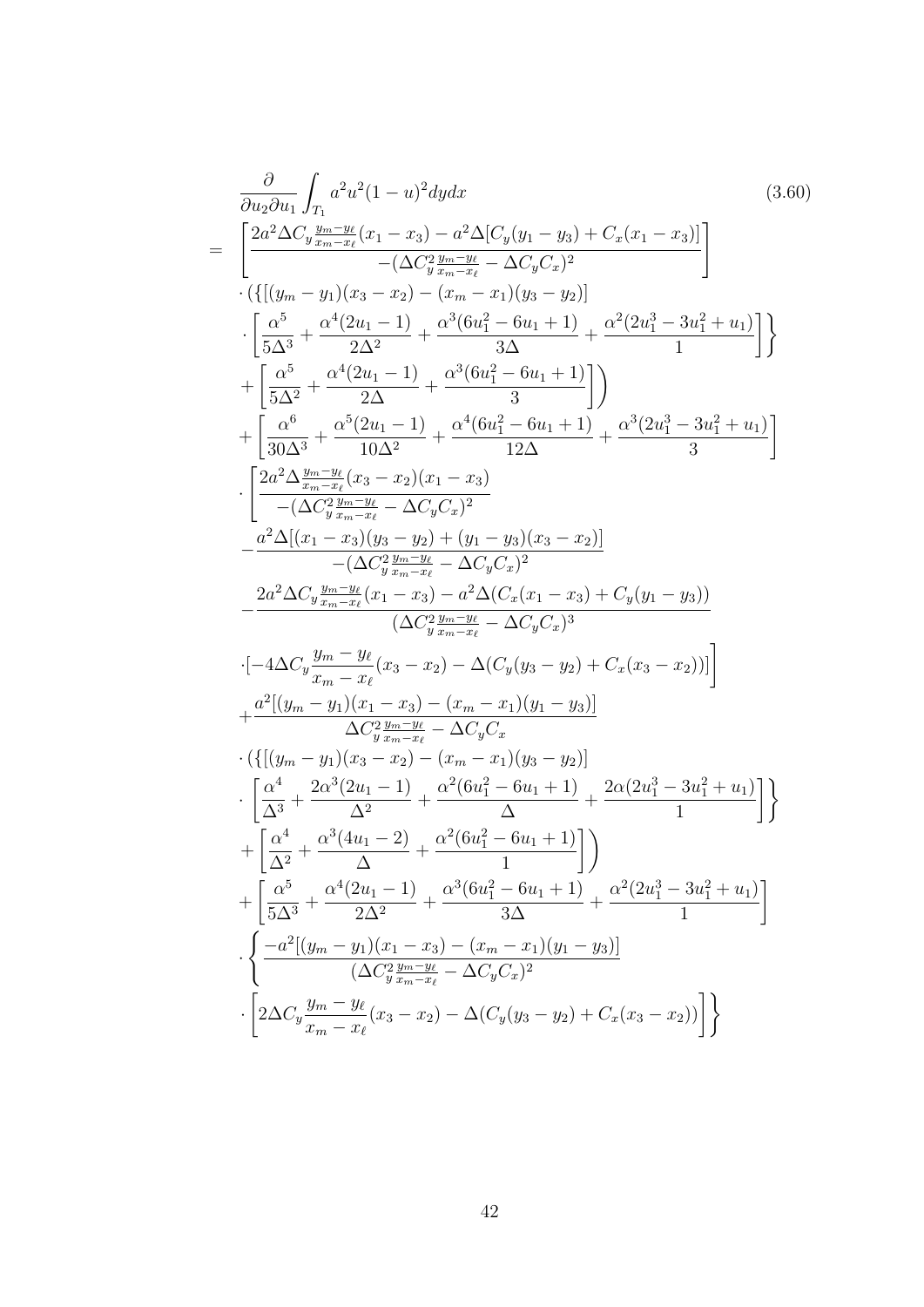$$
\begin{aligned}
&\frac{\partial}{\partial u_2 \partial u_1} \int_{T_1} a^2 u^2 (1-u)^2 dy dx \qquad (3.60)\\
= &\left[ \frac{2a^2 \Delta C_y \frac{y_m - y_\ell}{x_m - x_\ell}(x_1 - x_3) - a^2 \Delta [C_y(y_1 - y_3) + C_x(x_1 - x_3)]}{-(\Delta C_y^2 \frac{y_m - y_\ell}{x_m - x_\ell} - \Delta C_y C_x)^2} \right] \\
&\cdot (\{[(y_m - y_1)(x_3 - x_2) - (x_m - x_1)(y_3 - y_2)] \\
&\cdot \left[ \frac{\alpha^5}{5\Delta^3} + \frac{\alpha^4(2u_1 - 1)}{2\Delta^2} + \frac{\alpha^3(6u_1^2 - 6u_1 + 1)}{3\Delta} + \frac{\alpha^2(2u_1^3 - 3u_1^2 + u_1)}{1} \right] \} \\
&+ \left[ \frac{\alpha^5}{5\Delta^2} + \frac{\alpha^4(2u_1 - 1)}{2\Delta} + \frac{\alpha^3(6u_1^2 - 6u_1 + 1)}{3} \right] ) \\
&+ \left[ \frac{\alpha^6}{30\Delta^3} + \frac{\alpha^5(2u_1 - 1)}{10\Delta^2} + \frac{\alpha^4(6u_1^2 - 6u_1 + 1)}{12\Delta} + \frac{\alpha^3(2u_1^3 - 3u_1^2 + u_1)}{3} \right] \\
&\cdot \left[ \frac{2a^2 \Delta \frac{y_m - y_\ell}{x_m - x_\ell}(x_3 - x_2)(x_1 - x_3)}{-(\Delta C_y^2 \frac{y_m - y_\ell}{x_m - x_\ell} - \Delta C_y C_x)^2} \right. \\
&- \frac{a^2 \Delta [(x_1 - x_3)(y_3 - y_2) + (y_1 - y_3)(x_3 - x_2)]}{-(\Delta C_y^2 \frac{y_m - y_\ell}{x_m - x_\ell} - \Delta C_y C_x)^2} \\
&- \frac{2a^2 \Delta C_y \frac{y_m - y_\ell}{x_m - x_\ell}(x_1 - x_3) - a^2 \Delta (C_x(x_1 - x_3) + C_y(y_1 - y_3))}{(\Delta C_y^2 \frac{y_m - y_\ell}{x_m - x_\ell} - \Delta C_y C_x)^3} \\
&\left. \cdot [-4\Delta C_y \frac{y_m - y_\ell}{x_m - x_\ell}(x_3 - x_2) - \Delta (C_y(y_3 - y_2) + C_x(x_3 - x_2))] \right] \\
&+ \frac{a^2 [(y_m - y_1)(x_1 - x_3) - (x_m - x_1)(y_1 - y_3)]}{\Delta C_y^2 \frac{y_m - y_\ell}{x_m - x_\ell} - \Delta C_y C_x} \\
&\cdot (\{[(y_m - y_1)(x_3 - x_2) - (x_m - x_1)(y_3 - y_2)] \\
&\cdot \left[ \frac{\alpha^4}{\Delta^3} + \frac{2\alpha^3(2u_1 - 1)}{\Delta^2} + \frac{\alpha^2(6u_1^2 - 6u_1 + 1)}{\Delta} + \frac{2\alpha(2u_1^3 - 3u_1^2 + u_1)}{1} \right] \} \\
&+ \left[ \frac{\alpha^4}{\Delta^2} + \frac{\alpha^3(4u_1 - 2)}{\Delta} + \frac{\alpha^2(6u_1^2 - 6u_1 + 1)}{1} \right] ) \\
&+ \left[ \frac{\alpha^5}{5\Delta^3} + \frac{\alpha^4(2u_1 - 1)}{2\Delta^2} + \frac{\alpha^3(6u_1^2 - 6u_1 + 1)}{3\Delta} + \frac{\alpha^2(2u_1^3 - 3u_1^2 + u_1)}{1} \right] \\
&\cdot \left\{ \frac{-a^2 [(y_m - y_1)(x_1 - x_3) - (x_m - x_1)(y_1 - y_3)]}{(\Delta C_y^2 \frac{y_m - y_\ell}{x_m - x_\ell} - \Delta C_y C_x)^2} \right. \\
&\left. \cdot \left[ 2\Delta C_y \frac{y_m - y_\ell}{x_m - x_\ell}(x_3 - x_2) - \Delta (C_y(y_3 - y_2) + C_x(x_3 - x_2)) \right] \right\}
\end{aligned}
$$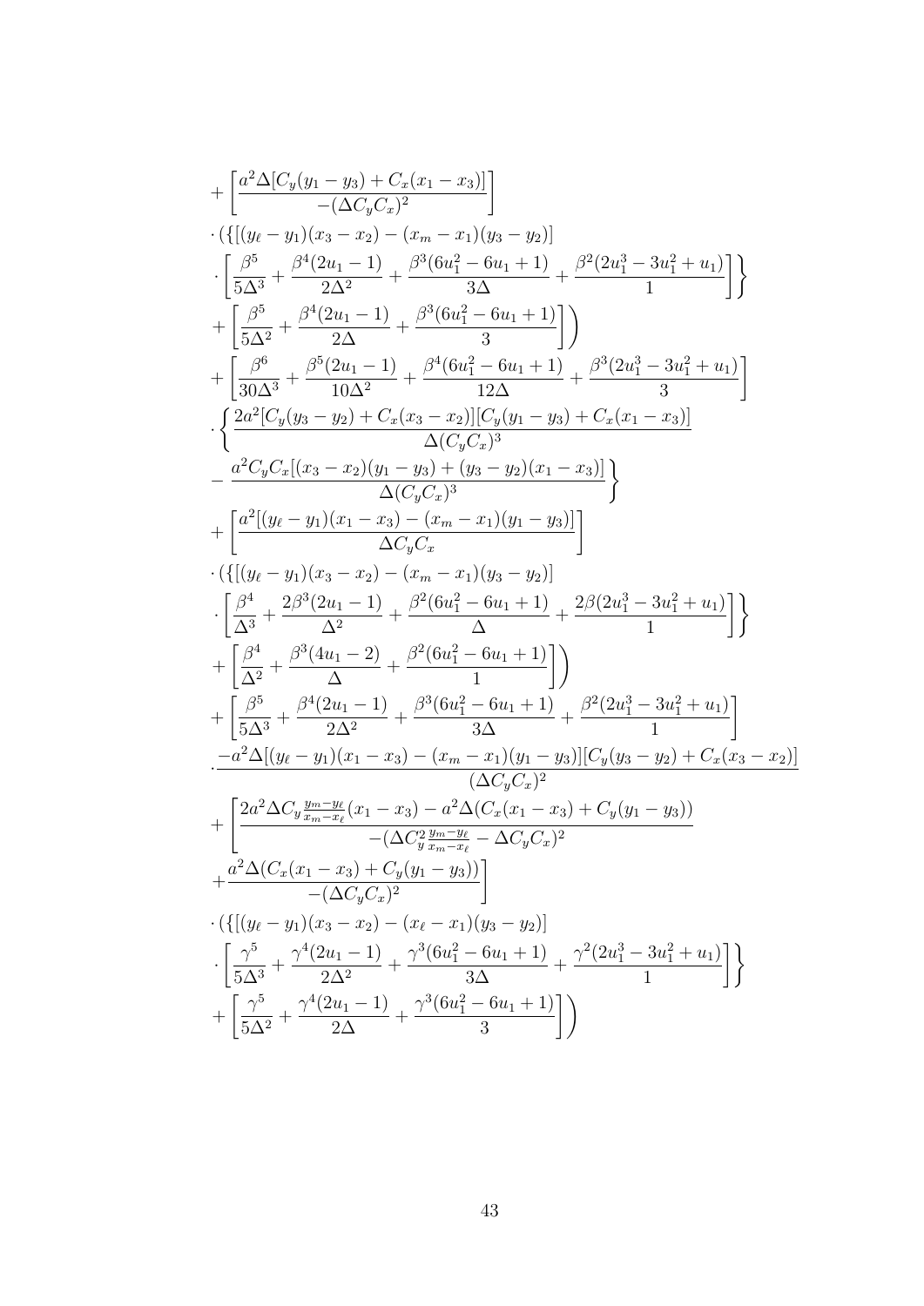$$
\begin{aligned}
&+\left[\frac{a^2\Delta[C_y(y_1-y_3)+C_x(x_1-x_3)]}{-(\Delta C_yC_x)^2}\right] \\
&\cdot(\{[(y_\ell-y_1)(x_3-x_2)-(x_m-x_1)(y_3-y_2)] \\
&\cdot\left[\frac{\beta^5}{5\Delta^3}+\frac{\beta^4(2u_1-1)}{2\Delta^2}+\frac{\beta^3(6u_1^2-6u_1+1)}{3\Delta}+\frac{\beta^2(2u_1^3-3u_1^2+u_1)}{1}\right]\right\} \\
&+\left[\frac{\beta^5}{5\Delta^2}+\frac{\beta^4(2u_1-1)}{2\Delta}+\frac{\beta^3(6u_1^2-6u_1+1)}{3}\right]\Bigg) \\
&+\left[\frac{\beta^6}{30\Delta^3}+\frac{\beta^5(2u_1-1)}{10\Delta^2}+\frac{\beta^4(6u_1^2-6u_1+1)}{12\Delta}+\frac{\beta^3(2u_1^3-3u_1^2+u_1)}{3}\right] \\
&\cdot\left\{\frac{2a^2[C_y(y_3-y_2)+C_x(x_3-x_2)][C_y(y_1-y_3)+C_x(x_1-x_3)]}{\Delta(C_yC_x)^3}\right. \\
&\left.-\frac{a^2C_yC_x[(x_3-x_2)(y_1-y_3)+(y_3-y_2)(x_1-x_3)]}{\Delta(C_yC_x)^3}\right\} \\
&+\left[\frac{a^2[(y_\ell-y_1)(x_1-x_3)-(x_m-x_1)(y_1-y_3)]}{\Delta C_yC_x}\right] \\
&\cdot(\{[(y_\ell-y_1)(x_3-x_2)-(x_m-x_1)(y_3-y_2)] \\
&\cdot\left[\frac{\beta^4}{\Delta^3}+\frac{2\beta^3(2u_1-1)}{\Delta^2}+\frac{\beta^2(6u_1^2-6u_1+1)}{\Delta}+\frac{2\beta(2u_1^3-3u_1^2+u_1)}{1}\right]\right\} \\
&+\left[\frac{\beta^4}{\Delta^2}+\frac{\beta^3(4u_1-2)}{\Delta}+\frac{\beta^2(6u_1^2-6u_1+1)}{1}\right]\Bigg) \\
&+\left[\frac{\beta^5}{5\Delta^3}+\frac{\beta^4(2u_1-1)}{2\Delta^2}+\frac{\beta^3(6u_1^2-6u_1+1)}{3\Delta}+\frac{\beta^2(2u_1^3-3u_1^2+u_1)}{1}\right] \\
&\cdot\frac{-a^2\Delta[(y_\ell-y_1)(x_1-x_3)-(x_m-x_1)(y_1-y_3)][C_y(y_3-y_2)+C_x(x_3-x_2)]}{(\Delta C_yC_x)^2} \\
&+\left[\frac{2a^2\Delta C_y\frac{y_m-y_\ell}{x_m-x_\ell}(x_1-x_3)-a^2\Delta(C_x(x_1-x_3)+C_y(y_1-y_3))}{-(\Delta C_y^2\frac{y_m-y_\ell}{x_m-x_\ell}-\Delta C_yC_x)^2}\right. \\
&\left.+\frac{a^2\Delta(C_x(x_1-x_3)+C_y(y_1-y_3))}{-(\Delta C_yC_x)^2}\right] \\
&\cdot(\{[(y_\ell-y_1)(x_3-x_2)-(x_\ell-x_1)(y_3-y_2)] \\
&\cdot\left[\frac{\gamma^5}{5\Delta^3}+\frac{\gamma^4(2u_1-1)}{2\Delta^2}+\frac{\gamma^3(6u_1^2-6u_1+1)}{3\Delta}+\frac{\gamma^2(2u_1^3-3u_1^2+u_1)}{1}\right]\right\} \\
&+\left[\frac{\gamma^5}{5\Delta^2}+\frac{\gamma^4(2u_1-1)}{2\Delta}+\frac{\gamma^3(6u_1^2-6u_1+1)}{3}\right]\Bigg)
\end{aligned}
$$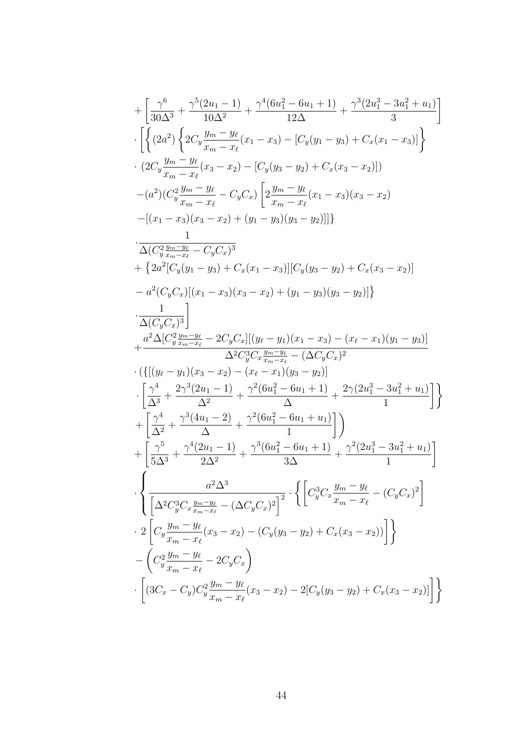$$
\begin{aligned}
&+\left[\frac{\gamma^6}{30\Delta^3}+\frac{\gamma^5(2u_1-1)}{10\Delta^2}+\frac{\gamma^4(6u_1^2-6u_1+1)}{12\Delta}+\frac{\gamma^3(2u_1^3-3u_1^2+u_1)}{3}\right]\\
&\cdot\left[\left\{(2a^2)\left\{2C_y\frac{y_m-y_\ell}{x_m-x_\ell}(x_1-x_3)-[C_y(y_1-y_3)+C_x(x_1-x_3)]\right\}\right.\right.\\
&\cdot\,(2C_y\frac{y_m-y_\ell}{x_m-x_\ell}(x_3-x_2)-[C_y(y_3-y_2)+C_x(x_3-x_2)])\\
&-(a^2)(C_y^2\frac{y_m-y_\ell}{x_m-x_\ell}-C_yC_x)\left[2\frac{y_m-y_\ell}{x_m-x_\ell}(x_1-x_3)(x_3-x_2)\right.\\
&\left.-[(x_1-x_3)(x_3-x_2)+(y_1-y_3)(y_3-y_2)]]\right\}\\
&\cdot\frac{1}{\Delta(C_y^2\frac{y_m-y_\ell}{x_m-x_\ell}-C_yC_x)^3}\\
&+\left\{2a^2[C_y(y_1-y_3)+C_x(x_1-x_3)][C_y(y_3-y_2)+C_x(x_3-x_2)]\right.\\
&\left.-\,a^2(C_yC_x)[(x_1-x_3)(x_3-x_2)+(y_1-y_3)(y_3-y_2)]\right\}\\
&\left.\cdot\frac{1}{\Delta(C_yC_x)^3}\right]\\
&+\frac{a^2\Delta[C_y^2\frac{y_m-y_\ell}{x_m-x_\ell}-2C_yC_x][(y_\ell-y_1)(x_1-x_3)-(x_\ell-x_1)(y_1-y_3)]}{\Delta^2C_y^3C_x\frac{y_m-y_\ell}{x_m-x_\ell}-(\Delta C_yC_x)^2}\\
&\cdot(\{[(y_\ell-y_1)(x_3-x_2)-(x_\ell-x_1)(y_3-y_2)]\\
&\left.\cdot\left[\frac{\gamma^4}{\Delta^3}+\frac{2\gamma^3(2u_1-1)}{\Delta^2}+\frac{\gamma^2(6u_1^2-6u_1+1)}{\Delta}+\frac{2\gamma(2u_1^3-3u_1^2+u_1)}{1}\right]\right\}\\
&\left.+\left[\frac{\gamma^4}{\Delta^2}+\frac{\gamma^3(4u_1-2)}{\Delta}+\frac{\gamma^2(6u_1^2-6u_1+u_1)}{1}\right]\right)\\
&+\left[\frac{\gamma^5}{5\Delta^3}+\frac{\gamma^4(2u_1-1)}{2\Delta^2}+\frac{\gamma^3(6u_1^2-6u_1+1)}{3\Delta}+\frac{\gamma^2(2u_1^3-3u_1^2+u_1)}{1}\right]\\
&\cdot\left\{\frac{a^2\Delta^3}{\left[\Delta^2C_y^3C_x\frac{y_m-y_\ell}{x_m-x_\ell}-(\Delta C_yC_x)^2\right]^2}\cdot\left\{\left[C_y^3C_x\frac{y_m-y_\ell}{x_m-x_\ell}-(C_yC_x)^2\right]\right.\right.\\
&\left.\cdot\,2\left[C_y\frac{y_m-y_\ell}{x_m-x_\ell}(x_3-x_2)-(C_y(y_3-y_2)+C_x(x_3-x_2))\right]\right\}\\
&-\left(C_y^2\frac{y_m-y_\ell}{x_m-x_\ell}-2C_yC_x\right)\\
&\left.\cdot\left[(3C_x-C_y)C_y^2\frac{y_m-y_\ell}{x_m-x_\ell}(x_3-x_2)-2[C_y(y_3-y_2)+C_x(x_3-x_2)]\right]\right\}
\end{aligned}
$$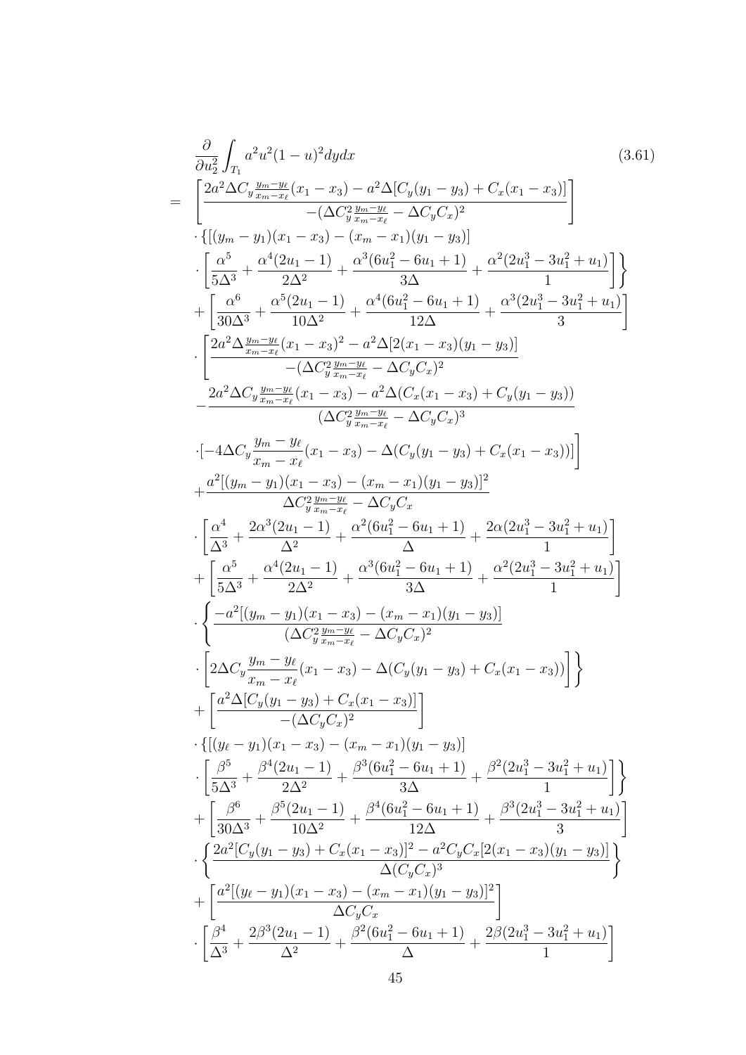$$
\begin{aligned}
&\frac{\partial}{\partial u_2^2}\int_{T_1} a^2u^2(1-u)^2dydx \qquad (3.61)\\
=\;&\left[\frac{2a^2\Delta C_y\frac{y_m-y_\ell}{x_m-x_\ell}(x_1-x_3)-a^2\Delta[C_y(y_1-y_3)+C_x(x_1-x_3)]}{-(\Delta C_y^2\frac{y_m-y_\ell}{x_m-x_\ell}-\Delta C_yC_x)^2}\right]\\
&\cdot\{[(y_m-y_1)(x_1-x_3)-(x_m-x_1)(y_1-y_3)]\\
&\cdot\left[\frac{\alpha^5}{5\Delta^3}+\frac{\alpha^4(2u_1-1)}{2\Delta^2}+\frac{\alpha^3(6u_1^2-6u_1+1)}{3\Delta}+\frac{\alpha^2(2u_1^3-3u_1^2+u_1)}{1}\right]\Bigg\}\\
&+\left[\frac{\alpha^6}{30\Delta^3}+\frac{\alpha^5(2u_1-1)}{10\Delta^2}+\frac{\alpha^4(6u_1^2-6u_1+1)}{12\Delta}+\frac{\alpha^3(2u_1^3-3u_1^2+u_1)}{3}\right]\\
&\cdot\left[\frac{2a^2\Delta\frac{y_m-y_\ell}{x_m-x_\ell}(x_1-x_3)^2-a^2\Delta[2(x_1-x_3)(y_1-y_3)]}{-(\Delta C_y^2\frac{y_m-y_\ell}{x_m-x_\ell}-\Delta C_yC_x)^2}\right.\\
&-\frac{2a^2\Delta C_y\frac{y_m-y_\ell}{x_m-x_\ell}(x_1-x_3)-a^2\Delta(C_x(x_1-x_3)+C_y(y_1-y_3))}{(\Delta C_y^2\frac{y_m-y_\ell}{x_m-x_\ell}-\Delta C_yC_x)^3}\\
&\left.\cdot[-4\Delta C_y\frac{y_m-y_\ell}{x_m-x_\ell}(x_1-x_3)-\Delta(C_y(y_1-y_3)+C_x(x_1-x_3))]\right]\\
&+\frac{a^2[(y_m-y_1)(x_1-x_3)-(x_m-x_1)(y_1-y_3)]^2}{\Delta C_y^2\frac{y_m-y_\ell}{x_m-x_\ell}-\Delta C_yC_x}\\
&\cdot\left[\frac{\alpha^4}{\Delta^3}+\frac{2\alpha^3(2u_1-1)}{\Delta^2}+\frac{\alpha^2(6u_1^2-6u_1+1)}{\Delta}+\frac{2\alpha(2u_1^3-3u_1^2+u_1)}{1}\right]\\
&+\left[\frac{\alpha^5}{5\Delta^3}+\frac{\alpha^4(2u_1-1)}{2\Delta^2}+\frac{\alpha^3(6u_1^2-6u_1+1)}{3\Delta}+\frac{\alpha^2(2u_1^3-3u_1^2+u_1)}{1}\right]\\
&\cdot\left\{\frac{-a^2[(y_m-y_1)(x_1-x_3)-(x_m-x_1)(y_1-y_3)]}{(\Delta C_y^2\frac{y_m-y_\ell}{x_m-x_\ell}-\Delta C_yC_x)^2}\right.\\
&\left.\cdot\left[2\Delta C_y\frac{y_m-y_\ell}{x_m-x_\ell}(x_1-x_3)-\Delta(C_y(y_1-y_3)+C_x(x_1-x_3))\right]\right\}\\
&+\left[\frac{a^2\Delta[C_y(y_1-y_3)+C_x(x_1-x_3)]}{-(\Delta C_yC_x)^2}\right]\\
&\cdot\{[(y_\ell-y_1)(x_1-x_3)-(x_m-x_1)(y_1-y_3)]\\
&\cdot\left[\frac{\beta^5}{5\Delta^3}+\frac{\beta^4(2u_1-1)}{2\Delta^2}+\frac{\beta^3(6u_1^2-6u_1+1)}{3\Delta}+\frac{\beta^2(2u_1^3-3u_1^2+u_1)}{1}\right]\Bigg\}\\
&+\left[\frac{\beta^6}{30\Delta^3}+\frac{\beta^5(2u_1-1)}{10\Delta^2}+\frac{\beta^4(6u_1^2-6u_1+1)}{12\Delta}+\frac{\beta^3(2u_1^3-3u_1^2+u_1)}{3}\right]\\
&\cdot\left\{\frac{2a^2[C_y(y_1-y_3)+C_x(x_1-x_3)]^2-a^2C_yC_x[2(x_1-x_3)(y_1-y_3)]}{\Delta(C_yC_x)^3}\right\}\\
&+\left[\frac{a^2[(y_\ell-y_1)(x_1-x_3)-(x_m-x_1)(y_1-y_3)]^2}{\Delta C_yC_x}\right]\\
&\cdot\left[\frac{\beta^4}{\Delta^3}+\frac{2\beta^3(2u_1-1)}{\Delta^2}+\frac{\beta^2(6u_1^2-6u_1+1)}{\Delta}+\frac{2\beta(2u_1^3-3u_1^2+u_1)}{1}\right]
\end{aligned}
$$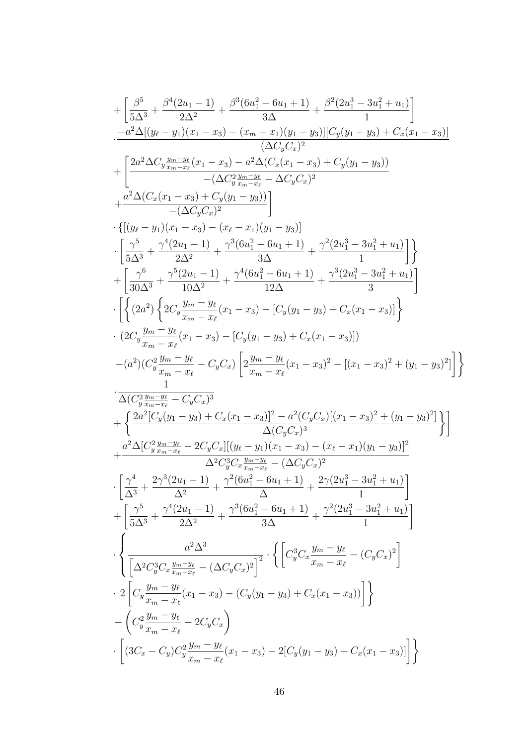$$
\begin{aligned}
&+\left[\frac{\beta^5}{5\Delta^3}+\frac{\beta^4(2u_1-1)}{2\Delta^2}+\frac{\beta^3(6u_1^2-6u_1+1)}{3\Delta}+\frac{\beta^2(2u_1^3-3u_1^2+u_1)}{1}\right]\\
&\cdot\frac{-a^2\Delta[(y_\ell-y_1)(x_1-x_3)-(x_m-x_1)(y_1-y_3)][C_y(y_1-y_3)+C_x(x_1-x_3)]}{(\Delta C_yC_x)^2}\\
&+\left[\frac{2a^2\Delta C_y\frac{y_m-y_\ell}{x_m-x_\ell}(x_1-x_3)-a^2\Delta(C_x(x_1-x_3)+C_y(y_1-y_3))}{-(\Delta C_y^2\frac{y_m-y_\ell}{x_m-x_\ell}-\Delta C_yC_x)^2}\right.\\
&\left.+\frac{a^2\Delta(C_x(x_1-x_3)+C_y(y_1-y_3))}{-(\Delta C_yC_x)^2}\right]\\
&\cdot\{[(y_\ell-y_1)(x_1-x_3)-(x_\ell-x_1)(y_1-y_3)]\\
&\left.\cdot\left[\frac{\gamma^5}{5\Delta^3}+\frac{\gamma^4(2u_1-1)}{2\Delta^2}+\frac{\gamma^3(6u_1^2-6u_1+1)}{3\Delta}+\frac{\gamma^2(2u_1^3-3u_1^2+u_1)}{1}\right]\right\}\\
&+\left[\frac{\gamma^6}{30\Delta^3}+\frac{\gamma^5(2u_1-1)}{10\Delta^2}+\frac{\gamma^4(6u_1^2-6u_1+1)}{12\Delta}+\frac{\gamma^3(2u_1^3-3u_1^2+u_1)}{3}\right]\\
&\cdot\left[\left\{(2a^2)\left\{2C_y\frac{y_m-y_\ell}{x_m-x_\ell}(x_1-x_3)-[C_y(y_1-y_3)+C_x(x_1-x_3)]\right\}\right.\right.\\
&\cdot\ (2C_y\frac{y_m-y_\ell}{x_m-x_\ell}(x_1-x_3)-[C_y(y_1-y_3)+C_x(x_1-x_3)])\\
&\left.-(a^2)(C_y^2\frac{y_m-y_\ell}{x_m-x_\ell}-C_yC_x)\left[2\frac{y_m-y_\ell}{x_m-x_\ell}(x_1-x_3)^2-[(x_1-x_3)^2+(y_1-y_3)^2]\right]\right\}\\
&\cdot\frac{1}{\Delta(C_y^2\frac{y_m-y_\ell}{x_m-x_\ell}-C_yC_x)^3}\\
&\left.+\left\{\frac{2a^2[C_y(y_1-y_3)+C_x(x_1-x_3)]^2-a^2(C_yC_x)[(x_1-x_3)^2+(y_1-y_3)^2]}{\Delta(C_yC_x)^3}\right\}\right]\\
&+\frac{a^2\Delta[C_y^2\frac{y_m-y_\ell}{x_m-x_\ell}-2C_yC_x][(y_\ell-y_1)(x_1-x_3)-(x_\ell-x_1)(y_1-y_3)]^2}{\Delta^2C_y^3C_x\frac{y_m-y_\ell}{x_m-x_\ell}-(\Delta C_yC_x)^2}\\
&\cdot\left[\frac{\gamma^4}{\Delta^3}+\frac{2\gamma^3(2u_1-1)}{\Delta^2}+\frac{\gamma^2(6u_1^2-6u_1+1)}{\Delta}+\frac{2\gamma(2u_1^3-3u_1^2+u_1)}{1}\right]\\
&+\left[\frac{\gamma^5}{5\Delta^3}+\frac{\gamma^4(2u_1-1)}{2\Delta^2}+\frac{\gamma^3(6u_1^2-6u_1+1)}{3\Delta}+\frac{\gamma^2(2u_1^3-3u_1^2+u_1)}{1}\right]\\
&\cdot\left\{\frac{a^2\Delta^3}{\left[\Delta^2C_y^3C_x\frac{y_m-y_\ell}{x_m-x_\ell}-(\Delta C_yC_x)^2\right]^2}\cdot\left\{\left[C_y^3C_x\frac{y_m-y_\ell}{x_m-x_\ell}-(C_yC_x)^2\right]\right.\right.\\
&\left.\cdot\ 2\left[C_y\frac{y_m-y_\ell}{x_m-x_\ell}(x_1-x_3)-(C_y(y_1-y_3)+C_x(x_1-x_3))\right]\right\}\\
&-\left(C_y^2\frac{y_m-y_\ell}{x_m-x_\ell}-2C_yC_x\right)\\
&\left.\cdot\left[(3C_x-C_y)C_y^2\frac{y_m-y_\ell}{x_m-x_\ell}(x_1-x_3)-2[C_y(y_1-y_3)+C_x(x_1-x_3)]\right]\right\}
\end{aligned}
$$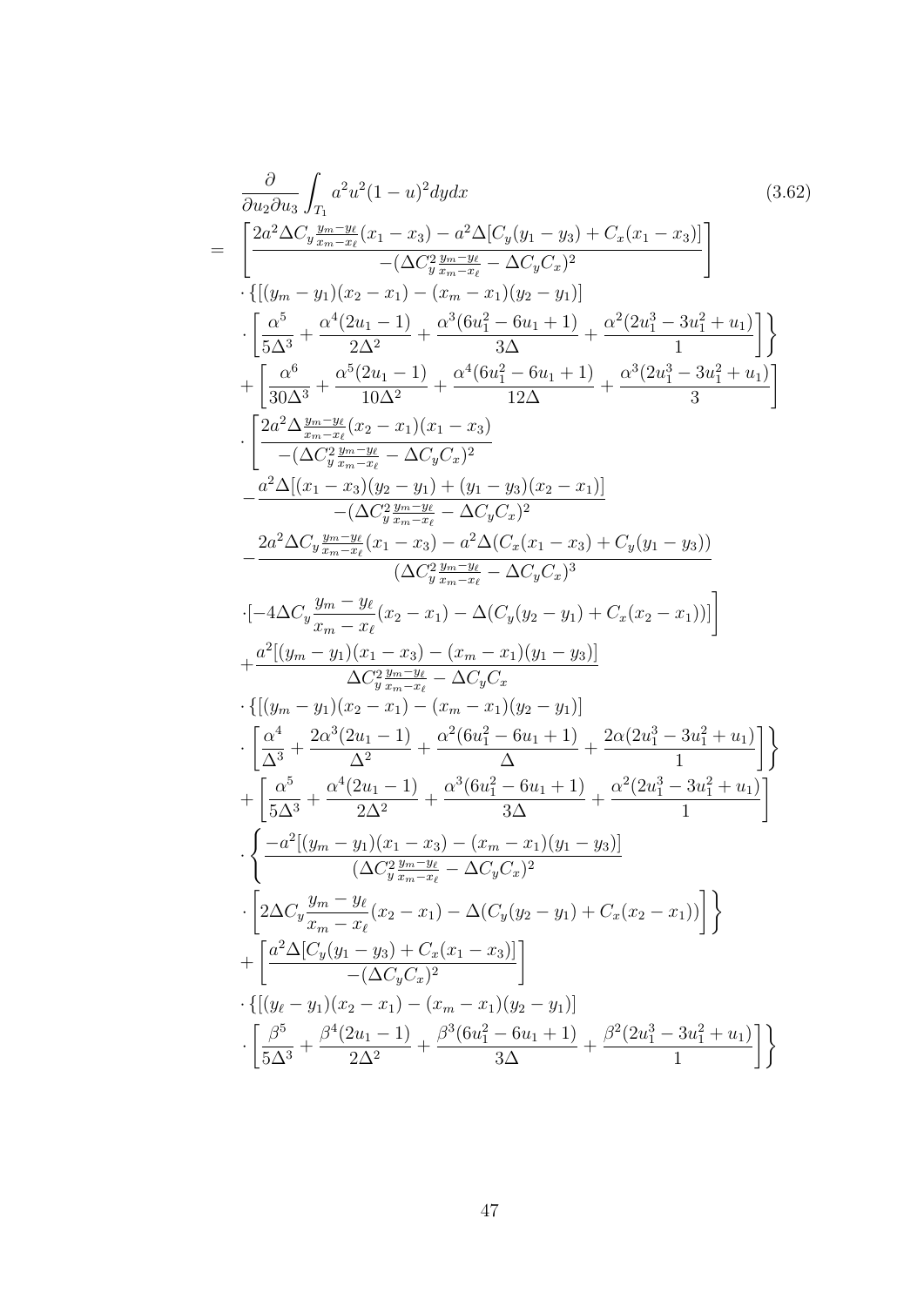$$
\begin{aligned}
&\frac{\partial}{\partial u_2 \partial u_3} \int_{T_1} a^2 u^2 (1-u)^2 dy dx \qquad (3.62) \\
=\; & \left[ \frac{2a^2 \Delta C_y \frac{y_m - y_\ell}{x_m - x_\ell}(x_1 - x_3) - a^2 \Delta [C_y(y_1 - y_3) + C_x(x_1 - x_3)]}{-(\Delta C_y^2 \frac{y_m - y_\ell}{x_m - x_\ell} - \Delta C_y C_x)^2} \right] \\
& \cdot \{ [(y_m - y_1)(x_2 - x_1) - (x_m - x_1)(y_2 - y_1)] \\
& \cdot \left[ \frac{\alpha^5}{5\Delta^3} + \frac{\alpha^4(2u_1 - 1)}{2\Delta^2} + \frac{\alpha^3(6u_1^2 - 6u_1 + 1)}{3\Delta} + \frac{\alpha^2(2u_1^3 - 3u_1^2 + u_1)}{1} \right] \Big\} \\
& + \left[ \frac{\alpha^6}{30\Delta^3} + \frac{\alpha^5(2u_1 - 1)}{10\Delta^2} + \frac{\alpha^4(6u_1^2 - 6u_1 + 1)}{12\Delta} + \frac{\alpha^3(2u_1^3 - 3u_1^2 + u_1)}{3} \right] \\
& \cdot \Bigg[ \frac{2a^2 \Delta \frac{y_m - y_\ell}{x_m - x_\ell}(x_2 - x_1)(x_1 - x_3)}{-(\Delta C_y^2 \frac{y_m - y_\ell}{x_m - x_\ell} - \Delta C_y C_x)^2} \\
& - \frac{a^2 \Delta [(x_1 - x_3)(y_2 - y_1) + (y_1 - y_3)(x_2 - x_1)]}{-(\Delta C_y^2 \frac{y_m - y_\ell}{x_m - x_\ell} - \Delta C_y C_x)^2} \\
& - \frac{2a^2 \Delta C_y \frac{y_m - y_\ell}{x_m - x_\ell}(x_1 - x_3) - a^2 \Delta (C_x(x_1 - x_3) + C_y(y_1 - y_3))}{(\Delta C_y^2 \frac{y_m - y_\ell}{x_m - x_\ell} - \Delta C_y C_x)^3} \\
& \cdot [-4\Delta C_y \frac{y_m - y_\ell}{x_m - x_\ell}(x_2 - x_1) - \Delta(C_y(y_2 - y_1) + C_x(x_2 - x_1))] \Bigg] \\
& + \frac{a^2[(y_m - y_1)(x_1 - x_3) - (x_m - x_1)(y_1 - y_3)]}{\Delta C_y^2 \frac{y_m - y_\ell}{x_m - x_\ell} - \Delta C_y C_x} \\
& \cdot \{ [(y_m - y_1)(x_2 - x_1) - (x_m - x_1)(y_2 - y_1)] \\
& \cdot \left[ \frac{\alpha^4}{\Delta^3} + \frac{2\alpha^3(2u_1 - 1)}{\Delta^2} + \frac{\alpha^2(6u_1^2 - 6u_1 + 1)}{\Delta} + \frac{2\alpha(2u_1^3 - 3u_1^2 + u_1)}{1} \right] \Big\} \\
& + \left[ \frac{\alpha^5}{5\Delta^3} + \frac{\alpha^4(2u_1 - 1)}{2\Delta^2} + \frac{\alpha^3(6u_1^2 - 6u_1 + 1)}{3\Delta} + \frac{\alpha^2(2u_1^3 - 3u_1^2 + u_1)}{1} \right] \\
& \cdot \Bigg\{ \frac{-a^2[(y_m - y_1)(x_1 - x_3) - (x_m - x_1)(y_1 - y_3)]}{(\Delta C_y^2 \frac{y_m - y_\ell}{x_m - x_\ell} - \Delta C_y C_x)^2} \\
& \cdot \left[ 2\Delta C_y \frac{y_m - y_\ell}{x_m - x_\ell}(x_2 - x_1) - \Delta(C_y(y_2 - y_1) + C_x(x_2 - x_1)) \right] \Bigg\} \\
& + \left[ \frac{a^2 \Delta [C_y(y_1 - y_3) + C_x(x_1 - x_3)]}{-(\Delta C_y C_x)^2} \right] \\
& \cdot \{ [(y_\ell - y_1)(x_2 - x_1) - (x_m - x_1)(y_2 - y_1)] \\
& \cdot \left[ \frac{\beta^5}{5\Delta^3} + \frac{\beta^4(2u_1 - 1)}{2\Delta^2} + \frac{\beta^3(6u_1^2 - 6u_1 + 1)}{3\Delta} + \frac{\beta^2(2u_1^3 - 3u_1^2 + u_1)}{1} \right] \Big\}
\end{aligned}
$$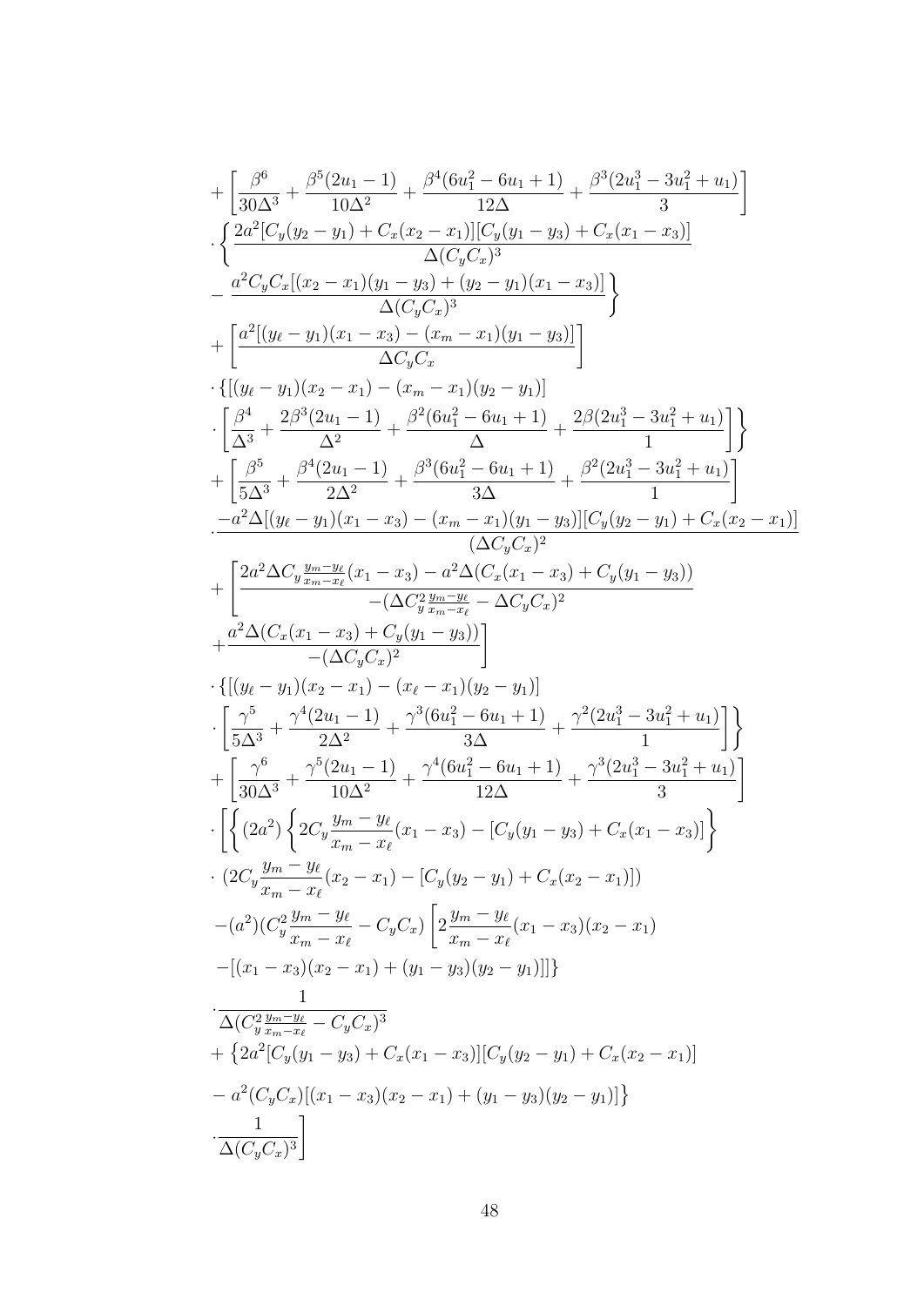$$
\begin{aligned}
&+\left[\frac{\beta^6}{30\Delta^3}+\frac{\beta^5(2u_1-1)}{10\Delta^2}+\frac{\beta^4(6u_1^2-6u_1+1)}{12\Delta}+\frac{\beta^3(2u_1^3-3u_1^2+u_1)}{3}\right]\\
&\cdot\left\{\frac{2a^2[C_y(y_2-y_1)+C_x(x_2-x_1)][C_y(y_1-y_3)+C_x(x_1-x_3)]}{\Delta(C_yC_x)^3}\right.\\
&\left.-\frac{a^2C_yC_x[(x_2-x_1)(y_1-y_3)+(y_2-y_1)(x_1-x_3)]}{\Delta(C_yC_x)^3}\right\}\\
&+\left[\frac{a^2[(y_\ell-y_1)(x_1-x_3)-(x_m-x_1)(y_1-y_3)]}{\Delta C_yC_x}\right]\\
&\cdot\{[(y_\ell-y_1)(x_2-x_1)-(x_m-x_1)(y_2-y_1)]\\
&\left.\cdot\left[\frac{\beta^4}{\Delta^3}+\frac{2\beta^3(2u_1-1)}{\Delta^2}+\frac{\beta^2(6u_1^2-6u_1+1)}{\Delta}+\frac{2\beta(2u_1^3-3u_1^2+u_1)}{1}\right]\right\}\\
&+\left[\frac{\beta^5}{5\Delta^3}+\frac{\beta^4(2u_1-1)}{2\Delta^2}+\frac{\beta^3(6u_1^2-6u_1+1)}{3\Delta}+\frac{\beta^2(2u_1^3-3u_1^2+u_1)}{1}\right]\\
&\cdot\frac{-a^2\Delta[(y_\ell-y_1)(x_1-x_3)-(x_m-x_1)(y_1-y_3)][C_y(y_2-y_1)+C_x(x_2-x_1)]}{(\Delta C_yC_x)^2}\\
&+\left[\frac{2a^2\Delta C_y\frac{y_m-y_\ell}{x_m-x_\ell}(x_1-x_3)-a^2\Delta(C_x(x_1-x_3)+C_y(y_1-y_3))}{-(\Delta C_y^2\frac{y_m-y_\ell}{x_m-x_\ell}-\Delta C_yC_x)^2}\right.\\
&\left.+\frac{a^2\Delta(C_x(x_1-x_3)+C_y(y_1-y_3))}{-(\Delta C_yC_x)^2}\right]\\
&\cdot\{[(y_\ell-y_1)(x_2-x_1)-(x_\ell-x_1)(y_2-y_1)]\\
&\left.\cdot\left[\frac{\gamma^5}{5\Delta^3}+\frac{\gamma^4(2u_1-1)}{2\Delta^2}+\frac{\gamma^3(6u_1^2-6u_1+1)}{3\Delta}+\frac{\gamma^2(2u_1^3-3u_1^2+u_1)}{1}\right]\right\}\\
&+\left[\frac{\gamma^6}{30\Delta^3}+\frac{\gamma^5(2u_1-1)}{10\Delta^2}+\frac{\gamma^4(6u_1^2-6u_1+1)}{12\Delta}+\frac{\gamma^3(2u_1^3-3u_1^2+u_1)}{3}\right]\\
&\cdot\left[\left\{(2a^2)\left\{2C_y\frac{y_m-y_\ell}{x_m-x_\ell}(x_1-x_3)-[C_y(y_1-y_3)+C_x(x_1-x_3)]\right\}\right.\right.\\
&\cdot\left(2C_y\frac{y_m-y_\ell}{x_m-x_\ell}(x_2-x_1)-[C_y(y_2-y_1)+C_x(x_2-x_1)]\right)\\
&-(a^2)(C_y^2\frac{y_m-y_\ell}{x_m-x_\ell}-C_yC_x)\left[2\frac{y_m-y_\ell}{x_m-x_\ell}(x_1-x_3)(x_2-x_1)\right.\\
&\left.\left.-[(x_1-x_3)(x_2-x_1)+(y_1-y_3)(y_2-y_1)]\right]\right\}\\
&\cdot\frac{1}{\Delta(C_y^2\frac{y_m-y_\ell}{x_m-x_\ell}-C_yC_x)^3}\\
&+\left\{2a^2[C_y(y_1-y_3)+C_x(x_1-x_3)][C_y(y_2-y_1)+C_x(x_2-x_1)]\right.\\
&\left.-a^2(C_yC_x)[(x_1-x_3)(x_2-x_1)+(y_1-y_3)(y_2-y_1)]\right\}\\
&\left.\cdot\frac{1}{\Delta(C_yC_x)^3}\right]
\end{aligned}
$$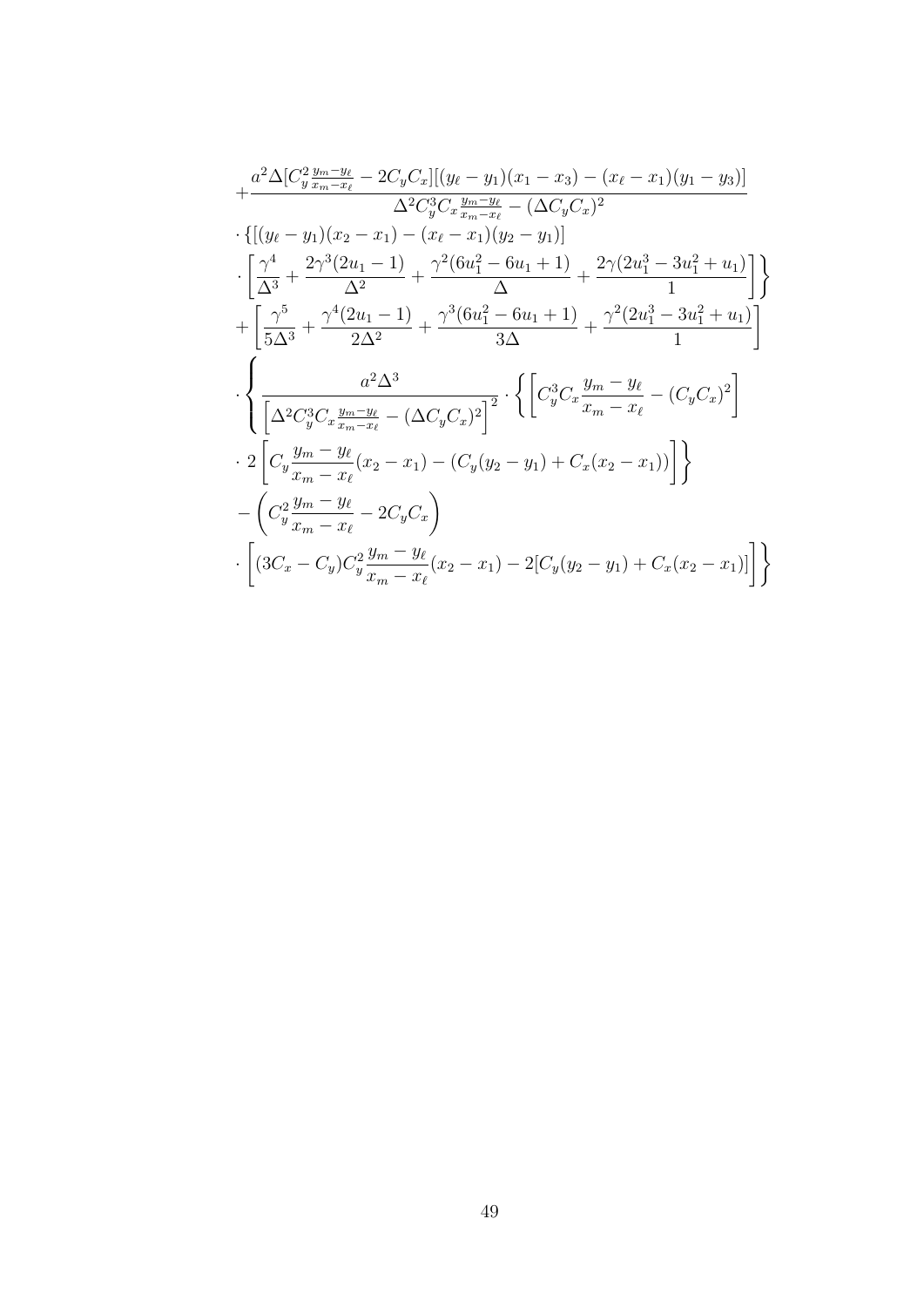$$
\begin{aligned}
&+\frac{a^2\Delta[C_y^2\frac{y_m-y_\ell}{x_m-x_\ell}-2C_yC_x][(y_\ell-y_1)(x_1-x_3)-(x_\ell-x_1)(y_1-y_3)]}{\Delta^2C_y^3C_x\frac{y_m-y_\ell}{x_m-x_\ell}-(\Delta C_yC_x)^2} \\
&\cdot\{[(y_\ell-y_1)(x_2-x_1)-(x_\ell-x_1)(y_2-y_1)] \\
&\cdot\left[\frac{\gamma^4}{\Delta^3}+\frac{2\gamma^3(2u_1-1)}{\Delta^2}+\frac{\gamma^2(6u_1^2-6u_1+1)}{\Delta}+\frac{2\gamma(2u_1^3-3u_1^2+u_1)}{1}\right]\Bigg\} \\
&+\left[\frac{\gamma^5}{5\Delta^3}+\frac{\gamma^4(2u_1-1)}{2\Delta^2}+\frac{\gamma^3(6u_1^2-6u_1+1)}{3\Delta}+\frac{\gamma^2(2u_1^3-3u_1^2+u_1)}{1}\right] \\
&\cdot\left\{\frac{a^2\Delta^3}{\left[\Delta^2C_y^3C_x\frac{y_m-y_\ell}{x_m-x_\ell}-(\Delta C_yC_x)^2\right]^2}\cdot\left\{\left[C_y^3C_x\frac{y_m-y_\ell}{x_m-x_\ell}-(C_yC_x)^2\right]\right.\right. \\
&\left.\cdot\,2\left[C_y\frac{y_m-y_\ell}{x_m-x_\ell}(x_2-x_1)-(C_y(y_2-y_1)+C_x(x_2-x_1))\right]\right\} \\
&-\left(C_y^2\frac{y_m-y_\ell}{x_m-x_\ell}-2C_yC_x\right) \\
&\left.\cdot\left[(3C_x-C_y)C_y^2\frac{y_m-y_\ell}{x_m-x_\ell}(x_2-x_1)-2[C_y(y_2-y_1)+C_x(x_2-x_1)]\right]\right\}
\end{aligned}
$$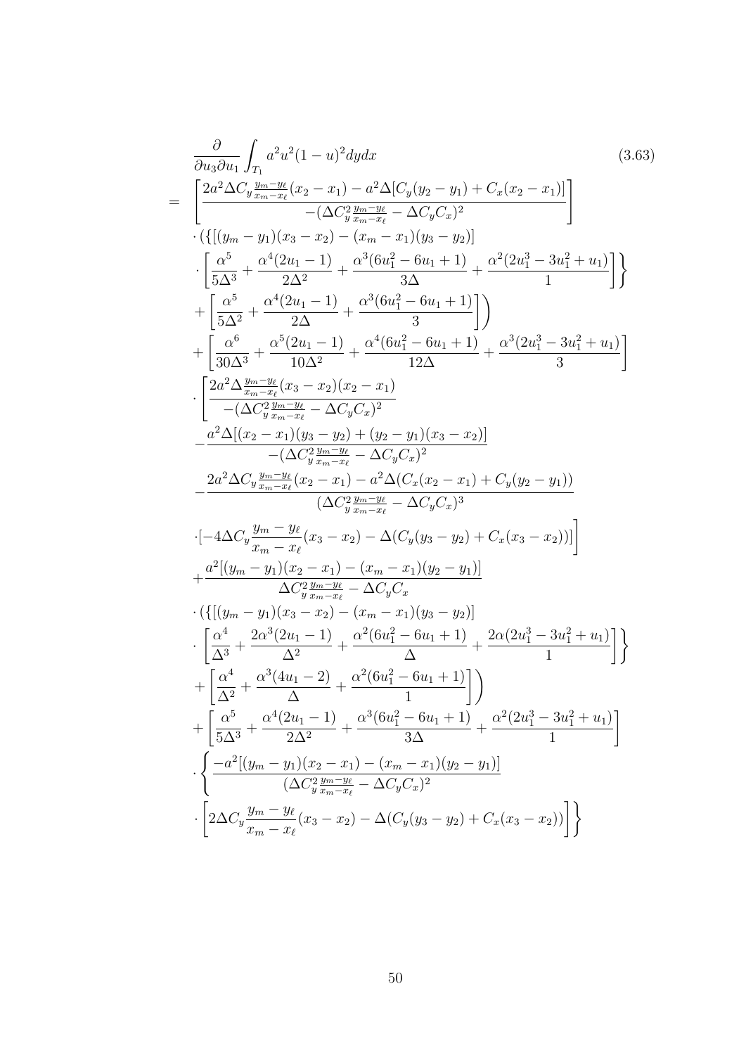$$
\begin{aligned}
&\frac{\partial}{\partial u_3 \partial u_1}\int_{T_1} a^2u^2(1-u)^2 dydx \qquad (3.63)\\
= \;& \left[\frac{2a^2\Delta C_y\frac{y_m-y_\ell}{x_m-x_\ell}(x_2-x_1)-a^2\Delta[C_y(y_2-y_1)+C_x(x_2-x_1)]}{-(\Delta C_y^2\frac{y_m-y_\ell}{x_m-x_\ell}-\Delta C_yC_x)^2}\right]\\
&\cdot(\{[(y_m-y_1)(x_3-x_2)-(x_m-x_1)(y_3-y_2)]\\
&\cdot\left[\frac{\alpha^5}{5\Delta^3}+\frac{\alpha^4(2u_1-1)}{2\Delta^2}+\frac{\alpha^3(6u_1^2-6u_1+1)}{3\Delta}+\frac{\alpha^2(2u_1^3-3u_1^2+u_1)}{1}\right]\Bigg\}\\
&+\left[\frac{\alpha^5}{5\Delta^2}+\frac{\alpha^4(2u_1-1)}{2\Delta}+\frac{\alpha^3(6u_1^2-6u_1+1)}{3}\right]\Bigg)\\
&+\left[\frac{\alpha^6}{30\Delta^3}+\frac{\alpha^5(2u_1-1)}{10\Delta^2}+\frac{\alpha^4(6u_1^2-6u_1+1)}{12\Delta}+\frac{\alpha^3(2u_1^3-3u_1^2+u_1)}{3}\right]\\
&\cdot\left[\frac{2a^2\Delta\frac{y_m-y_\ell}{x_m-x_\ell}(x_3-x_2)(x_2-x_1)}{-(\Delta C_y^2\frac{y_m-y_\ell}{x_m-x_\ell}-\Delta C_yC_x)^2}\right.\\
&-\frac{a^2\Delta[(x_2-x_1)(y_3-y_2)+(y_2-y_1)(x_3-x_2)]}{-(\Delta C_y^2\frac{y_m-y_\ell}{x_m-x_\ell}-\Delta C_yC_x)^2}\\
&-\frac{2a^2\Delta C_y\frac{y_m-y_\ell}{x_m-x_\ell}(x_2-x_1)-a^2\Delta(C_x(x_2-x_1)+C_y(y_2-y_1))}{(\Delta C_y^2\frac{y_m-y_\ell}{x_m-x_\ell}-\Delta C_yC_x)^3}\\
&\left.\cdot[-4\Delta C_y\frac{y_m-y_\ell}{x_m-x_\ell}(x_3-x_2)-\Delta(C_y(y_3-y_2)+C_x(x_3-x_2))]\right]\\
&+\frac{a^2[(y_m-y_1)(x_2-x_1)-(x_m-x_1)(y_2-y_1)]}{\Delta C_y^2\frac{y_m-y_\ell}{x_m-x_\ell}-\Delta C_yC_x}\\
&\cdot(\{[(y_m-y_1)(x_3-x_2)-(x_m-x_1)(y_3-y_2)]\\
&\cdot\left[\frac{\alpha^4}{\Delta^3}+\frac{2\alpha^3(2u_1-1)}{\Delta^2}+\frac{\alpha^2(6u_1^2-6u_1+1)}{\Delta}+\frac{2\alpha(2u_1^3-3u_1^2+u_1)}{1}\right]\Bigg\}\\
&+\left[\frac{\alpha^4}{\Delta^2}+\frac{\alpha^3(4u_1-2)}{\Delta}+\frac{\alpha^2(6u_1^2-6u_1+1)}{1}\right]\Bigg)\\
&+\left[\frac{\alpha^5}{5\Delta^3}+\frac{\alpha^4(2u_1-1)}{2\Delta^2}+\frac{\alpha^3(6u_1^2-6u_1+1)}{3\Delta}+\frac{\alpha^2(2u_1^3-3u_1^2+u_1)}{1}\right]\\
&\cdot\left\{\frac{-a^2[(y_m-y_1)(x_2-x_1)-(x_m-x_1)(y_2-y_1)]}{(\Delta C_y^2\frac{y_m-y_\ell}{x_m-x_\ell}-\Delta C_yC_x)^2}\right.\\
&\left.\cdot\left[2\Delta C_y\frac{y_m-y_\ell}{x_m-x_\ell}(x_3-x_2)-\Delta(C_y(y_3-y_2)+C_x(x_3-x_2))\right]\right\}
\end{aligned}
$$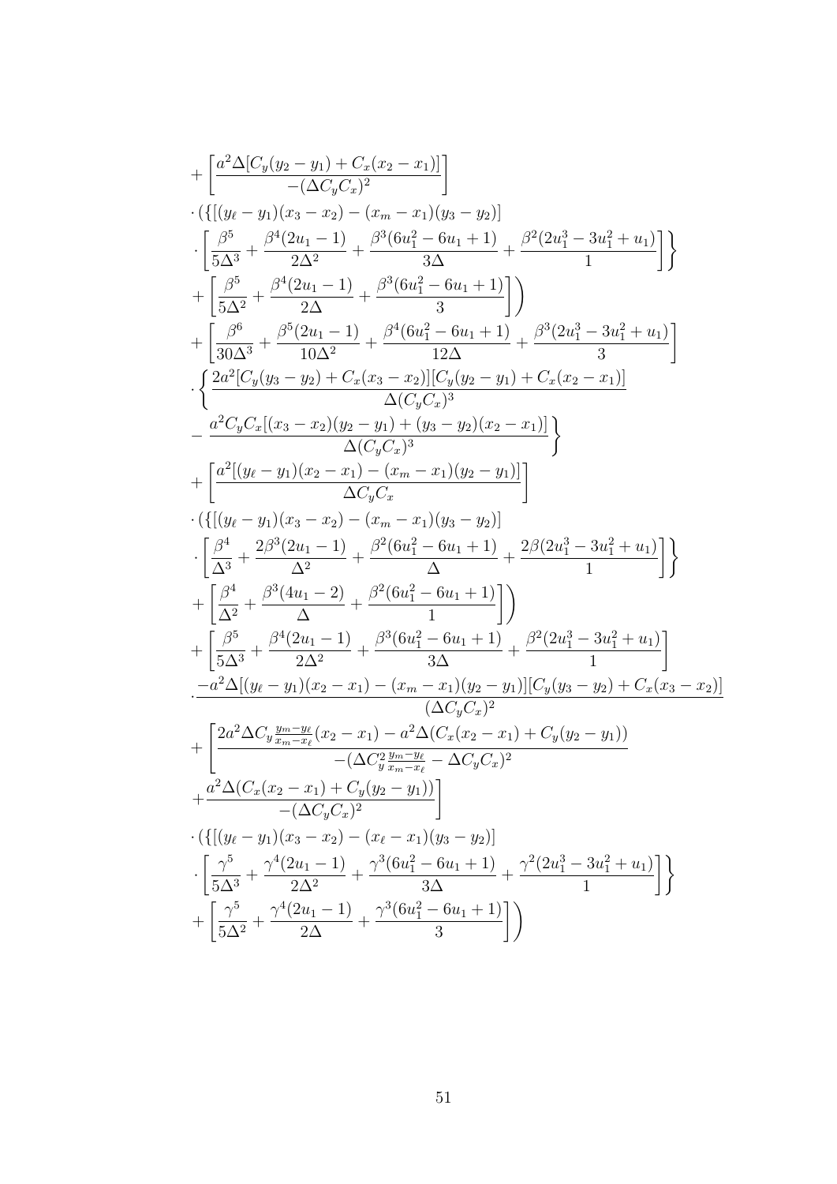$$
\begin{aligned}
&+\left[\frac{a^2\Delta[C_y(y_2-y_1)+C_x(x_2-x_1)]}{-(\Delta C_yC_x)^2}\right]\\
&\cdot(\{[(y_\ell-y_1)(x_3-x_2)-(x_m-x_1)(y_3-y_2)]\\
&\cdot\left[\frac{\beta^5}{5\Delta^3}+\frac{\beta^4(2u_1-1)}{2\Delta^2}+\frac{\beta^3(6u_1^2-6u_1+1)}{3\Delta}+\frac{\beta^2(2u_1^3-3u_1^2+u_1)}{1}\right]\right\}\\
&+\left[\frac{\beta^5}{5\Delta^2}+\frac{\beta^4(2u_1-1)}{2\Delta}+\frac{\beta^3(6u_1^2-6u_1+1)}{3}\right]\Bigg)\\
&+\left[\frac{\beta^6}{30\Delta^3}+\frac{\beta^5(2u_1-1)}{10\Delta^2}+\frac{\beta^4(6u_1^2-6u_1+1)}{12\Delta}+\frac{\beta^3(2u_1^3-3u_1^2+u_1)}{3}\right]\\
&\cdot\left\{\frac{2a^2[C_y(y_3-y_2)+C_x(x_3-x_2)][C_y(y_2-y_1)+C_x(x_2-x_1)]}{\Delta(C_yC_x)^3}\right.\\
&\left.-\frac{a^2C_yC_x[(x_3-x_2)(y_2-y_1)+(y_3-y_2)(x_2-x_1)]}{\Delta(C_yC_x)^3}\right\}\\
&+\left[\frac{a^2[(y_\ell-y_1)(x_2-x_1)-(x_m-x_1)(y_2-y_1)]}{\Delta C_yC_x}\right]\\
&\cdot(\{[(y_\ell-y_1)(x_3-x_2)-(x_m-x_1)(y_3-y_2)]\\
&\cdot\left[\frac{\beta^4}{\Delta^3}+\frac{2\beta^3(2u_1-1)}{\Delta^2}+\frac{\beta^2(6u_1^2-6u_1+1)}{\Delta}+\frac{2\beta(2u_1^3-3u_1^2+u_1)}{1}\right]\right\}\\
&+\left[\frac{\beta^4}{\Delta^2}+\frac{\beta^3(4u_1-2)}{\Delta}+\frac{\beta^2(6u_1^2-6u_1+1)}{1}\right]\Bigg)\\
&+\left[\frac{\beta^5}{5\Delta^3}+\frac{\beta^4(2u_1-1)}{2\Delta^2}+\frac{\beta^3(6u_1^2-6u_1+1)}{3\Delta}+\frac{\beta^2(2u_1^3-3u_1^2+u_1)}{1}\right]\\
&\cdot\frac{-a^2\Delta[(y_\ell-y_1)(x_2-x_1)-(x_m-x_1)(y_2-y_1)][C_y(y_3-y_2)+C_x(x_3-x_2)]}{(\Delta C_yC_x)^2}\\
&+\left[\frac{2a^2\Delta C_y\frac{y_m-y_\ell}{x_m-x_\ell}(x_2-x_1)-a^2\Delta(C_x(x_2-x_1)+C_y(y_2-y_1))}{-(\Delta C_y^2\frac{y_m-y_\ell}{x_m-x_\ell}-\Delta C_yC_x)^2}\right.\\
&\left.+\frac{a^2\Delta(C_x(x_2-x_1)+C_y(y_2-y_1))}{-(\Delta C_yC_x)^2}\right]\\
&\cdot(\{[(y_\ell-y_1)(x_3-x_2)-(x_\ell-x_1)(y_3-y_2)]\\
&\cdot\left[\frac{\gamma^5}{5\Delta^3}+\frac{\gamma^4(2u_1-1)}{2\Delta^2}+\frac{\gamma^3(6u_1^2-6u_1+1)}{3\Delta}+\frac{\gamma^2(2u_1^3-3u_1^2+u_1)}{1}\right]\right\}\\
&+\left[\frac{\gamma^5}{5\Delta^2}+\frac{\gamma^4(2u_1-1)}{2\Delta}+\frac{\gamma^3(6u_1^2-6u_1+1)}{3}\right]\Bigg)
\end{aligned}
$$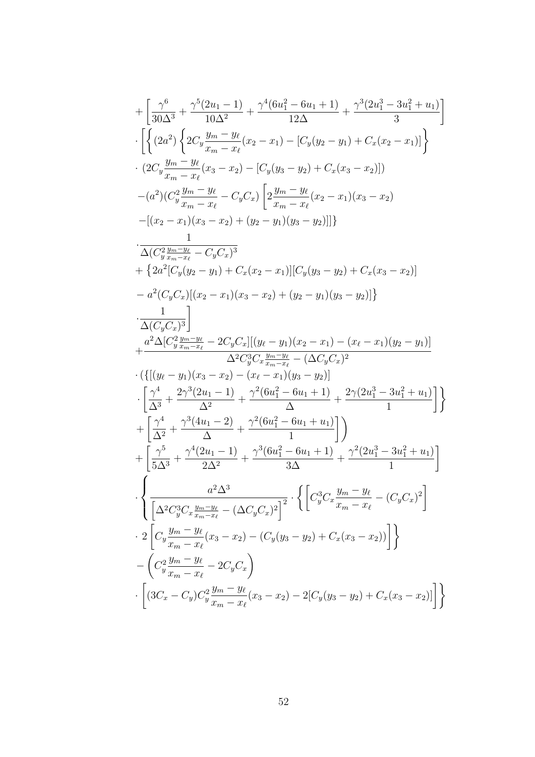$$
\begin{aligned}
&+\left[\frac{\gamma^6}{30\Delta^3}+\frac{\gamma^5(2u_1-1)}{10\Delta^2}+\frac{\gamma^4(6u_1^2-6u_1+1)}{12\Delta}+\frac{\gamma^3(2u_1^3-3u_1^2+u_1)}{3}\right]\\
&\cdot\left[\left\{(2a^2)\left\{2C_y\frac{y_m-y_\ell}{x_m-x_\ell}(x_2-x_1)-[C_y(y_2-y_1)+C_x(x_2-x_1)]\right\}\right.\right.\\
&\cdot\ (2C_y\frac{y_m-y_\ell}{x_m-x_\ell}(x_3-x_2)-[C_y(y_3-y_2)+C_x(x_3-x_2)])\\
&-(a^2)(C_y^2\frac{y_m-y_\ell}{x_m-x_\ell}-C_yC_x)\left[2\frac{y_m-y_\ell}{x_m-x_\ell}(x_2-x_1)(x_3-x_2)\right.\\
&\left.-[(x_2-x_1)(x_3-x_2)+(y_2-y_1)(y_3-y_2)]]\right\}\\
&\cdot\frac{1}{\Delta(C_y^2\frac{y_m-y_\ell}{x_m-x_\ell}-C_yC_x)^3}\\
&+\left\{2a^2[C_y(y_2-y_1)+C_x(x_2-x_1)][C_y(y_3-y_2)+C_x(x_3-x_2)]\right.\\
&\left.-\ a^2(C_yC_x)[(x_2-x_1)(x_3-x_2)+(y_2-y_1)(y_3-y_2)]\right\}\\
&\left.\cdot\frac{1}{\Delta(C_yC_x)^3}\right]\\
&+\frac{a^2\Delta[C_y^2\frac{y_m-y_\ell}{x_m-x_\ell}-2C_yC_x][(y_\ell-y_1)(x_2-x_1)-(x_\ell-x_1)(y_2-y_1)]}{\Delta^2C_y^3C_x\frac{y_m-y_\ell}{x_m-x_\ell}-(\Delta C_yC_x)^2}\\
&\cdot(\{[(y_\ell-y_1)(x_3-x_2)-(x_\ell-x_1)(y_3-y_2)]\\
&\left.\cdot\left[\frac{\gamma^4}{\Delta^3}+\frac{2\gamma^3(2u_1-1)}{\Delta^2}+\frac{\gamma^2(6u_1^2-6u_1+1)}{\Delta}+\frac{2\gamma(2u_1^3-3u_1^2+u_1)}{1}\right]\right\}\\
&\left.+\left[\frac{\gamma^4}{\Delta^2}+\frac{\gamma^3(4u_1-2)}{\Delta}+\frac{\gamma^2(6u_1^2-6u_1+u_1)}{1}\right]\right)\\
&+\left[\frac{\gamma^5}{5\Delta^3}+\frac{\gamma^4(2u_1-1)}{2\Delta^2}+\frac{\gamma^3(6u_1^2-6u_1+1)}{3\Delta}+\frac{\gamma^2(2u_1^3-3u_1^2+u_1)}{1}\right]\\
&\cdot\left\{\frac{a^2\Delta^3}{\left[\Delta^2C_y^3C_x\frac{y_m-y_\ell}{x_m-x_\ell}-(\Delta C_yC_x)^2\right]^2}\cdot\left\{\left[C_y^3C_x\frac{y_m-y_\ell}{x_m-x_\ell}-(C_yC_x)^2\right]\right.\right.\\
&\left.\cdot\ 2\left[C_y\frac{y_m-y_\ell}{x_m-x_\ell}(x_3-x_2)-(C_y(y_3-y_2)+C_x(x_3-x_2))\right]\right\}\\
&-\left(C_y^2\frac{y_m-y_\ell}{x_m-x_\ell}-2C_yC_x\right)\\
&\left.\cdot\left[(3C_x-C_y)C_y^2\frac{y_m-y_\ell}{x_m-x_\ell}(x_3-x_2)-2[C_y(y_3-y_2)+C_x(x_3-x_2)]\right]\right\}
\end{aligned}
$$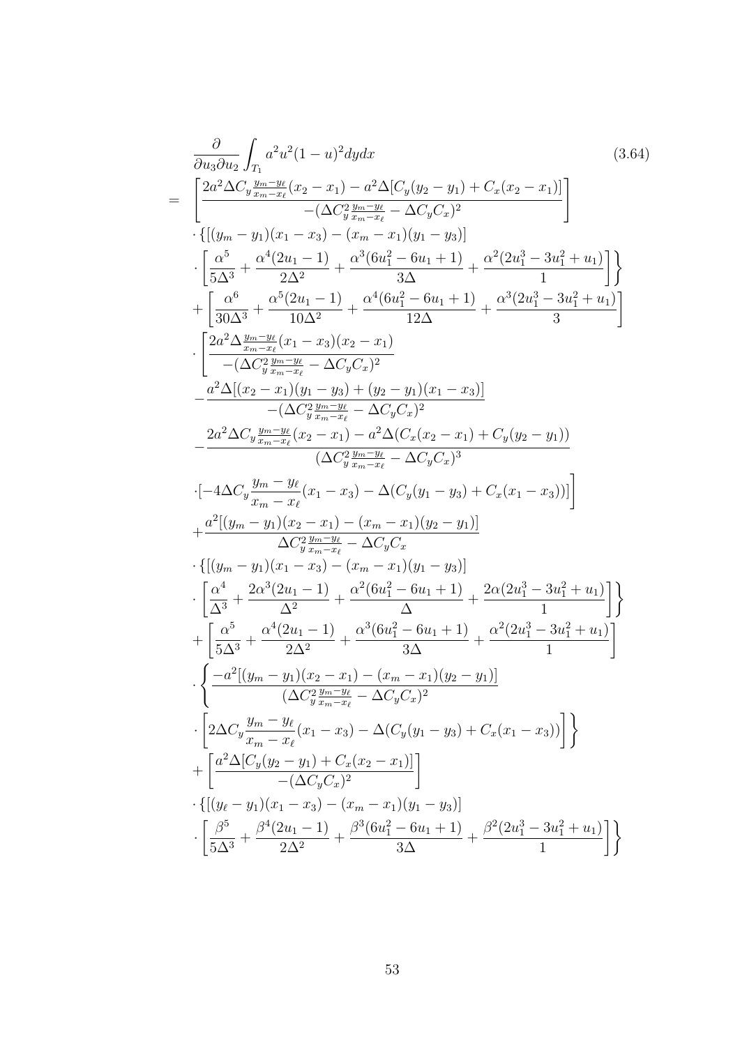$$
\begin{aligned}
&\frac{\partial}{\partial u_3 \partial u_2} \int_{T_1} a^2 u^2 (1-u)^2 dy dx \qquad (3.64)\\
= \;& \left[ \frac{2a^2 \Delta C_y \frac{y_m - y_\ell}{x_m - x_\ell}(x_2 - x_1) - a^2 \Delta [C_y(y_2 - y_1) + C_x(x_2 - x_1)]}{-(\Delta C_y^2 \frac{y_m - y_\ell}{x_m - x_\ell} - \Delta C_y C_x)^2} \right] \\
& \cdot \{ [(y_m - y_1)(x_1 - x_3) - (x_m - x_1)(y_1 - y_3)] \\
& \left. \cdot \left[ \frac{\alpha^5}{5\Delta^3} + \frac{\alpha^4(2u_1 - 1)}{2\Delta^2} + \frac{\alpha^3(6u_1^2 - 6u_1 + 1)}{3\Delta} + \frac{\alpha^2(2u_1^3 - 3u_1^2 + u_1)}{1} \right] \right\} \\
& + \left[ \frac{\alpha^6}{30\Delta^3} + \frac{\alpha^5(2u_1 - 1)}{10\Delta^2} + \frac{\alpha^4(6u_1^2 - 6u_1 + 1)}{12\Delta} + \frac{\alpha^3(2u_1^3 - 3u_1^2 + u_1)}{3} \right] \\
& \cdot \left[ \frac{2a^2 \Delta \frac{y_m - y_\ell}{x_m - x_\ell}(x_1 - x_3)(x_2 - x_1)}{-(\Delta C_y^2 \frac{y_m - y_\ell}{x_m - x_\ell} - \Delta C_y C_x)^2} \right. \\
& - \frac{a^2 \Delta [(x_2 - x_1)(y_1 - y_3) + (y_2 - y_1)(x_1 - x_3)]}{-(\Delta C_y^2 \frac{y_m - y_\ell}{x_m - x_\ell} - \Delta C_y C_x)^2} \\
& - \frac{2a^2 \Delta C_y \frac{y_m - y_\ell}{x_m - x_\ell}(x_2 - x_1) - a^2 \Delta (C_x(x_2 - x_1) + C_y(y_2 - y_1))}{(\Delta C_y^2 \frac{y_m - y_\ell}{x_m - x_\ell} - \Delta C_y C_x)^3} \\
& \left. \cdot [-4\Delta C_y \frac{y_m - y_\ell}{x_m - x_\ell}(x_1 - x_3) - \Delta(C_y(y_1 - y_3) + C_x(x_1 - x_3))] \right] \\
& + \frac{a^2 [(y_m - y_1)(x_2 - x_1) - (x_m - x_1)(y_2 - y_1)]}{\Delta C_y^2 \frac{y_m - y_\ell}{x_m - x_\ell} - \Delta C_y C_x} \\
& \cdot \{ [(y_m - y_1)(x_1 - x_3) - (x_m - x_1)(y_1 - y_3)] \\
& \left. \cdot \left[ \frac{\alpha^4}{\Delta^3} + \frac{2\alpha^3(2u_1 - 1)}{\Delta^2} + \frac{\alpha^2(6u_1^2 - 6u_1 + 1)}{\Delta} + \frac{2\alpha(2u_1^3 - 3u_1^2 + u_1)}{1} \right] \right\} \\
& + \left[ \frac{\alpha^5}{5\Delta^3} + \frac{\alpha^4(2u_1 - 1)}{2\Delta^2} + \frac{\alpha^3(6u_1^2 - 6u_1 + 1)}{3\Delta} + \frac{\alpha^2(2u_1^3 - 3u_1^2 + u_1)}{1} \right] \\
& \cdot \left\{ \frac{-a^2 [(y_m - y_1)(x_2 - x_1) - (x_m - x_1)(y_2 - y_1)]}{(\Delta C_y^2 \frac{y_m - y_\ell}{x_m - x_\ell} - \Delta C_y C_x)^2} \right. \\
& \left. \cdot \left[ 2\Delta C_y \frac{y_m - y_\ell}{x_m - x_\ell}(x_1 - x_3) - \Delta(C_y(y_1 - y_3) + C_x(x_1 - x_3)) \right] \right\} \\
& + \left[ \frac{a^2 \Delta [C_y(y_2 - y_1) + C_x(x_2 - x_1)]}{-(\Delta C_y C_x)^2} \right] \\
& \cdot \{ [(y_\ell - y_1)(x_1 - x_3) - (x_m - x_1)(y_1 - y_3)] \\
& \left. \cdot \left[ \frac{\beta^5}{5\Delta^3} + \frac{\beta^4(2u_1 - 1)}{2\Delta^2} + \frac{\beta^3(6u_1^2 - 6u_1 + 1)}{3\Delta} + \frac{\beta^2(2u_1^3 - 3u_1^2 + u_1)}{1} \right] \right\}
\end{aligned}
$$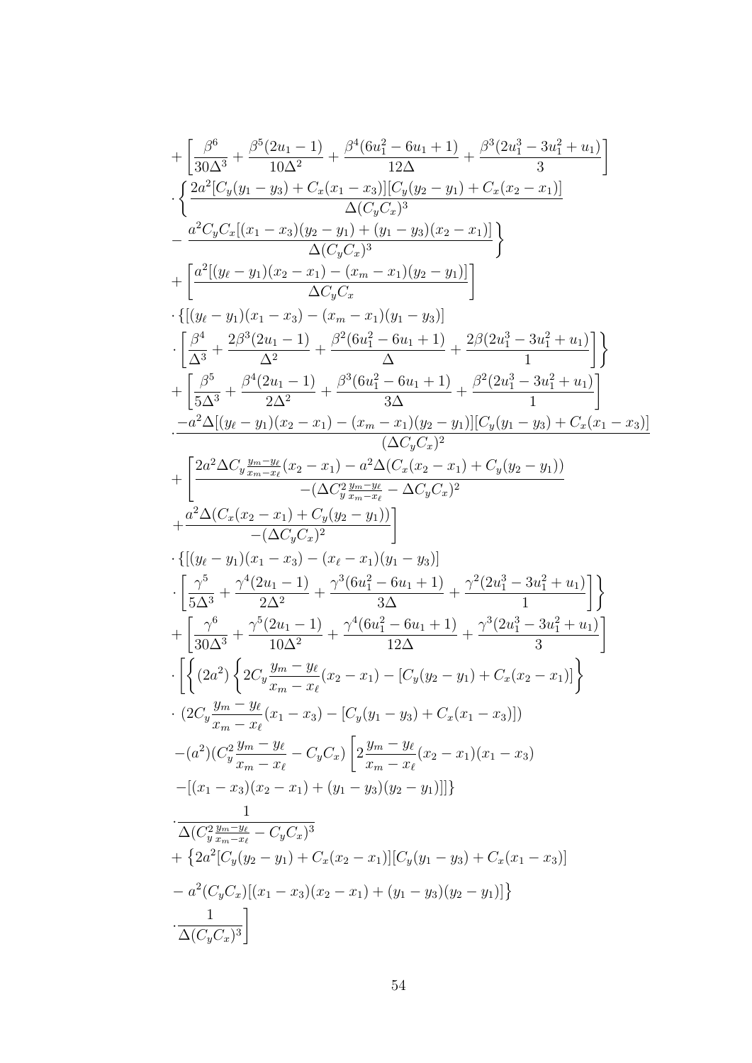$$
\begin{aligned}
&+\left[\frac{\beta^6}{30\Delta^3}+\frac{\beta^5(2u_1-1)}{10\Delta^2}+\frac{\beta^4(6u_1^2-6u_1+1)}{12\Delta}+\frac{\beta^3(2u_1^3-3u_1^2+u_1)}{3}\right]\\
&\cdot\left\{\frac{2a^2[C_y(y_1-y_3)+C_x(x_1-x_3)][C_y(y_2-y_1)+C_x(x_2-x_1)]}{\Delta(C_yC_x)^3}\right.\\
&\left.-\frac{a^2C_yC_x[(x_1-x_3)(y_2-y_1)+(y_1-y_3)(x_2-x_1)]}{\Delta(C_yC_x)^3}\right\}\\
&+\left[\frac{a^2[(y_\ell-y_1)(x_2-x_1)-(x_m-x_1)(y_2-y_1)]}{\Delta C_yC_x}\right]\\
&\cdot\{[(y_\ell-y_1)(x_1-x_3)-(x_m-x_1)(y_1-y_3)]\\
&\left.\cdot\left[\frac{\beta^4}{\Delta^3}+\frac{2\beta^3(2u_1-1)}{\Delta^2}+\frac{\beta^2(6u_1^2-6u_1+1)}{\Delta}+\frac{2\beta(2u_1^3-3u_1^2+u_1)}{1}\right]\right\}\\
&+\left[\frac{\beta^5}{5\Delta^3}+\frac{\beta^4(2u_1-1)}{2\Delta^2}+\frac{\beta^3(6u_1^2-6u_1+1)}{3\Delta}+\frac{\beta^2(2u_1^3-3u_1^2+u_1)}{1}\right]\\
&\cdot\frac{-a^2\Delta[(y_\ell-y_1)(x_2-x_1)-(x_m-x_1)(y_2-y_1)][C_y(y_1-y_3)+C_x(x_1-x_3)]}{(\Delta C_yC_x)^2}\\
&+\left[\frac{2a^2\Delta C_y\frac{y_m-y_\ell}{x_m-x_\ell}(x_2-x_1)-a^2\Delta(C_x(x_2-x_1)+C_y(y_2-y_1))}{-(\Delta C_y^2\frac{y_m-y_\ell}{x_m-x_\ell}-\Delta C_yC_x)^2}\right.\\
&\left.+\frac{a^2\Delta(C_x(x_2-x_1)+C_y(y_2-y_1))}{-(\Delta C_yC_x)^2}\right]\\
&\cdot\{[(y_\ell-y_1)(x_1-x_3)-(x_\ell-x_1)(y_1-y_3)]\\
&\left.\cdot\left[\frac{\gamma^5}{5\Delta^3}+\frac{\gamma^4(2u_1-1)}{2\Delta^2}+\frac{\gamma^3(6u_1^2-6u_1+1)}{3\Delta}+\frac{\gamma^2(2u_1^3-3u_1^2+u_1)}{1}\right]\right\}\\
&+\left[\frac{\gamma^6}{30\Delta^3}+\frac{\gamma^5(2u_1-1)}{10\Delta^2}+\frac{\gamma^4(6u_1^2-6u_1+1)}{12\Delta}+\frac{\gamma^3(2u_1^3-3u_1^2+u_1)}{3}\right]\\
&\cdot\left[\left\{(2a^2)\left\{2C_y\frac{y_m-y_\ell}{x_m-x_\ell}(x_2-x_1)-[C_y(y_2-y_1)+C_x(x_2-x_1)]\right\}\right.\right.\\
&\cdot\left(2C_y\frac{y_m-y_\ell}{x_m-x_\ell}(x_1-x_3)-[C_y(y_1-y_3)+C_x(x_1-x_3)]\right)\\
&-(a^2)(C_y^2\frac{y_m-y_\ell}{x_m-x_\ell}-C_yC_x)\left[2\frac{y_m-y_\ell}{x_m-x_\ell}(x_2-x_1)(x_1-x_3)\right.\\
&\left.\left.-[(x_1-x_3)(x_2-x_1)+(y_1-y_3)(y_2-y_1)]\right]\right\}\\
&\cdot\frac{1}{\Delta(C_y^2\frac{y_m-y_\ell}{x_m-x_\ell}-C_yC_x)^3}\\
&+\left\{2a^2[C_y(y_2-y_1)+C_x(x_2-x_1)][C_y(y_1-y_3)+C_x(x_1-x_3)]\right.\\
&\left.-a^2(C_yC_x)[(x_1-x_3)(x_2-x_1)+(y_1-y_3)(y_2-y_1)]\right\}\\
&\left.\cdot\frac{1}{\Delta(C_yC_x)^3}\right]
\end{aligned}
$$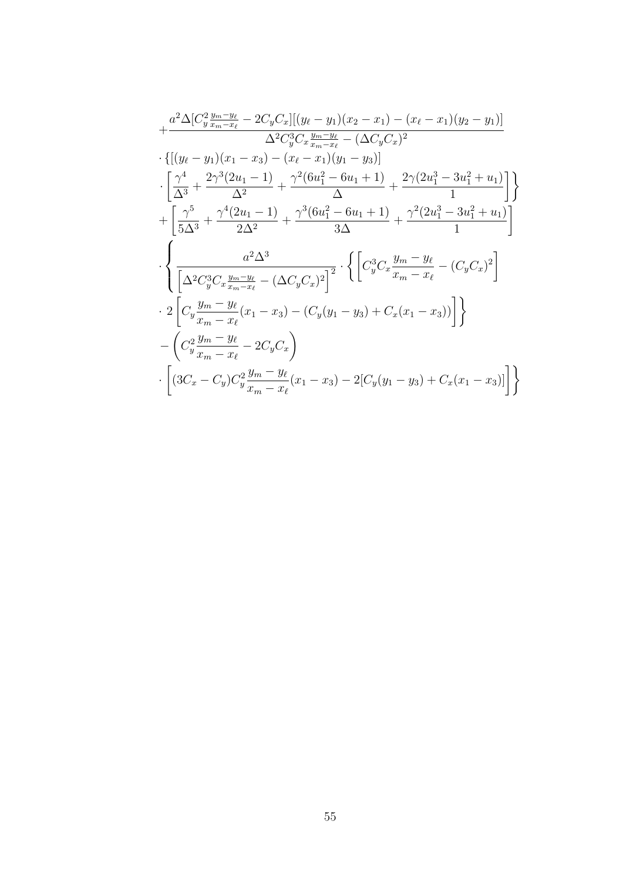$$
\begin{aligned}
&+\frac{a^2\Delta[C_y^2\frac{y_m-y_\ell}{x_m-x_\ell}-2C_yC_x][(y_\ell-y_1)(x_2-x_1)-(x_\ell-x_1)(y_2-y_1)]}{\Delta^2C_y^3C_x\frac{y_m-y_\ell}{x_m-x_\ell}-(\Delta C_yC_x)^2}\\
&\cdot\{[(y_\ell-y_1)(x_1-x_3)-(x_\ell-x_1)(y_1-y_3)]\\
&\cdot\left[\frac{\gamma^4}{\Delta^3}+\frac{2\gamma^3(2u_1-1)}{\Delta^2}+\frac{\gamma^2(6u_1^2-6u_1+1)}{\Delta}+\frac{2\gamma(2u_1^3-3u_1^2+u_1)}{1}\right]\Bigg\}\\
&+\left[\frac{\gamma^5}{5\Delta^3}+\frac{\gamma^4(2u_1-1)}{2\Delta^2}+\frac{\gamma^3(6u_1^2-6u_1+1)}{3\Delta}+\frac{\gamma^2(2u_1^3-3u_1^2+u_1)}{1}\right]\\
&\cdot\left\{\frac{a^2\Delta^3}{\left[\Delta^2C_y^3C_x\frac{y_m-y_\ell}{x_m-x_\ell}-(\Delta C_yC_x)^2\right]^2}\cdot\left\{\left[C_y^3C_x\frac{y_m-y_\ell}{x_m-x_\ell}-(C_yC_x)^2\right]\right.\right.\\
&\cdot\left.2\left[C_y\frac{y_m-y_\ell}{x_m-x_\ell}(x_1-x_3)-(C_y(y_1-y_3)+C_x(x_1-x_3))\right]\right\}\\
&-\left(C_y^2\frac{y_m-y_\ell}{x_m-x_\ell}-2C_yC_x\right)\\
&\cdot\left.\left[(3C_x-C_y)C_y^2\frac{y_m-y_\ell}{x_m-x_\ell}(x_1-x_3)-2[C_y(y_1-y_3)+C_x(x_1-x_3)]\right]\right\}
\end{aligned}
$$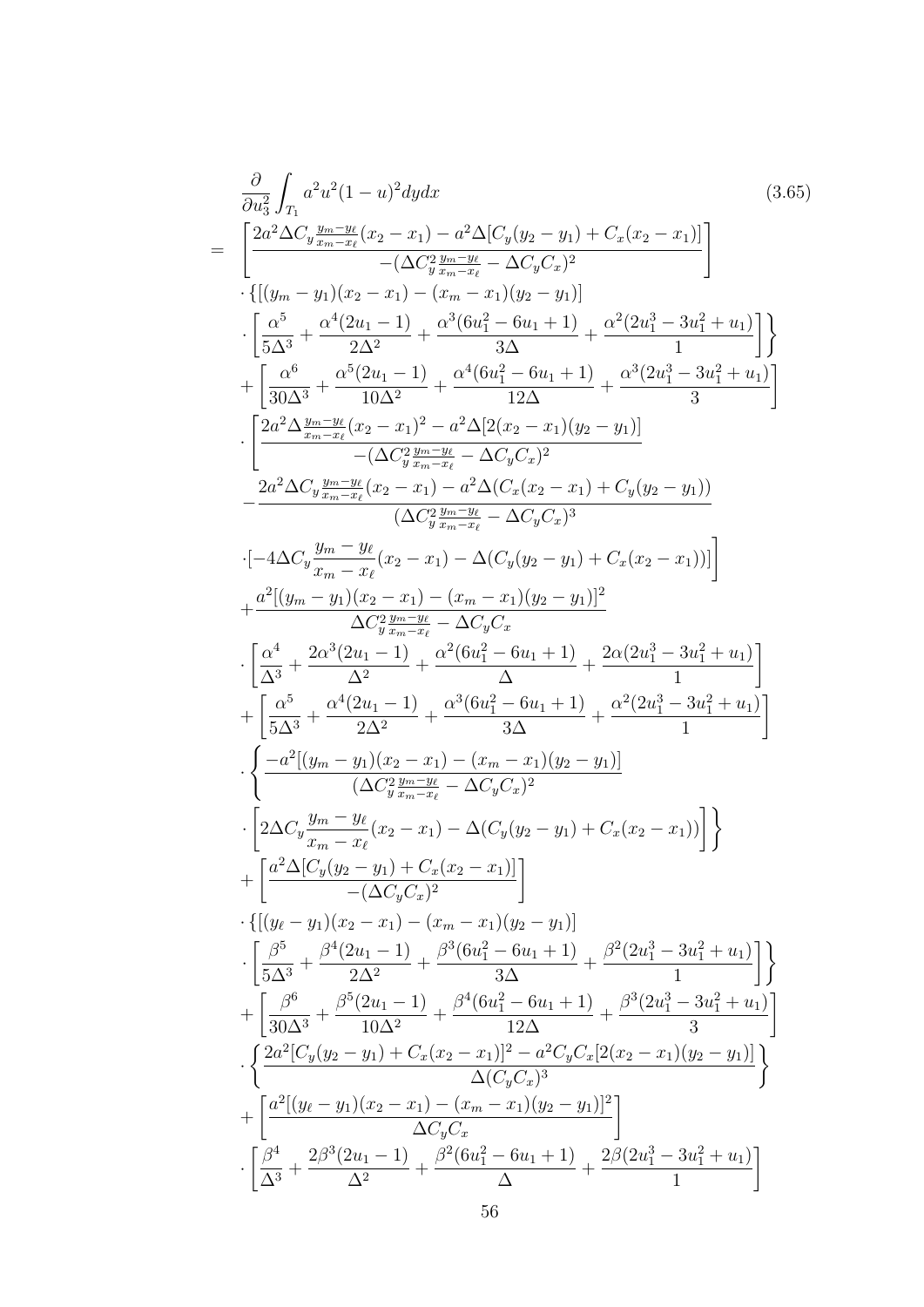$$
\begin{aligned}
&\frac{\partial}{\partial u_3^2}\int_{T_1} a^2u^2(1-u)^2dydx \qquad (3.65)\\
=\;& \left[\frac{2a^2\Delta C_y\frac{y_m-y_\ell}{x_m-x_\ell}(x_2-x_1)-a^2\Delta[C_y(y_2-y_1)+C_x(x_2-x_1)]}{-(\Delta C_y^2\frac{y_m-y_\ell}{x_m-x_\ell}-\Delta C_yC_x)^2}\right]\\
&\cdot\{[(y_m-y_1)(x_2-x_1)-(x_m-x_1)(y_2-y_1)]\\
&\cdot\left[\frac{\alpha^5}{5\Delta^3}+\frac{\alpha^4(2u_1-1)}{2\Delta^2}+\frac{\alpha^3(6u_1^2-6u_1+1)}{3\Delta}+\frac{\alpha^2(2u_1^3-3u_1^2+u_1)}{1}\right]\Bigg\}\\
&+\left[\frac{\alpha^6}{30\Delta^3}+\frac{\alpha^5(2u_1-1)}{10\Delta^2}+\frac{\alpha^4(6u_1^2-6u_1+1)}{12\Delta}+\frac{\alpha^3(2u_1^3-3u_1^2+u_1)}{3}\right]\\
&\cdot\left[\frac{2a^2\Delta\frac{y_m-y_\ell}{x_m-x_\ell}(x_2-x_1)^2-a^2\Delta[2(x_2-x_1)(y_2-y_1)]}{-(\Delta C_y^2\frac{y_m-y_\ell}{x_m-x_\ell}-\Delta C_yC_x)^2}\right.\\
&-\frac{2a^2\Delta C_y\frac{y_m-y_\ell}{x_m-x_\ell}(x_2-x_1)-a^2\Delta(C_x(x_2-x_1)+C_y(y_2-y_1))}{(\Delta C_y^2\frac{y_m-y_\ell}{x_m-x_\ell}-\Delta C_yC_x)^3}\\
&\left.\cdot[-4\Delta C_y\frac{y_m-y_\ell}{x_m-x_\ell}(x_2-x_1)-\Delta(C_y(y_2-y_1)+C_x(x_2-x_1))]\right]\\
&+\frac{a^2[(y_m-y_1)(x_2-x_1)-(x_m-x_1)(y_2-y_1)]^2}{\Delta C_y^2\frac{y_m-y_\ell}{x_m-x_\ell}-\Delta C_yC_x}\\
&\cdot\left[\frac{\alpha^4}{\Delta^3}+\frac{2\alpha^3(2u_1-1)}{\Delta^2}+\frac{\alpha^2(6u_1^2-6u_1+1)}{\Delta}+\frac{2\alpha(2u_1^3-3u_1^2+u_1)}{1}\right]\\
&+\left[\frac{\alpha^5}{5\Delta^3}+\frac{\alpha^4(2u_1-1)}{2\Delta^2}+\frac{\alpha^3(6u_1^2-6u_1+1)}{3\Delta}+\frac{\alpha^2(2u_1^3-3u_1^2+u_1)}{1}\right]\\
&\cdot\left\{\frac{-a^2[(y_m-y_1)(x_2-x_1)-(x_m-x_1)(y_2-y_1)]}{(\Delta C_y^2\frac{y_m-y_\ell}{x_m-x_\ell}-\Delta C_yC_x)^2}\right.\\
&\left.\cdot\left[2\Delta C_y\frac{y_m-y_\ell}{x_m-x_\ell}(x_2-x_1)-\Delta(C_y(y_2-y_1)+C_x(x_2-x_1))\right]\right\}\\
&+\left[\frac{a^2\Delta[C_y(y_2-y_1)+C_x(x_2-x_1)]}{-(\Delta C_yC_x)^2}\right]\\
&\cdot\{[(y_\ell-y_1)(x_2-x_1)-(x_m-x_1)(y_2-y_1)]\\
&\cdot\left[\frac{\beta^5}{5\Delta^3}+\frac{\beta^4(2u_1-1)}{2\Delta^2}+\frac{\beta^3(6u_1^2-6u_1+1)}{3\Delta}+\frac{\beta^2(2u_1^3-3u_1^2+u_1)}{1}\right]\Bigg\}\\
&+\left[\frac{\beta^6}{30\Delta^3}+\frac{\beta^5(2u_1-1)}{10\Delta^2}+\frac{\beta^4(6u_1^2-6u_1+1)}{12\Delta}+\frac{\beta^3(2u_1^3-3u_1^2+u_1)}{3}\right]\\
&\cdot\left\{\frac{2a^2[C_y(y_2-y_1)+C_x(x_2-x_1)]^2-a^2C_yC_x[2(x_2-x_1)(y_2-y_1)]}{\Delta(C_yC_x)^3}\right\}\\
&+\left[\frac{a^2[(y_\ell-y_1)(x_2-x_1)-(x_m-x_1)(y_2-y_1)]^2}{\Delta C_yC_x}\right]\\
&\cdot\left[\frac{\beta^4}{\Delta^3}+\frac{2\beta^3(2u_1-1)}{\Delta^2}+\frac{\beta^2(6u_1^2-6u_1+1)}{\Delta}+\frac{2\beta(2u_1^3-3u_1^2+u_1)}{1}\right]
\end{aligned}
$$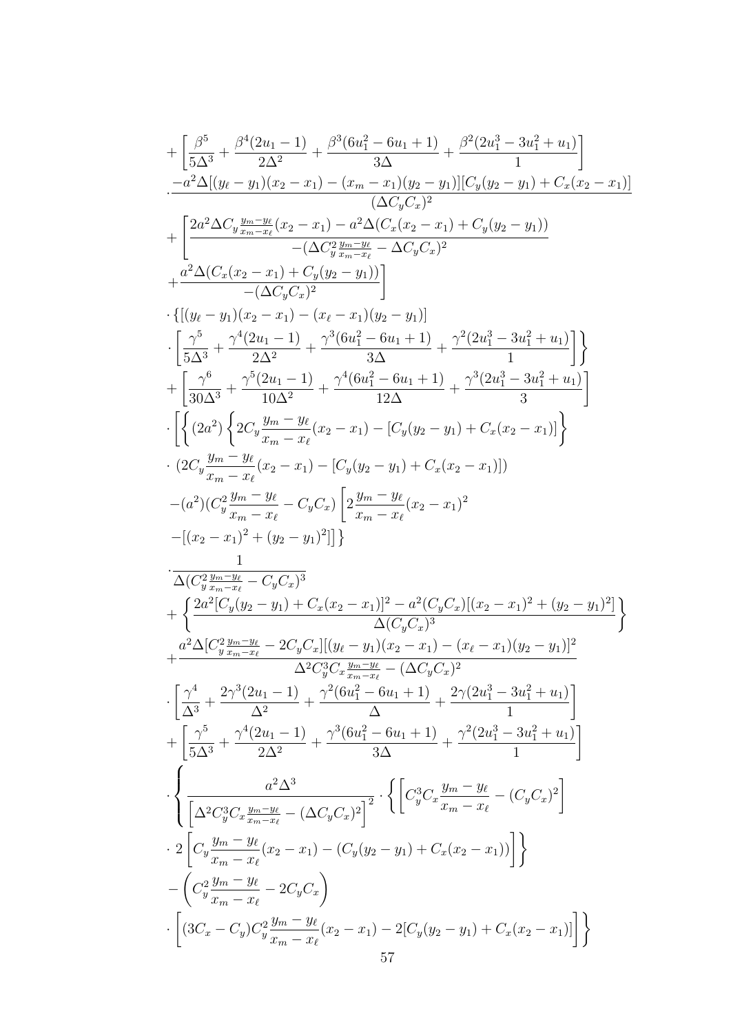$$
\begin{aligned}
&+\left[\frac{\beta^5}{5\Delta^3}+\frac{\beta^4(2u_1-1)}{2\Delta^2}+\frac{\beta^3(6u_1^2-6u_1+1)}{3\Delta}+\frac{\beta^2(2u_1^3-3u_1^2+u_1)}{1}\right]\\
&\cdot\frac{-a^2\Delta[(y_\ell-y_1)(x_2-x_1)-(x_m-x_1)(y_2-y_1)][C_y(y_2-y_1)+C_x(x_2-x_1)]}{(\Delta C_yC_x)^2}\\
&+\left[\frac{2a^2\Delta C_y\frac{y_m-y_\ell}{x_m-x_\ell}(x_2-x_1)-a^2\Delta(C_x(x_2-x_1)+C_y(y_2-y_1))}{-(\Delta C_y^2\frac{y_m-y_\ell}{x_m-x_\ell}-\Delta C_yC_x)^2}\right.\\
&\left.+\frac{a^2\Delta(C_x(x_2-x_1)+C_y(y_2-y_1))}{-(\Delta C_yC_x)^2}\right]\\
&\cdot\Big\{[(y_\ell-y_1)(x_2-x_1)-(x_\ell-x_1)(y_2-y_1)]\\
&\cdot\left.\left[\frac{\gamma^5}{5\Delta^3}+\frac{\gamma^4(2u_1-1)}{2\Delta^2}+\frac{\gamma^3(6u_1^2-6u_1+1)}{3\Delta}+\frac{\gamma^2(2u_1^3-3u_1^2+u_1)}{1}\right]\right\}\\
&+\left[\frac{\gamma^6}{30\Delta^3}+\frac{\gamma^5(2u_1-1)}{10\Delta^2}+\frac{\gamma^4(6u_1^2-6u_1+1)}{12\Delta}+\frac{\gamma^3(2u_1^3-3u_1^2+u_1)}{3}\right]\\
&\cdot\left[\left\{(2a^2)\left\{2C_y\frac{y_m-y_\ell}{x_m-x_\ell}(x_2-x_1)-[C_y(y_2-y_1)+C_x(x_2-x_1)]\right\}\right.\right.\\
&\cdot(2C_y\frac{y_m-y_\ell}{x_m-x_\ell}(x_2-x_1)-[C_y(y_2-y_1)+C_x(x_2-x_1)])\\
&-(a^2)(C_y^2\frac{y_m-y_\ell}{x_m-x_\ell}-C_yC_x)\left[2\frac{y_m-y_\ell}{x_m-x_\ell}(x_2-x_1)^2\right.\\
&\left.\left.-[(x_2-x_1)^2+(y_2-y_1)^2]\right]\right\}\\
&\cdot\frac{1}{\Delta(C_y^2\frac{y_m-y_\ell}{x_m-x_\ell}-C_yC_x)^3}\\
&+\left\{\frac{2a^2[C_y(y_2-y_1)+C_x(x_2-x_1)]^2-a^2(C_yC_x)[(x_2-x_1)^2+(y_2-y_1)^2]}{\Delta(C_yC_x)^3}\right\}\\
&+\frac{a^2\Delta[C_y^2\frac{y_m-y_\ell}{x_m-x_\ell}-2C_yC_x][(y_\ell-y_1)(x_2-x_1)-(x_\ell-x_1)(y_2-y_1)]^2}{\Delta^2C_y^3C_x\frac{y_m-y_\ell}{x_m-x_\ell}-(\Delta C_yC_x)^2}\\
&\cdot\left[\frac{\gamma^4}{\Delta^3}+\frac{2\gamma^3(2u_1-1)}{\Delta^2}+\frac{\gamma^2(6u_1^2-6u_1+1)}{\Delta}+\frac{2\gamma(2u_1^3-3u_1^2+u_1)}{1}\right]\\
&+\left[\frac{\gamma^5}{5\Delta^3}+\frac{\gamma^4(2u_1-1)}{2\Delta^2}+\frac{\gamma^3(6u_1^2-6u_1+1)}{3\Delta}+\frac{\gamma^2(2u_1^3-3u_1^2+u_1)}{1}\right]\\
&\cdot\left\{\frac{a^2\Delta^3}{\left[\Delta^2C_y^3C_x\frac{y_m-y_\ell}{x_m-x_\ell}-(\Delta C_yC_x)^2\right]^2}\cdot\left\{\left[C_y^3C_x\frac{y_m-y_\ell}{x_m-x_\ell}-(C_yC_x)^2\right]\right.\right.\\
&\left.\cdot\,2\left[C_y\frac{y_m-y_\ell}{x_m-x_\ell}(x_2-x_1)-(C_y(y_2-y_1)+C_x(x_2-x_1))\right]\right\}\\
&-\left(C_y^2\frac{y_m-y_\ell}{x_m-x_\ell}-2C_yC_x\right)\\
&\left.\cdot\left[(3C_x-C_y)C_y^2\frac{y_m-y_\ell}{x_m-x_\ell}(x_2-x_1)-2[C_y(y_2-y_1)+C_x(x_2-x_1)]\right]\right\}
\end{aligned}
$$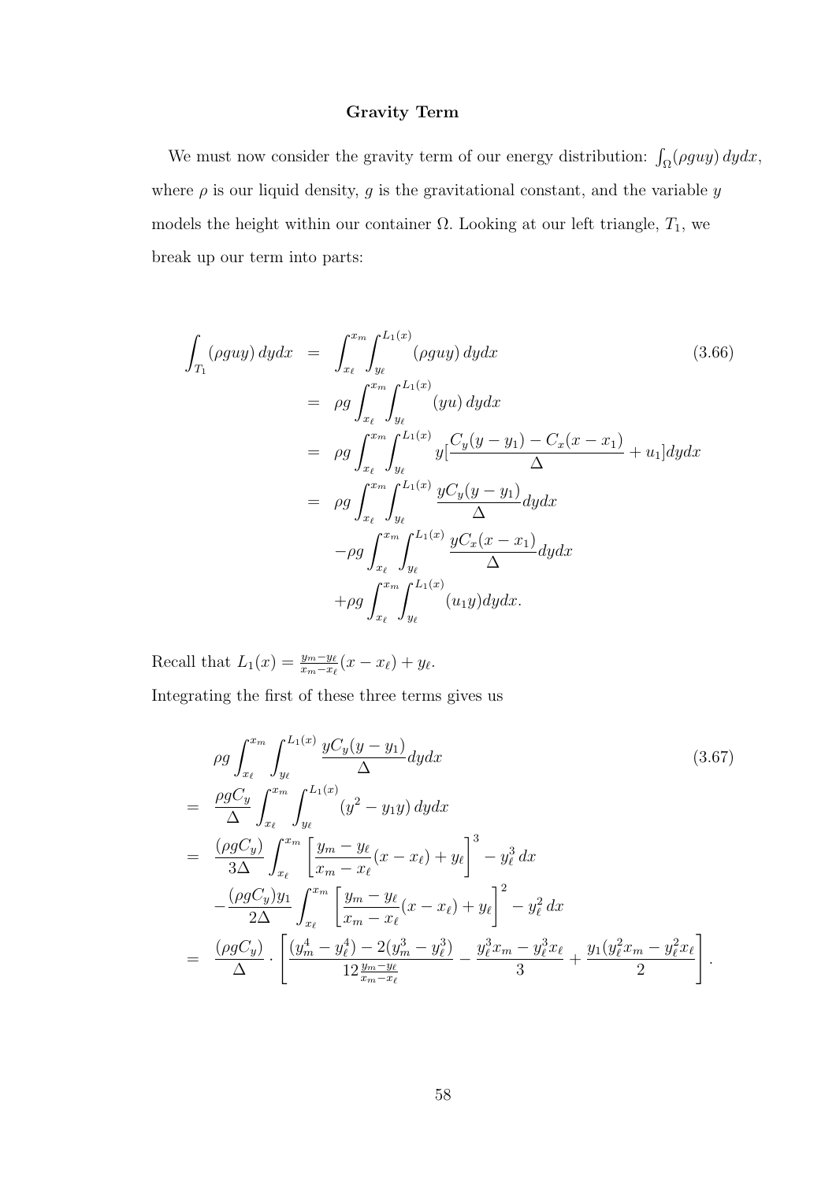### Gravity Term

We must now consider the gravity term of our energy distribution: $\int_\Omega (\rho g u y)\, dydx$, where $\rho$ is our liquid density, $g$ is the gravitational constant, and the variable $y$ models the height within our container $\Omega$. Looking at our left triangle, $T_1$, we break up our term into parts:

$$
\begin{aligned}
\int_{T_1} (\rho g u y)\, dydx &= \int_{x_\ell}^{x_m} \int_{y_\ell}^{L_1(x)} (\rho g u y)\, dydx \\
&= \rho g \int_{x_\ell}^{x_m} \int_{y_\ell}^{L_1(x)} (yu)\, dydx \\
&= \rho g \int_{x_\ell}^{x_m} \int_{y_\ell}^{L_1(x)} y[\frac{C_y(y-y_1) - C_x(x-x_1)}{\Delta} + u_1] dydx \\
&= \rho g \int_{x_\ell}^{x_m} \int_{y_\ell}^{L_1(x)} \frac{yC_y(y-y_1)}{\Delta} dydx \\
&\quad -\rho g \int_{x_\ell}^{x_m} \int_{y_\ell}^{L_1(x)} \frac{yC_x(x-x_1)}{\Delta} dydx \\
&\quad +\rho g \int_{x_\ell}^{x_m} \int_{y_\ell}^{L_1(x)} (u_1 y) dydx.
\end{aligned}
\tag{3.66}
$$

Recall that $L_1(x) = \frac{y_m - y_\ell}{x_m - x_\ell}(x - x_\ell) + y_\ell$.

Integrating the first of these three terms gives us

$$
\begin{aligned}
& \rho g \int_{x_\ell}^{x_m} \int_{y_\ell}^{L_1(x)} \frac{yC_y(y-y_1)}{\Delta} dydx \\
= \;& \frac{\rho g C_y}{\Delta} \int_{x_\ell}^{x_m} \int_{y_\ell}^{L_1(x)} (y^2 - y_1 y)\, dydx \\
= \;& \frac{(\rho g C_y)}{3\Delta} \int_{x_\ell}^{x_m} \left[ \frac{y_m - y_\ell}{x_m - x_\ell}(x - x_\ell) + y_\ell \right]^3 - y_\ell^3 \, dx \\
& - \frac{(\rho g C_y) y_1}{2\Delta} \int_{x_\ell}^{x_m} \left[ \frac{y_m - y_\ell}{x_m - x_\ell}(x - x_\ell) + y_\ell \right]^2 - y_\ell^2 \, dx \\
= \;& \frac{(\rho g C_y)}{\Delta} \cdot \left[ \frac{(y_m^4 - y_\ell^4) - 2(y_m^3 - y_\ell^3)}{12 \frac{y_m - y_\ell}{x_m - x_\ell}} - \frac{y_\ell^3 x_m - y_\ell^3 x_\ell}{3} + \frac{y_1(y_\ell^2 x_m - y_\ell^2 x_\ell)}{2} \right].
\end{aligned}
\tag{3.67}
$$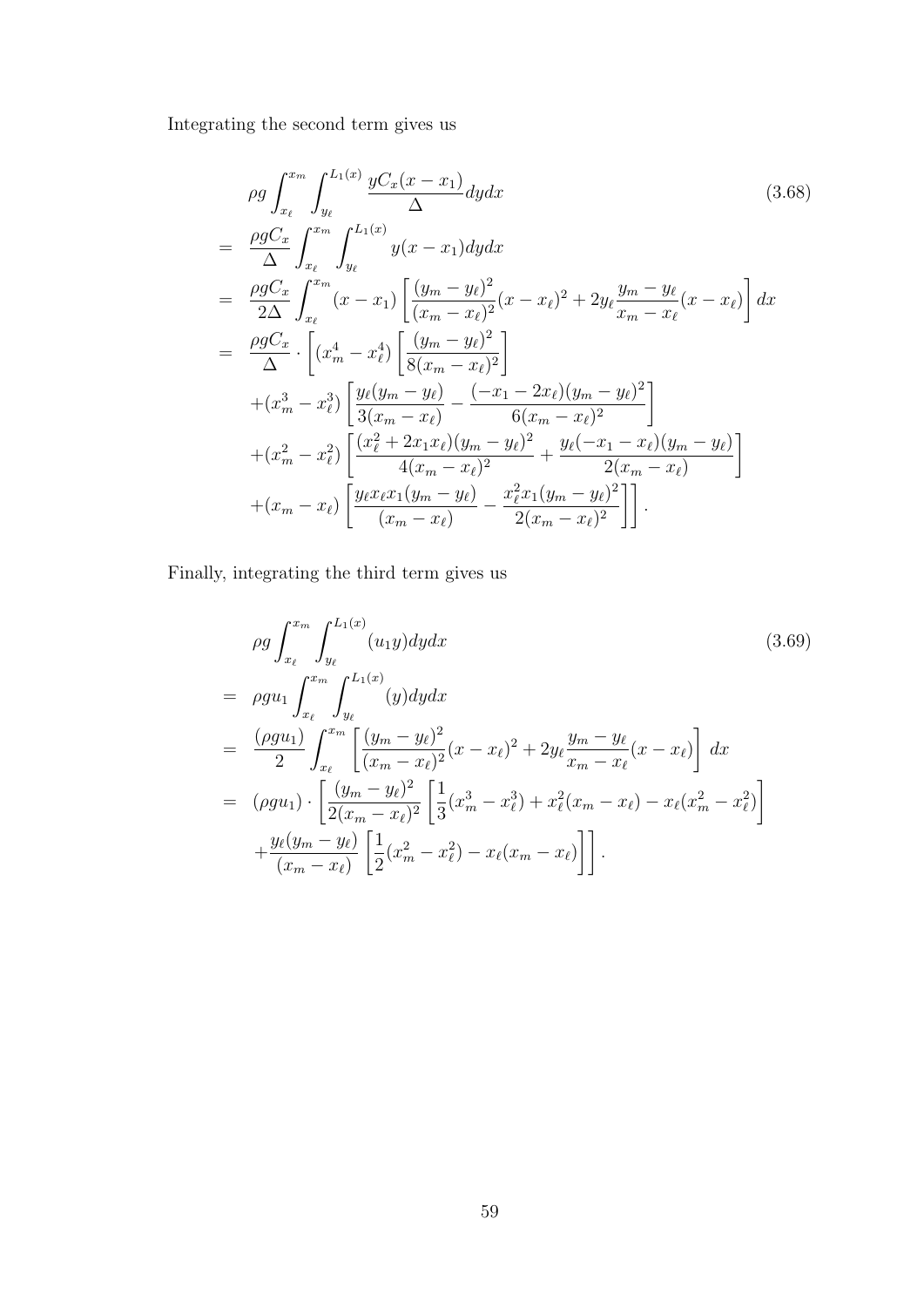Integrating the second term gives us

$$
\begin{aligned}
& \rho g \int_{x_\ell}^{x_m} \int_{y_\ell}^{L_1(x)} \frac{y C_x (x - x_1)}{\Delta} dy dx \\
= \; & \frac{\rho g C_x}{\Delta} \int_{x_\ell}^{x_m} \int_{y_\ell}^{L_1(x)} y(x - x_1) dy dx \\
= \; & \frac{\rho g C_x}{2\Delta} \int_{x_\ell}^{x_m} (x - x_1) \left[ \frac{(y_m - y_\ell)^2}{(x_m - x_\ell)^2} (x - x_\ell)^2 + 2 y_\ell \frac{y_m - y_\ell}{x_m - x_\ell} (x - x_\ell) \right] dx \\
= \; & \frac{\rho g C_x}{\Delta} \cdot \left[ (x_m^4 - x_\ell^4) \left[ \frac{(y_m - y_\ell)^2}{8(x_m - x_\ell)^2} \right] \right. \\
& + (x_m^3 - x_\ell^3) \left[ \frac{y_\ell (y_m - y_\ell)}{3(x_m - x_\ell)} - \frac{(-x_1 - 2x_\ell)(y_m - y_\ell)^2}{6(x_m - x_\ell)^2} \right] \\
& + (x_m^2 - x_\ell^2) \left[ \frac{(x_\ell^2 + 2x_1 x_\ell)(y_m - y_\ell)^2}{4(x_m - x_\ell)^2} + \frac{y_\ell(-x_1 - x_\ell)(y_m - y_\ell)}{2(x_m - x_\ell)} \right] \\
& \left. + (x_m - x_\ell) \left[ \frac{y_\ell x_\ell x_1 (y_m - y_\ell)}{(x_m - x_\ell)} - \frac{x_\ell^2 x_1 (y_m - y_\ell)^2}{2(x_m - x_\ell)^2} \right] \right].
\end{aligned}
\tag{3.68}
$$

Finally, integrating the third term gives us

$$
\begin{aligned}
& \rho g \int_{x_\ell}^{x_m} \int_{y_\ell}^{L_1(x)} (u_1 y) dy dx \\
= \; & \rho g u_1 \int_{x_\ell}^{x_m} \int_{y_\ell}^{L_1(x)} (y) dy dx \\
= \; & \frac{(\rho g u_1)}{2} \int_{x_\ell}^{x_m} \left[ \frac{(y_m - y_\ell)^2}{(x_m - x_\ell)^2} (x - x_\ell)^2 + 2 y_\ell \frac{y_m - y_\ell}{x_m - x_\ell} (x - x_\ell) \right] dx \\
= \; & (\rho g u_1) \cdot \left[ \frac{(y_m - y_\ell)^2}{2(x_m - x_\ell)^2} \left[ \frac{1}{3}(x_m^3 - x_\ell^3) + x_\ell^2 (x_m - x_\ell) - x_\ell (x_m^2 - x_\ell^2) \right] \right. \\
& \left. + \frac{y_\ell (y_m - y_\ell)}{(x_m - x_\ell)} \left[ \frac{1}{2}(x_m^2 - x_\ell^2) - x_\ell (x_m - x_\ell) \right] \right].
\end{aligned}
\tag{3.69}
$$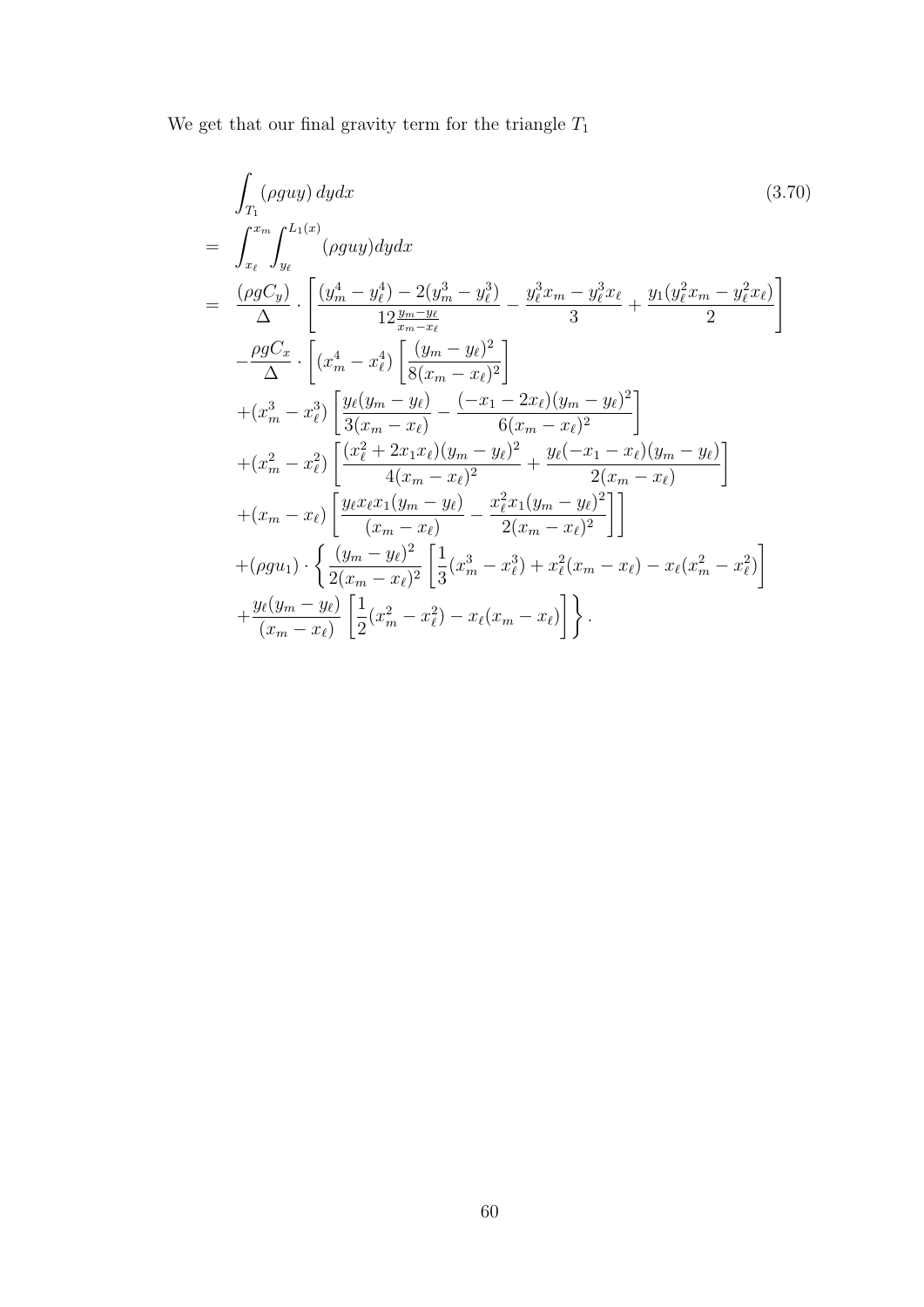We get that our final gravity term for the triangle $T_1$

$$
\begin{aligned}
&\int_{T_1} (\rho g u y)\, dy dx \qquad (3.70)\\
=\;& \int_{x_\ell}^{x_m} \int_{y_\ell}^{L_1(x)} (\rho g u y) dy dx \\
=\;& \frac{(\rho g C_y)}{\Delta} \cdot \left[ \frac{(y_m^4 - y_\ell^4) - 2(y_m^3 - y_\ell^3)}{12 \frac{y_m - y_\ell}{x_m - x_\ell}} - \frac{y_\ell^3 x_m - y_\ell^3 x_\ell}{3} + \frac{y_1(y_\ell^2 x_m - y_\ell^2 x_\ell)}{2} \right] \\
& - \frac{\rho g C_x}{\Delta} \cdot \left[ (x_m^4 - x_\ell^4) \left[ \frac{(y_m - y_\ell)^2}{8(x_m - x_\ell)^2} \right] \right. \\
& + (x_m^3 - x_\ell^3) \left[ \frac{y_\ell (y_m - y_\ell)}{3(x_m - x_\ell)} - \frac{(-x_1 - 2x_\ell)(y_m - y_\ell)^2}{6(x_m - x_\ell)^2} \right] \\
& + (x_m^2 - x_\ell^2) \left[ \frac{(x_\ell^2 + 2x_1 x_\ell)(y_m - y_\ell)^2}{4(x_m - x_\ell)^2} + \frac{y_\ell(-x_1 - x_\ell)(y_m - y_\ell)}{2(x_m - x_\ell)} \right] \\
& \left. + (x_m - x_\ell) \left[ \frac{y_\ell x_\ell x_1 (y_m - y_\ell)}{(x_m - x_\ell)} - \frac{x_\ell^2 x_1 (y_m - y_\ell)^2}{2(x_m - x_\ell)^2} \right] \right] \\
& + (\rho g u_1) \cdot \left\{ \frac{(y_m - y_\ell)^2}{2(x_m - x_\ell)^2} \left[ \frac{1}{3}(x_m^3 - x_\ell^3) + x_\ell^2 (x_m - x_\ell) - x_\ell (x_m^2 - x_\ell^2) \right] \right. \\
& \left. + \frac{y_\ell (y_m - y_\ell)}{(x_m - x_\ell)} \left[ \frac{1}{2}(x_m^2 - x_\ell^2) - x_\ell (x_m - x_\ell) \right] \right\}.
\end{aligned}
$$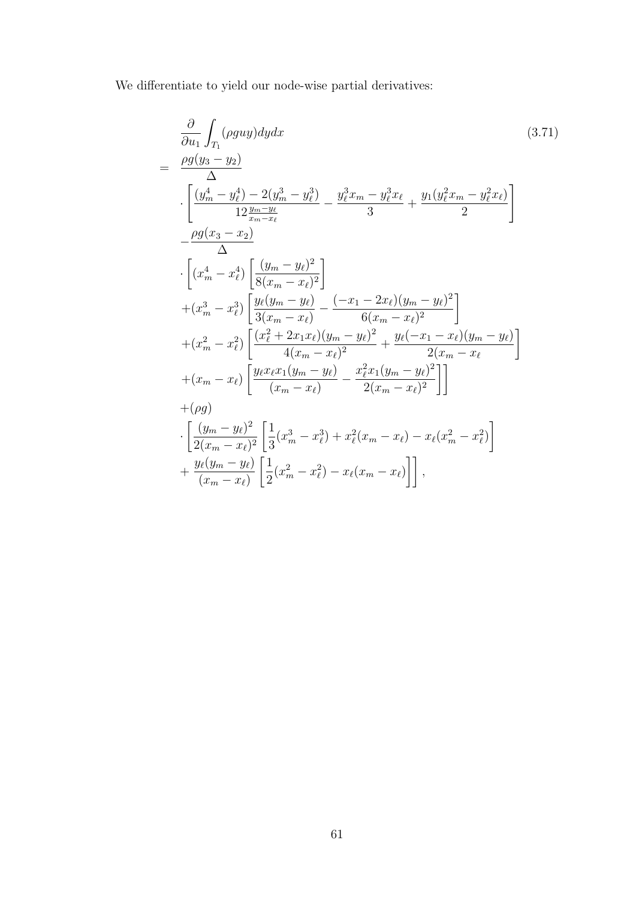We differentiate to yield our node-wise partial derivatives:

$$
\begin{aligned}
& \frac{\partial}{\partial u_1} \int_{T_1} (\rho g u y) dy dx \qquad (3.71) \\
= \quad & \frac{\rho g (y_3 - y_2)}{\Delta} \\
& \cdot \left[ \frac{(y_m^4 - y_\ell^4) - 2(y_m^3 - y_\ell^3)}{12 \frac{y_m - y_\ell}{x_m - x_\ell}} - \frac{y_\ell^3 x_m - y_\ell^3 x_\ell}{3} + \frac{y_1 (y_\ell^2 x_m - y_\ell^2 x_\ell)}{2} \right] \\
& - \frac{\rho g (x_3 - x_2)}{\Delta} \\
& \cdot \left[ (x_m^4 - x_\ell^4) \left[ \frac{(y_m - y_\ell)^2}{8(x_m - x_\ell)^2} \right] \right. \\
& + (x_m^3 - x_\ell^3) \left[ \frac{y_\ell (y_m - y_\ell)}{3(x_m - x_\ell)} - \frac{(-x_1 - 2x_\ell)(y_m - y_\ell)^2}{6(x_m - x_\ell)^2} \right] \\
& + (x_m^2 - x_\ell^2) \left[ \frac{(x_\ell^2 + 2x_1 x_\ell)(y_m - y_\ell)^2}{4(x_m - x_\ell)^2} + \frac{y_\ell(-x_1 - x_\ell)(y_m - y_\ell)}{2(x_m - x_\ell} \right] \\
& \left. + (x_m - x_\ell) \left[ \frac{y_\ell x_\ell x_1 (y_m - y_\ell)}{(x_m - x_\ell)} - \frac{x_\ell^2 x_1 (y_m - y_\ell)^2}{2(x_m - x_\ell)^2} \right] \right] \\
& + (\rho g) \\
& \cdot \left[ \frac{(y_m - y_\ell)^2}{2(x_m - x_\ell)^2} \left[ \frac{1}{3}(x_m^3 - x_\ell^3) + x_\ell^2 (x_m - x_\ell) - x_\ell (x_m^2 - x_\ell^2) \right] \right. \\
& \left. + \frac{y_\ell (y_m - y_\ell)}{(x_m - x_\ell)} \left[ \frac{1}{2}(x_m^2 - x_\ell^2) - x_\ell (x_m - x_\ell) \right] \right],
\end{aligned}
$$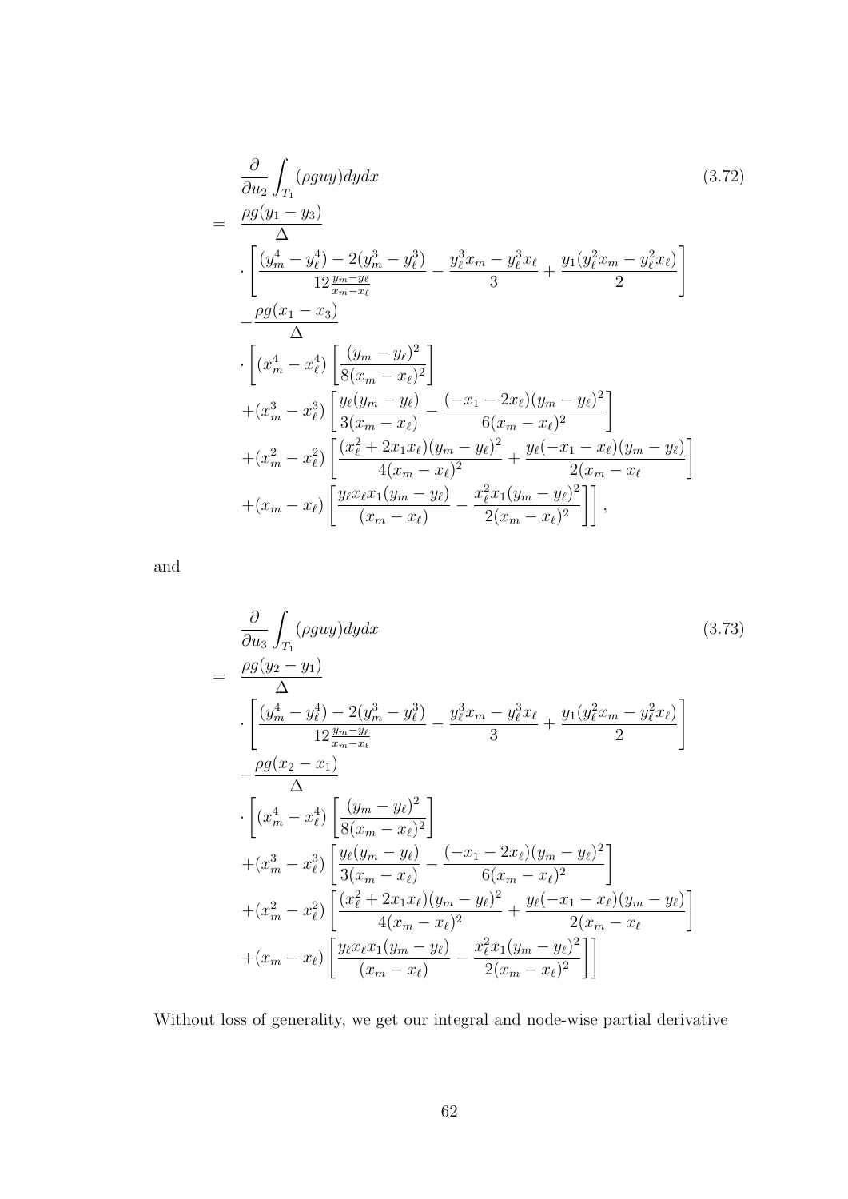$$
\begin{aligned}
&\frac{\partial}{\partial u_2}\int_{T_1}(\rho g u y)dydx \qquad (3.72)\\
=\ &\frac{\rho g(y_1-y_3)}{\Delta}\\
&\cdot\left[\frac{(y_m^4-y_\ell^4)-2(y_m^3-y_\ell^3)}{12\frac{y_m-y_\ell}{x_m-x_\ell}}-\frac{y_\ell^3x_m-y_\ell^3x_\ell}{3}+\frac{y_1(y_\ell^2x_m-y_\ell^2x_\ell)}{2}\right]\\
&-\frac{\rho g(x_1-x_3)}{\Delta}\\
&\cdot\left[(x_m^4-x_\ell^4)\left[\frac{(y_m-y_\ell)^2}{8(x_m-x_\ell)^2}\right]\right.\\
&+(x_m^3-x_\ell^3)\left[\frac{y_\ell(y_m-y_\ell)}{3(x_m-x_\ell)}-\frac{(-x_1-2x_\ell)(y_m-y_\ell)^2}{6(x_m-x_\ell)^2}\right]\\
&+(x_m^2-x_\ell^2)\left[\frac{(x_\ell^2+2x_1x_\ell)(y_m-y_\ell)^2}{4(x_m-x_\ell)^2}+\frac{y_\ell(-x_1-x_\ell)(y_m-y_\ell)}{2(x_m-x_\ell}\right]\\
&\left.+(x_m-x_\ell)\left[\frac{y_\ell x_\ell x_1(y_m-y_\ell)}{(x_m-x_\ell)}-\frac{x_\ell^2x_1(y_m-y_\ell)^2}{2(x_m-x_\ell)^2}\right]\right],
\end{aligned}
$$

and

$$
\begin{aligned}
&\frac{\partial}{\partial u_3}\int_{T_1}(\rho g u y)dydx \qquad (3.73)\\
=\ &\frac{\rho g(y_2-y_1)}{\Delta}\\
&\cdot\left[\frac{(y_m^4-y_\ell^4)-2(y_m^3-y_\ell^3)}{12\frac{y_m-y_\ell}{x_m-x_\ell}}-\frac{y_\ell^3x_m-y_\ell^3x_\ell}{3}+\frac{y_1(y_\ell^2x_m-y_\ell^2x_\ell)}{2}\right]\\
&-\frac{\rho g(x_2-x_1)}{\Delta}\\
&\cdot\left[(x_m^4-x_\ell^4)\left[\frac{(y_m-y_\ell)^2}{8(x_m-x_\ell)^2}\right]\right.\\
&+(x_m^3-x_\ell^3)\left[\frac{y_\ell(y_m-y_\ell)}{3(x_m-x_\ell)}-\frac{(-x_1-2x_\ell)(y_m-y_\ell)^2}{6(x_m-x_\ell)^2}\right]\\
&+(x_m^2-x_\ell^2)\left[\frac{(x_\ell^2+2x_1x_\ell)(y_m-y_\ell)^2}{4(x_m-x_\ell)^2}+\frac{y_\ell(-x_1-x_\ell)(y_m-y_\ell)}{2(x_m-x_\ell}\right]\\
&\left.+(x_m-x_\ell)\left[\frac{y_\ell x_\ell x_1(y_m-y_\ell)}{(x_m-x_\ell)}-\frac{x_\ell^2x_1(y_m-y_\ell)^2}{2(x_m-x_\ell)^2}\right]\right]
\end{aligned}
$$

Without loss of generality, we get our integral and node-wise partial derivative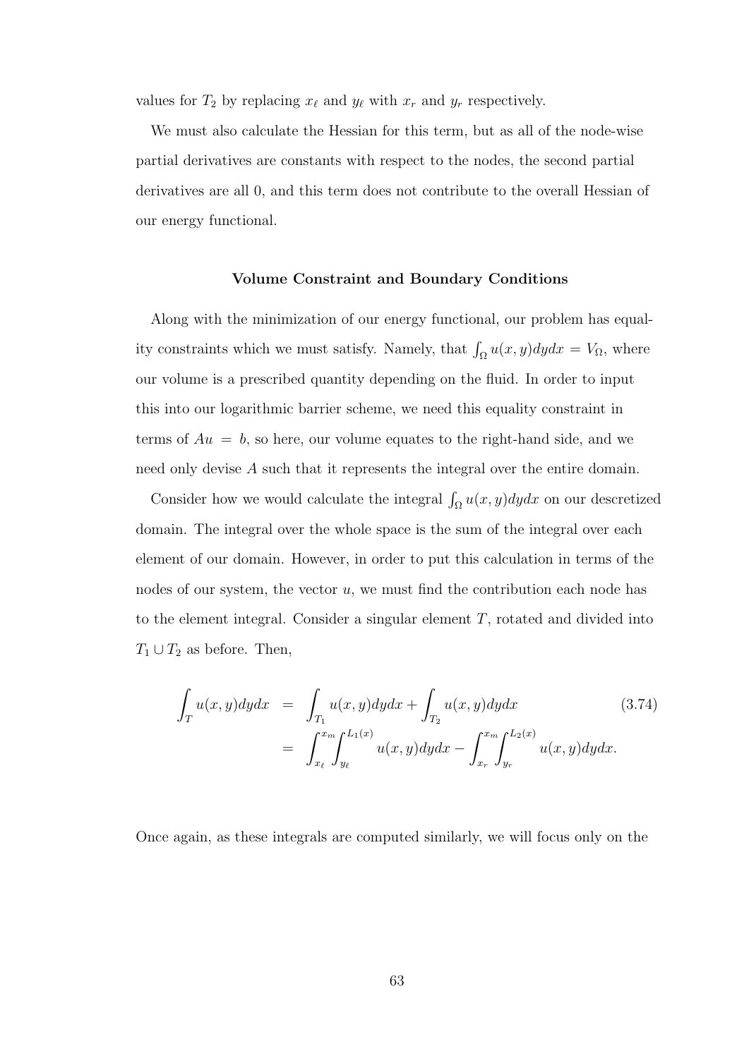values for $T_2$ by replacing $x_\ell$ and $y_\ell$ with $x_r$ and $y_r$ respectively.

We must also calculate the Hessian for this term, but as all of the node-wise partial derivatives are constants with respect to the nodes, the second partial derivatives are all 0, and this term does not contribute to the overall Hessian of our energy functional.

### Volume Constraint and Boundary Conditions

Along with the minimization of our energy functional, our problem has equality constraints which we must satisfy. Namely, that $\int_\Omega u(x,y)dydx = V_\Omega$, where our volume is a prescribed quantity depending on the fluid. In order to input this into our logarithmic barrier scheme, we need this equality constraint in terms of $Au = b$, so here, our volume equates to the right-hand side, and we need only devise $A$ such that it represents the integral over the entire domain.

Consider how we would calculate the integral $\int_\Omega u(x,y)dydx$ on our descretized domain. The integral over the whole space is the sum of the integral over each element of our domain. However, in order to put this calculation in terms of the nodes of our system, the vector $u$, we must find the contribution each node has to the element integral. Consider a singular element $T$, rotated and divided into $T_1 \cup T_2$ as before. Then,

$$
\begin{aligned}
\int_T u(x,y)dydx &= \int_{T_1} u(x,y)dydx + \int_{T_2} u(x,y)dydx \\
&= \int_{x_\ell}^{x_m}\int_{y_\ell}^{L_1(x)} u(x,y)dydx - \int_{x_r}^{x_m}\int_{y_r}^{L_2(x)} u(x,y)dydx.
\end{aligned}
\tag{3.74}
$$

Once again, as these integrals are computed similarly, we will focus only on the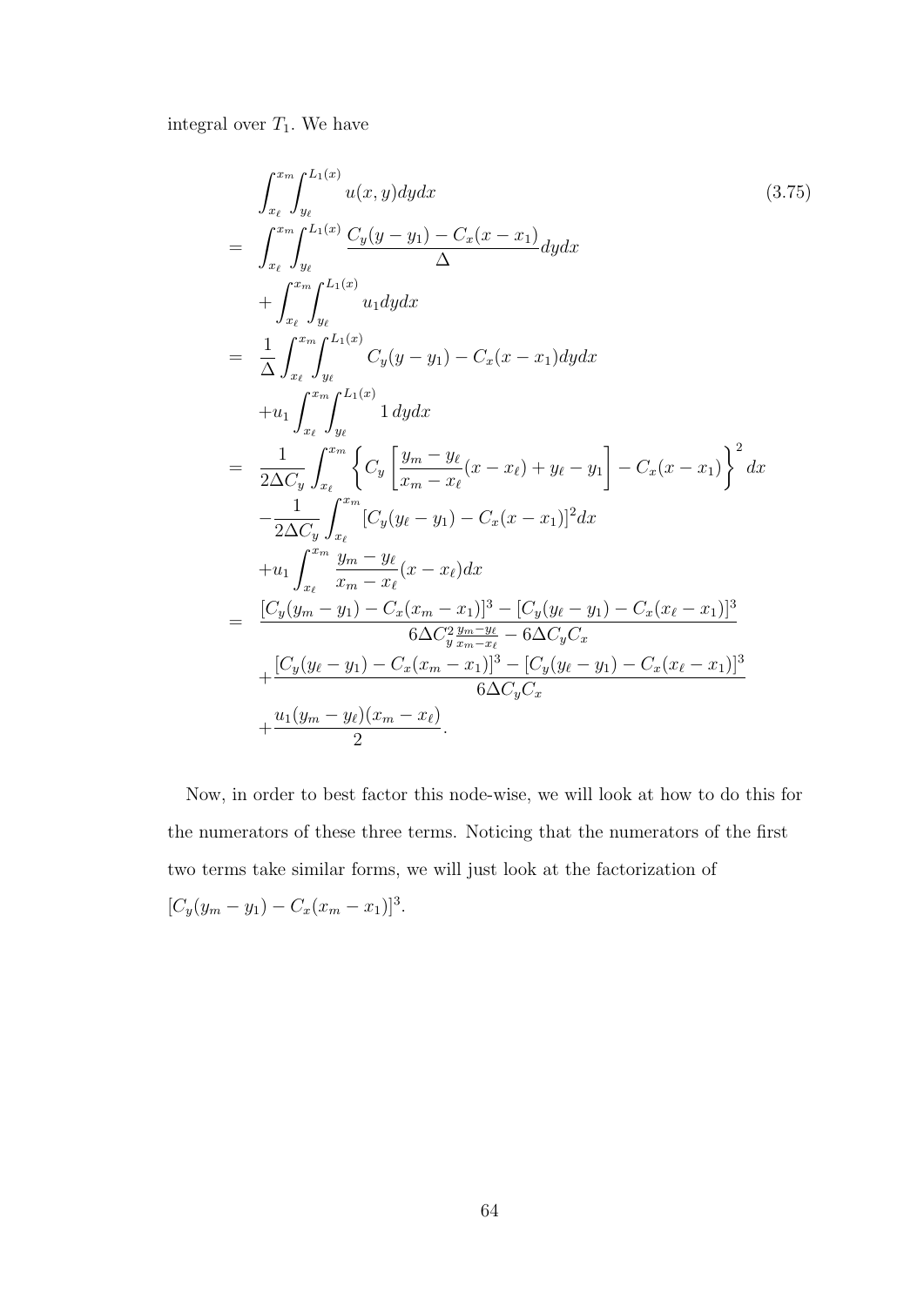integral over $T_1$. We have

$$
\begin{aligned}
& \int_{x_\ell}^{x_m}\int_{y_\ell}^{L_1(x)} u(x,y)dydx \qquad (3.75)\\
= & \int_{x_\ell}^{x_m}\int_{y_\ell}^{L_1(x)} \frac{C_y(y-y_1)-C_x(x-x_1)}{\Delta}dydx \\
& +\int_{x_\ell}^{x_m}\int_{y_\ell}^{L_1(x)} u_1 dydx \\
= & \frac{1}{\Delta}\int_{x_\ell}^{x_m}\int_{y_\ell}^{L_1(x)} C_y(y-y_1)-C_x(x-x_1)dydx \\
& +u_1\int_{x_\ell}^{x_m}\int_{y_\ell}^{L_1(x)} 1\, dydx \\
= & \frac{1}{2\Delta C_y}\int_{x_\ell}^{x_m}\left\{C_y\left[\frac{y_m-y_\ell}{x_m-x_\ell}(x-x_\ell)+y_\ell-y_1\right]-C_x(x-x_1)\right\}^2 dx \\
& -\frac{1}{2\Delta C_y}\int_{x_\ell}^{x_m}[C_y(y_\ell-y_1)-C_x(x-x_1)]^2 dx \\
& +u_1\int_{x_\ell}^{x_m}\frac{y_m-y_\ell}{x_m-x_\ell}(x-x_\ell)dx \\
= & \frac{[C_y(y_m-y_1)-C_x(x_m-x_1)]^3-[C_y(y_\ell-y_1)-C_x(x_\ell-x_1)]^3}{6\Delta C_y^2\frac{y_m-y_\ell}{x_m-x_\ell}-6\Delta C_yC_x} \\
& +\frac{[C_y(y_\ell-y_1)-C_x(x_m-x_1)]^3-[C_y(y_\ell-y_1)-C_x(x_\ell-x_1)]^3}{6\Delta C_yC_x} \\
& +\frac{u_1(y_m-y_\ell)(x_m-x_\ell)}{2}.
\end{aligned}
$$

Now, in order to best factor this node-wise, we will look at how to do this for the numerators of these three terms. Noticing that the numerators of the first two terms take similar forms, we will just look at the factorization of $[C_y(y_m-y_1)-C_x(x_m-x_1)]^3$.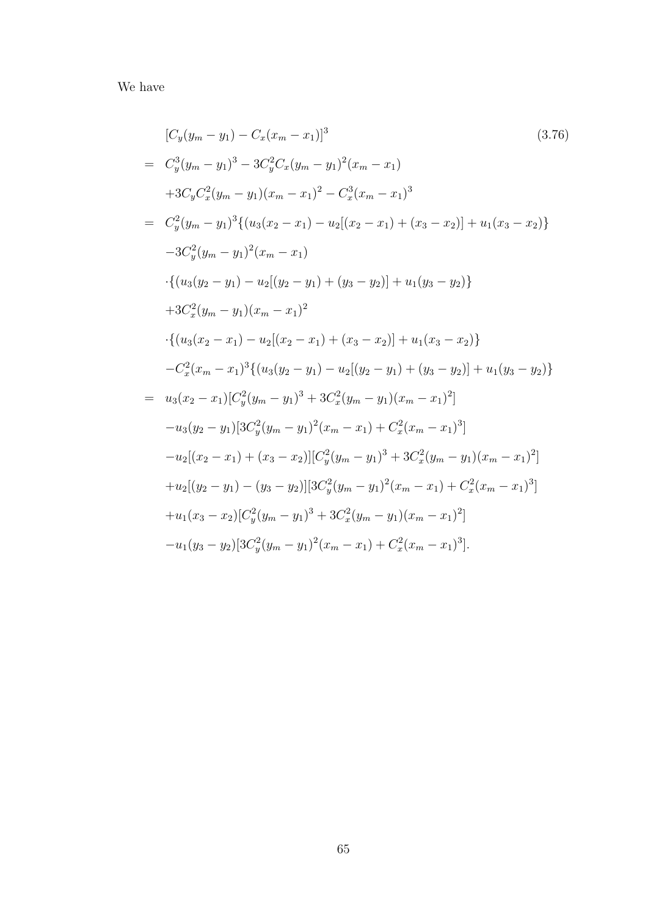We have

$$
\begin{aligned}
& [C_y(y_m - y_1) - C_x(x_m - x_1)]^3 \qquad (3.76) \\
= \;& C_y^3(y_m - y_1)^3 - 3C_y^2C_x(y_m - y_1)^2(x_m - x_1) \\
& +3C_yC_x^2(y_m - y_1)(x_m - x_1)^2 - C_x^3(x_m - x_1)^3 \\
= \;& C_y^2(y_m - y_1)^3\{(u_3(x_2 - x_1) - u_2[(x_2 - x_1) + (x_3 - x_2)] + u_1(x_3 - x_2)\} \\
& -3C_y^2(y_m - y_1)^2(x_m - x_1) \\
& \cdot\{(u_3(y_2 - y_1) - u_2[(y_2 - y_1) + (y_3 - y_2)] + u_1(y_3 - y_2)\} \\
& +3C_x^2(y_m - y_1)(x_m - x_1)^2 \\
& \cdot\{(u_3(x_2 - x_1) - u_2[(x_2 - x_1) + (x_3 - x_2)] + u_1(x_3 - x_2)\} \\
& -C_x^2(x_m - x_1)^3\{(u_3(y_2 - y_1) - u_2[(y_2 - y_1) + (y_3 - y_2)] + u_1(y_3 - y_2)\} \\
= \;& u_3(x_2 - x_1)[C_y^2(y_m - y_1)^3 + 3C_x^2(y_m - y_1)(x_m - x_1)^2] \\
& -u_3(y_2 - y_1)[3C_y^2(y_m - y_1)^2(x_m - x_1) + C_x^2(x_m - x_1)^3] \\
& -u_2[(x_2 - x_1) + (x_3 - x_2)][C_y^2(y_m - y_1)^3 + 3C_x^2(y_m - y_1)(x_m - x_1)^2] \\
& +u_2[(y_2 - y_1) - (y_3 - y_2)][3C_y^2(y_m - y_1)^2(x_m - x_1) + C_x^2(x_m - x_1)^3] \\
& +u_1(x_3 - x_2)[C_y^2(y_m - y_1)^3 + 3C_x^2(y_m - y_1)(x_m - x_1)^2] \\
& -u_1(y_3 - y_2)[3C_y^2(y_m - y_1)^2(x_m - x_1) + C_x^2(x_m - x_1)^3].
\end{aligned}
$$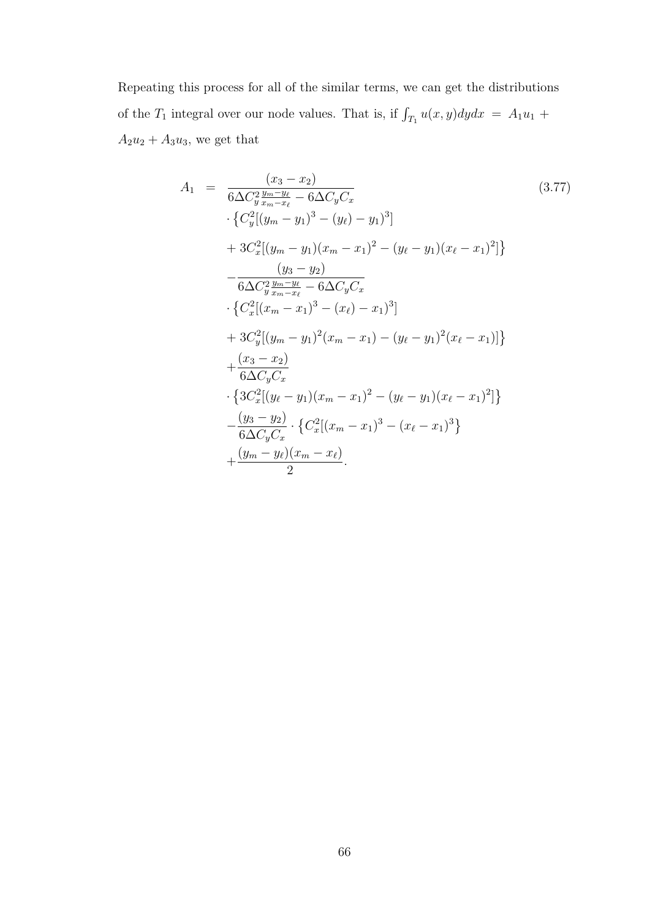Repeating this process for all of the similar terms, we can get the distributions of the $T_1$ integral over our node values. That is, if $\int_{T_1} u(x,y)dydx = A_1u_1 + A_2u_2 + A_3u_3$, we get that

$$
\begin{aligned}
A_1 \;=\; & \frac{(x_3 - x_2)}{6\Delta C_y^2 \frac{y_m - y_\ell}{x_m - x_\ell} - 6\Delta C_y C_x} \\
& \cdot \left\{ C_y^2[(y_m - y_1)^3 - (y_\ell) - y_1)^3] \right. \\
& \left. + 3C_x^2[(y_m - y_1)(x_m - x_1)^2 - (y_\ell - y_1)(x_\ell - x_1)^2] \right\} \\
& - \frac{(y_3 - y_2)}{6\Delta C_y^2 \frac{y_m - y_\ell}{x_m - x_\ell} - 6\Delta C_y C_x} \\
& \cdot \left\{ C_x^2[(x_m - x_1)^3 - (x_\ell) - x_1)^3] \right. \\
& \left. + 3C_y^2[(y_m - y_1)^2(x_m - x_1) - (y_\ell - y_1)^2(x_\ell - x_1)] \right\} \\
& + \frac{(x_3 - x_2)}{6\Delta C_y C_x} \\
& \cdot \left\{ 3C_x^2[(y_\ell - y_1)(x_m - x_1)^2 - (y_\ell - y_1)(x_\ell - x_1)^2] \right\} \\
& - \frac{(y_3 - y_2)}{6\Delta C_y C_x} \cdot \left\{ C_x^2[(x_m - x_1)^3 - (x_\ell - x_1)^3 \right\} \\
& + \frac{(y_m - y_\ell)(x_m - x_\ell)}{2}.
\end{aligned}
\tag{3.77}
$$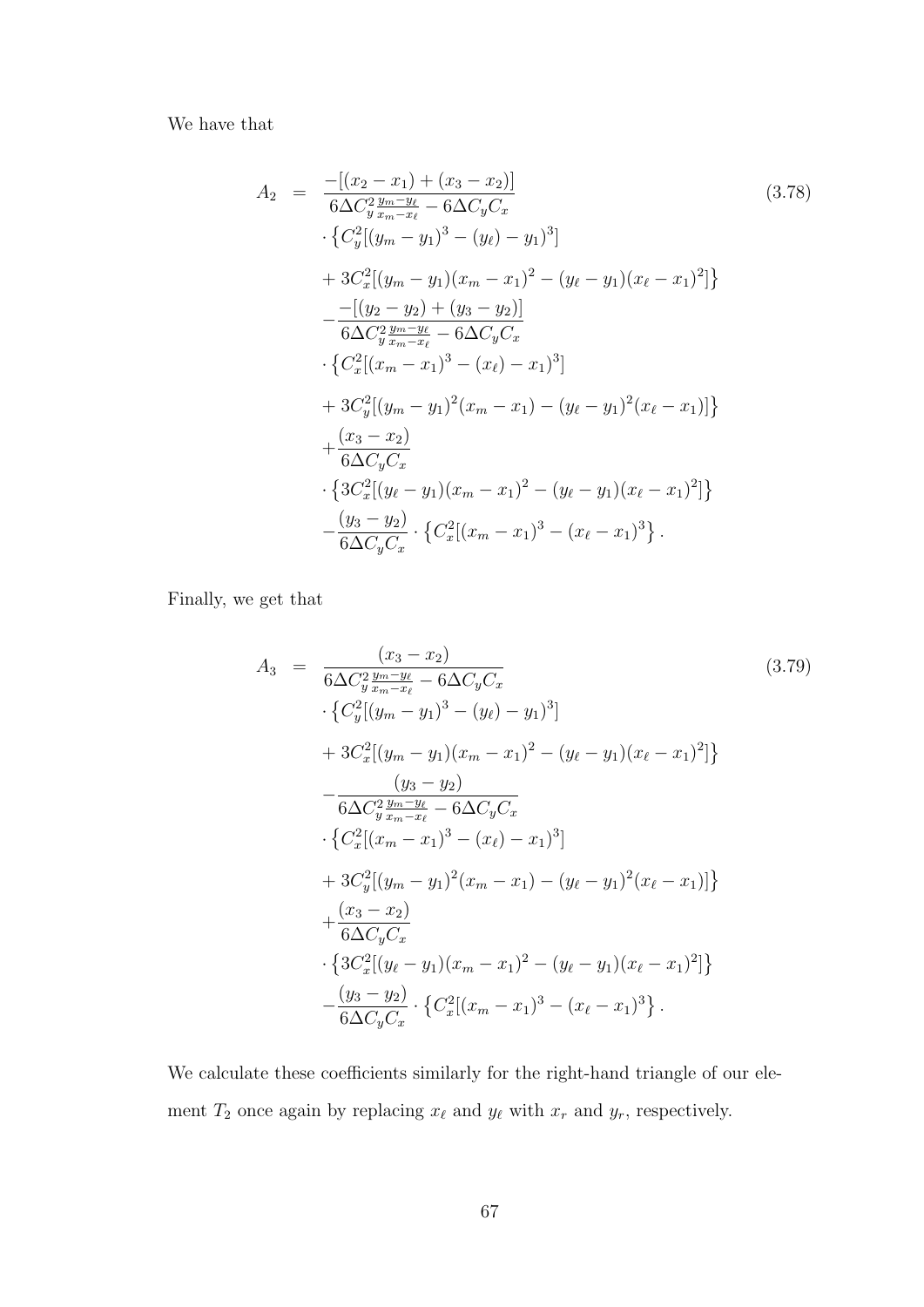We have that

$$
\begin{aligned}
A_2 \;=\;& \frac{-[(x_2 - x_1) + (x_3 - x_2)]}{6\Delta C_y^2 \frac{y_m - y_\ell}{x_m - x_\ell} - 6\Delta C_y C_x} \\
&\cdot \left\{ C_y^2[(y_m - y_1)^3 - (y_\ell) - y_1)^3] \right. \\
&\left. + 3C_x^2[(y_m - y_1)(x_m - x_1)^2 - (y_\ell - y_1)(x_\ell - x_1)^2] \right\} \\
&- \frac{-[(y_2 - y_2) + (y_3 - y_2)]}{6\Delta C_y^2 \frac{y_m - y_\ell}{x_m - x_\ell} - 6\Delta C_y C_x} \\
&\cdot \left\{ C_x^2[(x_m - x_1)^3 - (x_\ell) - x_1)^3] \right. \\
&\left. + 3C_y^2[(y_m - y_1)^2(x_m - x_1) - (y_\ell - y_1)^2(x_\ell - x_1)] \right\} \\
&+ \frac{(x_3 - x_2)}{6\Delta C_y C_x} \\
&\cdot \left\{ 3C_x^2[(y_\ell - y_1)(x_m - x_1)^2 - (y_\ell - y_1)(x_\ell - x_1)^2] \right\} \\
&- \frac{(y_3 - y_2)}{6\Delta C_y C_x} \cdot \left\{ C_x^2[(x_m - x_1)^3 - (x_\ell - x_1)^3 \right\}.
\end{aligned}
\tag{3.78}
$$

Finally, we get that

$$
\begin{aligned}
A_3 \;=\;& \frac{(x_3 - x_2)}{6\Delta C_y^2 \frac{y_m - y_\ell}{x_m - x_\ell} - 6\Delta C_y C_x} \\
&\cdot \left\{ C_y^2[(y_m - y_1)^3 - (y_\ell) - y_1)^3] \right. \\
&\left. + 3C_x^2[(y_m - y_1)(x_m - x_1)^2 - (y_\ell - y_1)(x_\ell - x_1)^2] \right\} \\
&- \frac{(y_3 - y_2)}{6\Delta C_y^2 \frac{y_m - y_\ell}{x_m - x_\ell} - 6\Delta C_y C_x} \\
&\cdot \left\{ C_x^2[(x_m - x_1)^3 - (x_\ell) - x_1)^3] \right. \\
&\left. + 3C_y^2[(y_m - y_1)^2(x_m - x_1) - (y_\ell - y_1)^2(x_\ell - x_1)] \right\} \\
&+ \frac{(x_3 - x_2)}{6\Delta C_y C_x} \\
&\cdot \left\{ 3C_x^2[(y_\ell - y_1)(x_m - x_1)^2 - (y_\ell - y_1)(x_\ell - x_1)^2] \right\} \\
&- \frac{(y_3 - y_2)}{6\Delta C_y C_x} \cdot \left\{ C_x^2[(x_m - x_1)^3 - (x_\ell - x_1)^3 \right\}.
\end{aligned}
\tag{3.79}
$$

We calculate these coefficients similarly for the right-hand triangle of our element $T_2$ once again by replacing $x_\ell$ and $y_\ell$ with $x_r$ and $y_r$, respectively.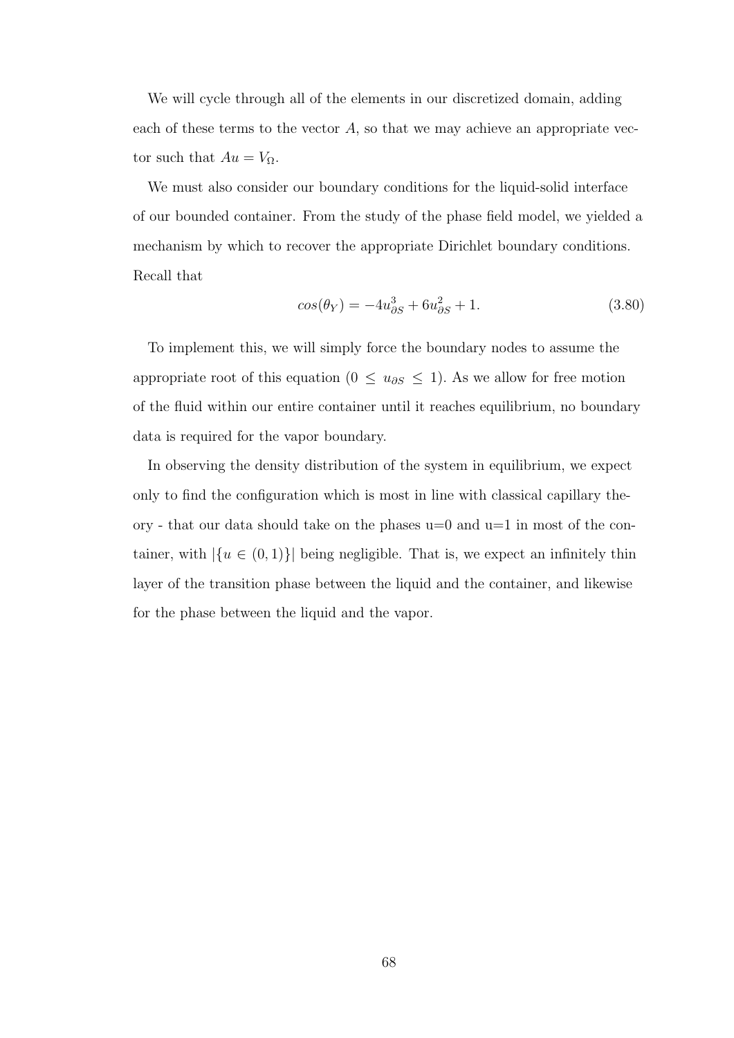We will cycle through all of the elements in our discretized domain, adding each of these terms to the vector $A$, so that we may achieve an appropriate vector such that $Au = V_{\Omega}$.

We must also consider our boundary conditions for the liquid-solid interface of our bounded container. From the study of the phase field model, we yielded a mechanism by which to recover the appropriate Dirichlet boundary conditions. Recall that

$$cos(\theta_Y) = -4u_{\partial S}^3 + 6u_{\partial S}^2 + 1. \tag{3.80}$$

To implement this, we will simply force the boundary nodes to assume the appropriate root of this equation ($0 \leq u_{\partial S} \leq 1$). As we allow for free motion of the fluid within our entire container until it reaches equilibrium, no boundary data is required for the vapor boundary.

In observing the density distribution of the system in equilibrium, we expect only to find the configuration which is most in line with classical capillary theory - that our data should take on the phases u=0 and u=1 in most of the container, with $|\{u \in (0, 1)\}|$ being negligible. That is, we expect an infinitely thin layer of the transition phase between the liquid and the container, and likewise for the phase between the liquid and the vapor.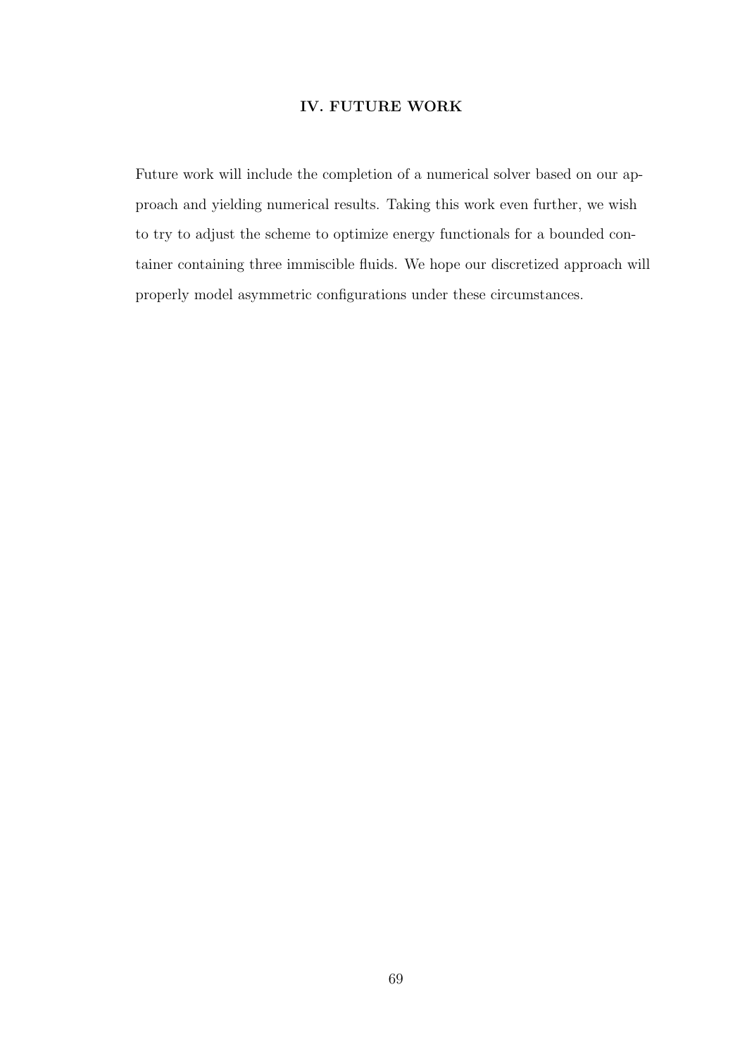# IV. FUTURE WORK

Future work will include the completion of a numerical solver based on our approach and yielding numerical results. Taking this work even further, we wish to try to adjust the scheme to optimize energy functionals for a bounded container containing three immiscible fluids. We hope our discretized approach will properly model asymmetric configurations under these circumstances.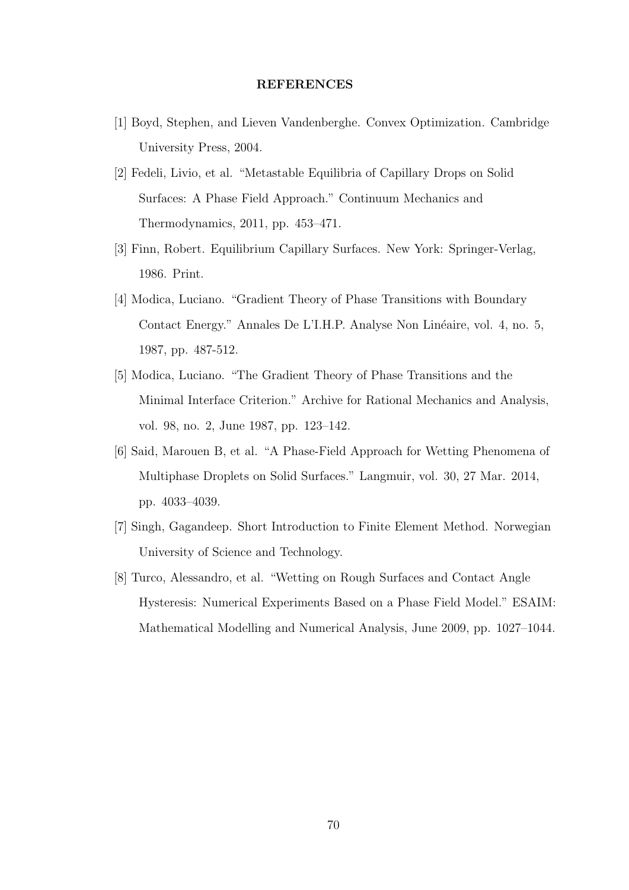# REFERENCES

[1] Boyd, Stephen, and Lieven Vandenberghe. Convex Optimization. Cambridge University Press, 2004.

[2] Fedeli, Livio, et al. "Metastable Equilibria of Capillary Drops on Solid Surfaces: A Phase Field Approach." Continuum Mechanics and Thermodynamics, 2011, pp. 453–471.

[3] Finn, Robert. Equilibrium Capillary Surfaces. New York: Springer-Verlag, 1986. Print.

[4] Modica, Luciano. "Gradient Theory of Phase Transitions with Boundary Contact Energy." Annales De L'I.H.P. Analyse Non Linéaire, vol. 4, no. 5, 1987, pp. 487-512.

[5] Modica, Luciano. "The Gradient Theory of Phase Transitions and the Minimal Interface Criterion." Archive for Rational Mechanics and Analysis, vol. 98, no. 2, June 1987, pp. 123–142.

[6] Said, Marouen B, et al. "A Phase-Field Approach for Wetting Phenomena of Multiphase Droplets on Solid Surfaces." Langmuir, vol. 30, 27 Mar. 2014, pp. 4033–4039.

[7] Singh, Gagandeep. Short Introduction to Finite Element Method. Norwegian University of Science and Technology.

[8] Turco, Alessandro, et al. "Wetting on Rough Surfaces and Contact Angle Hysteresis: Numerical Experiments Based on a Phase Field Model." ESAIM: Mathematical Modelling and Numerical Analysis, June 2009, pp. 1027–1044.